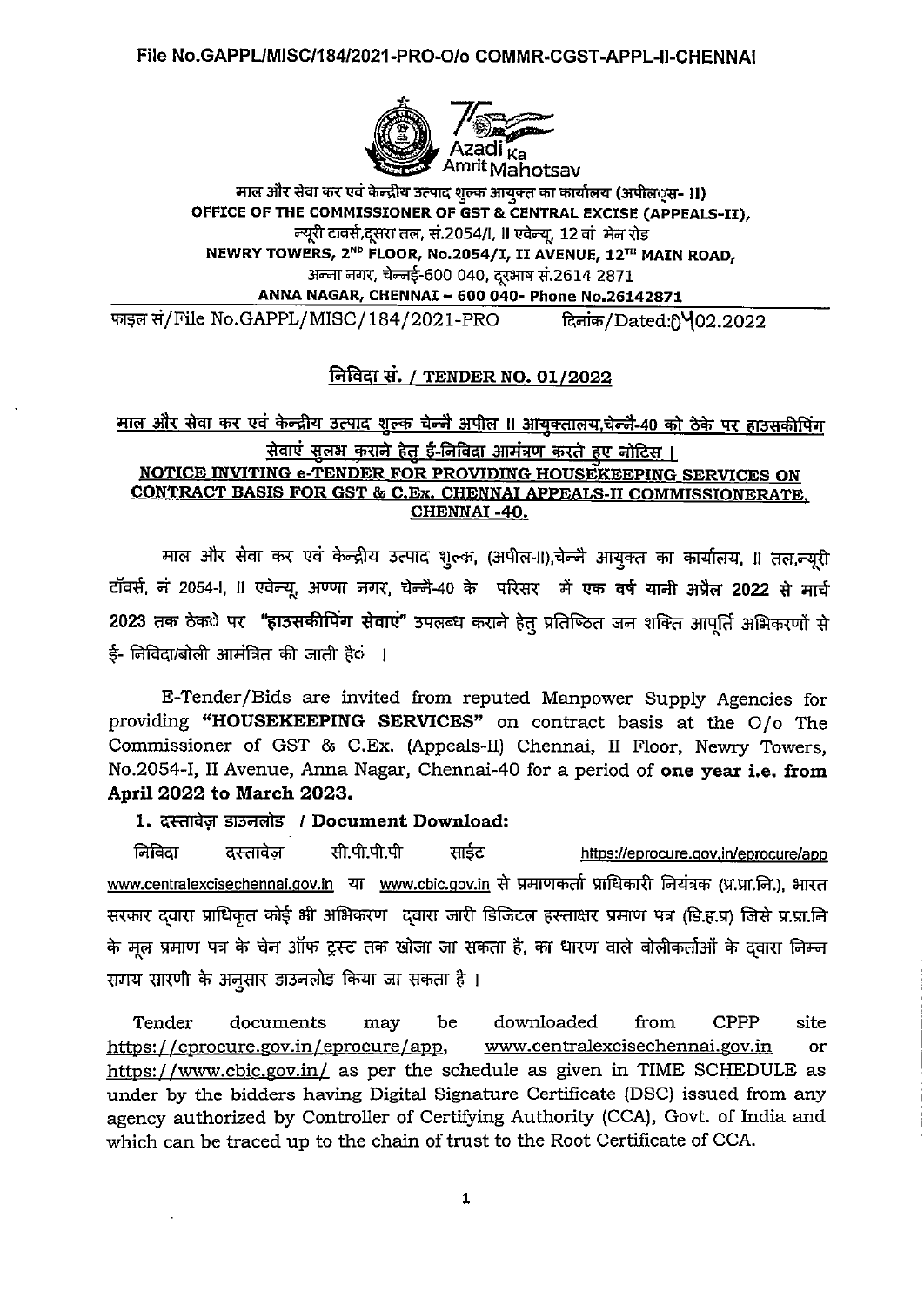File No.GAPPL/MISC/184/2021-PRO-O/o COMMR-CGST-APPL-II-CHENNAI

Azadi Ka Amrit Mahotsav

माल और सेवा कर एवं केन्द्रीय उत्पाद शुल्क आयुक्त का कार्यालय (अपील्स- II)
**OFFICE OF THE COMMISSIONER OF GST & CENTRAL EXCISE (APPEALS-II),**
न्यूरी टावर्स,दूसरा तल, सं.2054/I, II एवेन्यू, 12 वां मेन रोड
**NEWRY TOWERS, 2ND FLOOR, No.2054/I, II AVENUE, 12TH MAIN ROAD,**
अन्ना नगर, चेन्नई-600 040, दूरभाष सं.2614 2871
**ANNA NAGAR, CHENNAI – 600 040- Phone No.26142871**

फाइल सं/File No.GAPPL/MISC/184/2021-PRO    दिनांक/Dated:04.02.2022

## निविदा सं. / TENDER NO. 01/2022

**माल और सेवा कर एवं केन्द्रीय उत्पाद शुल्क चेन्नै अपील II आयुक्तालय,चेन्नै-40 को ठेके पर हाउसकीपिंग सेवाएं सुलभ कराने हेतु ई-निविदा आमंत्रण करते हुए नोटिस ।**

**NOTICE INVITING e-TENDER FOR PROVIDING HOUSEKEEPING SERVICES ON CONTRACT BASIS FOR GST & C.Ex. CHENNAI APPEALS-II COMMISSIONERATE, CHENNAI -40.**

माल और सेवा कर एवं केन्द्रीय उत्पाद शुल्क, (अपील-II),चेन्नै आयुक्त का कार्यालय, II तल,न्यूरी टॉवर्स, नं 2054-I, II एवेन्यू, अण्णा नगर, चेन्नै-40 के परिसर में **एक वर्ष यानी अप्रैल 2022 से मार्च 2023** तक ठेको पर **"हाउसकीपिंग सेवाएं"** उपलब्ध कराने हेतु प्रतिष्ठित जन शक्ति आपूर्ति अभिकरणों से ई- निविदा/बोली आमंत्रित की जाती हैं ।

E-Tender/Bids are invited from reputed Manpower Supply Agencies for providing **"HOUSEKEEPING SERVICES"** on contract basis at the O/o The Commissioner of GST & C.Ex. (Appeals-II) Chennai, II Floor, Newry Towers, No.2054-I, II Avenue, Anna Nagar, Chennai-40 for a period of **one year i.e. from April 2022 to March 2023.**

**1. दस्तावेज़ डाउनलोड / Document Download:**

निविदा दस्तावेज़ सी.पी.पी.पी साईट https://eprocure.gov.in/eprocure/app www.centralexcisechennai.gov.in या www.cbic.gov.in से प्रमाणकर्ता प्राधिकारी नियंत्रक (प्र.प्रा.नि.), भारत सरकार द्वारा प्राधिकृत कोई भी अभिकरण द्वारा जारी डिजिटल हस्ताक्षर प्रमाण पत्र (डि.ह.प्र) जिसे प्र.प्रा.नि के मूल प्रमाण पत्र के चेन ऑफ ट्रस्ट तक खोजा जा सकता है, का धारण वाले बोलीकर्ताओं के द्वारा निम्न समय सारणी के अनुसार डाउनलोड किया जा सकता है ।

Tender documents may be downloaded from CPPP site https://eprocure.gov.in/eprocure/app, www.centralexcisechennai.gov.in or https://www.cbic.gov.in/ as per the schedule as given in TIME SCHEDULE as under by the bidders having Digital Signature Certificate (DSC) issued from any agency authorized by Controller of Certifying Authority (CCA), Govt. of India and which can be traced up to the chain of trust to the Root Certificate of CCA.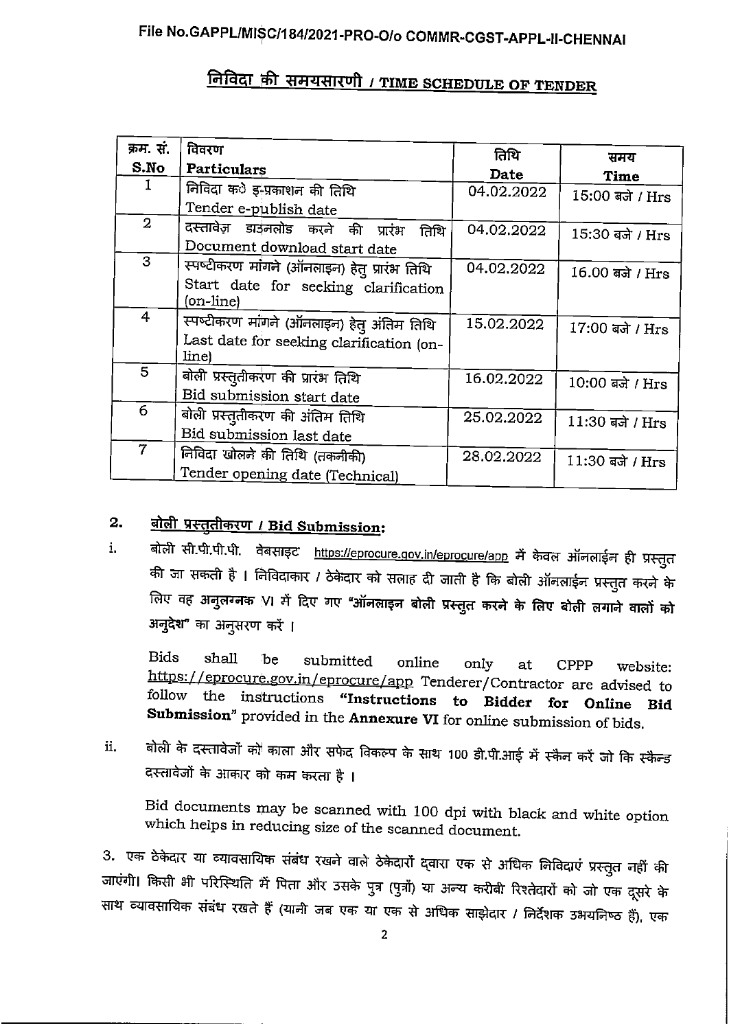File No.GAPPL/MISC/184/2021-PRO-O/o COMMR-CGST-APPL-II-CHENNAI

## निविदा की समयसारणी / TIME SCHEDULE OF TENDER

| क्रम. सं. S.No | विवरण Particulars | तिथि Date | समय Time |
|---|---|---|---|
| 1 | निविदा के इ-प्रकाशन की तिथि Tender e-publish date | 04.02.2022 | 15:00 बजे / Hrs |
| 2 | दस्तावेज़ डाउनलोड करने की प्रारंभ तिथि Document download start date | 04.02.2022 | 15:30 बजे / Hrs |
| 3 | स्पष्टीकरण मांगने (ऑनलाइन) हेतु प्रारंभ तिथि Start date for seeking clarification (on-line) | 04.02.2022 | 16.00 बजे / Hrs |
| 4 | स्पष्टीकरण मांगने (ऑनलाइन) हेतु अंतिम तिथि Last date for seeking clarification (on-line) | 15.02.2022 | 17:00 बजे / Hrs |
| 5 | बोली प्रस्तुतीकरण की प्रारंभ तिथि Bid submission start date | 16.02.2022 | 10:00 बजे / Hrs |
| 6 | बोली प्रस्तुतीकरण की अंतिम तिथि Bid submission last date | 25.02.2022 | 11:30 बजे / Hrs |
| 7 | निविदा खोलने की तिथि (तकनीकी) Tender opening date (Technical) | 28.02.2022 | 11:30 बजे / Hrs |

**2. बोली प्रस्तुतीकरण / Bid Submission:**

i. बोली सी.पी.पी.पी. वेबसाइट https://eprocure.gov.in/eprocure/app में केवल ऑनलाईन ही प्रस्तुत की जा सकती है । निविदाकार / ठेकेदार को सलाह दी जाती है कि बोली ऑनलाईन प्रस्तुत करने के लिए वह **अनुलग्नक** VI में दिए गए **"ऑनलाइन बोली प्रस्तुत करने के लिए बोली लगाने वालों को अनुदेश"** का अनुसरण करें ।

Bids shall be submitted online only at CPPP website: https://eprocure.gov.in/eprocure/app Tenderer/Contractor are advised to follow the instructions **"Instructions to Bidder for Online Bid Submission"** provided in the **Annexure VI** for online submission of bids.

ii. बोली के दस्तावेजों को काला और सफेद विकल्प के साथ 100 डी.पी.आई में स्कैन करें जो कि स्कैन्ड दस्तावेजों के आकार को कम करता है ।

Bid documents may be scanned with 100 dpi with black and white option which helps in reducing size of the scanned document.

3. एक ठेकेदार या व्यावसायिक संबंध रखने वाले ठेकेदारों द्वारा एक से अधिक निविदाएं प्रस्तुत नहीं की जाएंगी। किसी भी परिस्थिति में पिता और उसके पुत्र (पुत्रों) या अन्य करीबी रिश्तेदारों को जो एक दूसरे के साथ व्यावसायिक संबंध रखते हैं (यानी जब एक या एक से अधिक साझेदार / निर्देशक उभयनिष्ठ हैं), एक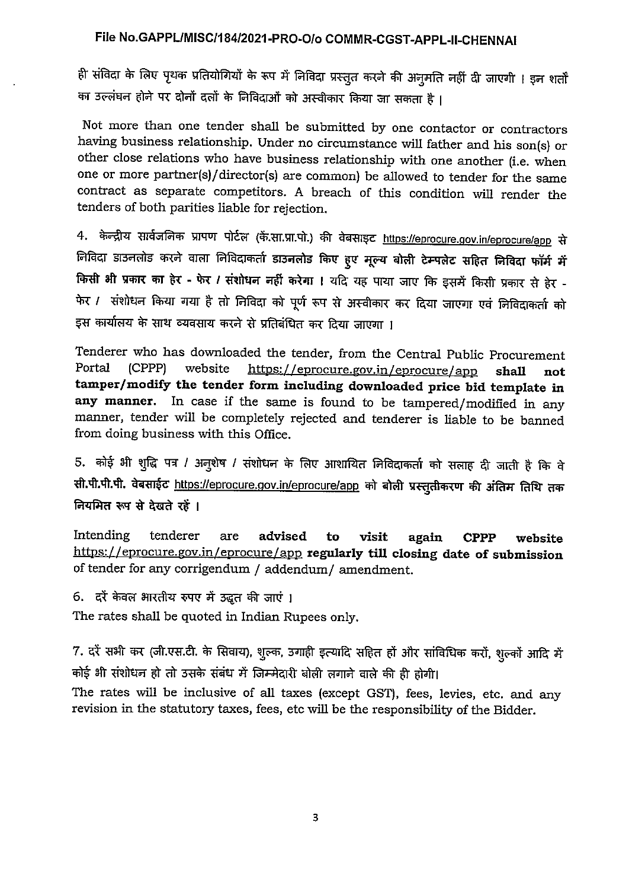ही संविदा के लिए पृथक प्रतियोगियों के रूप में निविदा प्रस्तुत करने की अनुमति नहीं दी जाएगी । इन शर्तों का उल्लंघन होने पर दोनों दलों के निविदाओं को अस्वीकार किया जा सकता है ।

Not more than one tender shall be submitted by one contactor or contractors having business relationship. Under no circumstance will father and his son(s) or other close relations who have business relationship with one another (i.e. when one or more partner(s)/director(s) are common) be allowed to tender for the same contract as separate competitors. A breach of this condition will render the tenders of both parities liable for rejection.

4. केन्द्रीय सार्वजनिक प्रापण पोर्टल (कें.सा.प्रा.पो.) की वेबसाइट https://eprocure.gov.in/eprocure/app से निविदा डाउनलोड करने वाला निविदाकर्ता **डाउनलोड किए हुए मूल्य बोली टेम्पलेट सहित निविदा फॉर्म में किसी भी प्रकार का हेर - फेर / संशोधन नहीं करेगा ।** यदि यह पाया जाए कि इसमें किसी प्रकार से हेर - फेर / संशोधन किया गया है तो निविदा को पूर्ण रूप से अस्वीकार कर दिया जाएगा एवं निविदाकर्ता को इस कार्यालय के साथ व्यवसाय करने से प्रतिबंधित कर दिया जाएगा ।

Tenderer who has downloaded the tender, from the Central Public Procurement Portal (CPPP) website https://eprocure.gov.in/eprocure/app **shall not tamper/modify the tender form including downloaded price bid template in any manner.** In case if the same is found to be tampered/modified in any manner, tender will be completely rejected and tenderer is liable to be banned from doing business with this Office.

5. कोई भी शुद्धि पत्र / अनुशेष / संशोधन के लिए आशायित निविदाकर्ता को सलाह दी जाती है कि वे **सी.पी.पी.पी. वेबसाईट** https://eprocure.gov.in/eprocure/app **को बोली प्रस्तुतीकरण की अंतिम तिथि तक नियमित रूप से देखते रहें ।**

Intending tenderer are **advised to visit again CPPP website** https://eprocure.gov.in/eprocure/app **regularly till closing date of submission** of tender for any corrigendum / addendum/ amendment.

6. दरें केवल भारतीय रुपए में उद्धृत की जाएं ।

The rates shall be quoted in Indian Rupees only.

7. दरें सभी कर (जी.एस.टी. के सिवाय), शुल्क, उगाही इत्यादि सहित हों और सांविधिक करों, शुल्कों आदि में कोई भी संशोधन हो तो उसके संबंध में जिम्मेदारी बोली लगाने वाले की ही होगी।

The rates will be inclusive of all taxes (except GST), fees, levies, etc. and any revision in the statutory taxes, fees, etc will be the responsibility of the Bidder.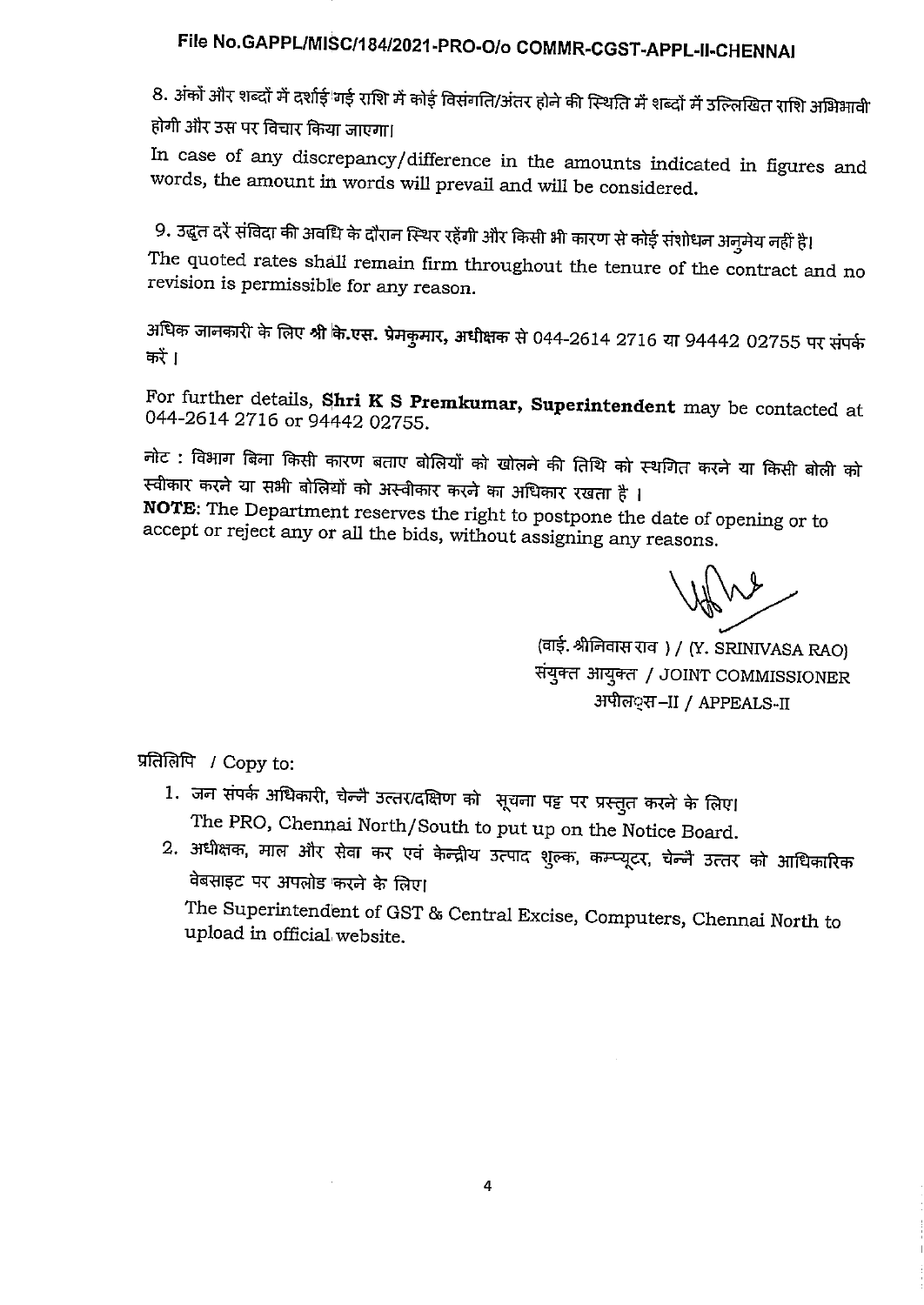File No.GAPPL/MISC/184/2021-PRO-O/o COMMR-CGST-APPL-II-CHENNAI

8. अंकों और शब्दों में दर्शाई गई राशि में कोई विसंगति/अंतर होने की स्थिति में शब्दों में उल्लिखित राशि अभिभावी होगी और उस पर विचार किया जाएगा।

In case of any discrepancy/difference in the amounts indicated in figures and words, the amount in words will prevail and will be considered.

9. उद्धृत दरें संविदा की अवधि के दौरान स्थिर रहेंगी और किसी भी कारण से कोई संशोधन अनुमेय नहीं है।

The quoted rates shall remain firm throughout the tenure of the contract and no revision is permissible for any reason.

अधिक जानकारी के लिए **श्री के.एस. प्रेमकुमार, अधीक्षक** से 044-2614 2716 या 94442 02755 पर संपर्क करें।

For further details, **Shri K S Premkumar, Superintendent** may be contacted at 044-2614 2716 or 94442 02755.

नोट : विभाग बिना किसी कारण बताए बोलियों को खोलने की तिथि को स्थगित करने या किसी बोली को स्वीकार करने या सभी बोलियों को अस्वीकार करने का अधिकार रखता है ।

**NOTE**: The Department reserves the right to postpone the date of opening or to accept or reject any or all the bids, without assigning any reasons.

(वाई. श्रीनिवास राव ) / (Y. SRINIVASA RAO)
संयुक्त आयुक्त / JOINT COMMISSIONER
अपीलस–II / APPEALS-II

प्रतिलिपि / Copy to:

1. जन संपर्क अधिकारी, चेन्नै उत्तर/दक्षिण को सूचना पट्ट पर प्रस्तुत करने के लिए।
   The PRO, Chennai North/South to put up on the Notice Board.
2. अधीक्षक, माल और सेवा कर एवं केन्द्रीय उत्पाद शुल्क, कम्प्यूटर, चेन्नै उत्तर को आधिकारिक वेबसाइट पर अपलोड करने के लिए।
   The Superintendent of GST & Central Excise, Computers, Chennai North to upload in official website.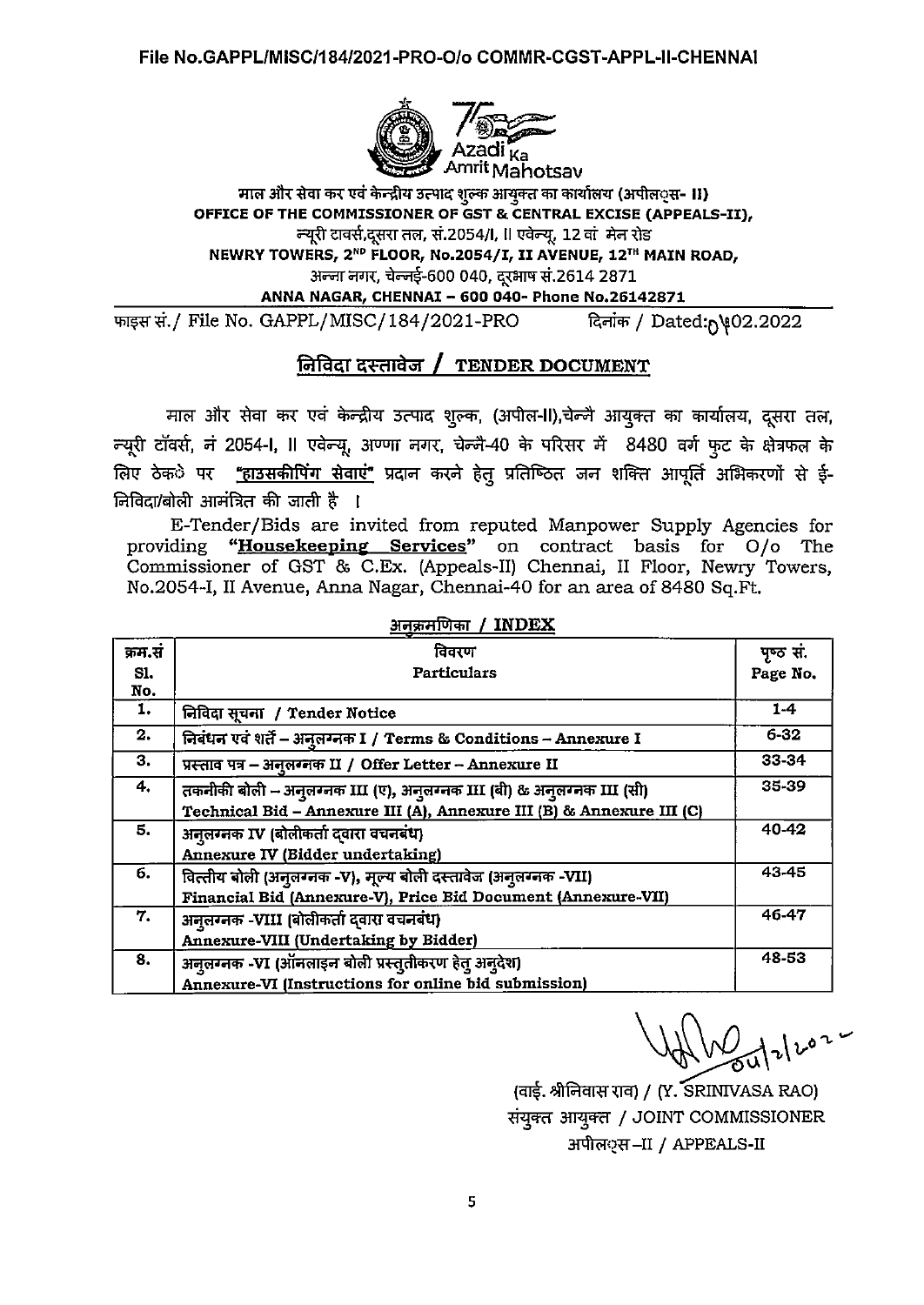File No.GAPPL/MISC/184/2021-PRO-O/o COMMR-CGST-APPL-II-CHENNAI

Azadi Ka Amrit Mahotsav

माल और सेवा कर एवं केन्द्रीय उत्पाद शुल्क आयुक्त का कार्यालय (अपीलस- II)
**OFFICE OF THE COMMISSIONER OF GST & CENTRAL EXCISE (APPEALS-II),**
न्यूरी टावर्स,दूसरा तल, सं.2054/I, II एवेन्यू, 12 वां मेन रोड
**NEWRY TOWERS, 2ND FLOOR, No.2054/I, II AVENUE, 12TH MAIN ROAD,**
अन्ना नगर, चेन्नई-600 040, दूरभाष सं.2614 2871
**ANNA NAGAR, CHENNAI – 600 040- Phone No.26142871**

फाइल सं./ File No. GAPPL/MISC/184/2021-PRO     दिनांक / Dated:04.02.2022

## निविदा दस्तावेज / TENDER DOCUMENT

माल और सेवा कर एवं केन्द्रीय उत्पाद शुल्क, (अपील-II),चेन्नै आयुक्त का कार्यालय, दूसरा तल, न्यूरी टॉवर्स, नं 2054-I, II एवेन्यू, अण्णा नगर, चेन्नै-40 के परिसर में 8480 वर्ग फुट के क्षेत्रफल के लिए ठेके पर **"हाउसकीपिंग सेवाएं"** प्रदान करने हेतु प्रतिष्ठित जन शक्ति आपूर्ति अभिकरणों से ई-निविदा/बोली आमंत्रित की जाती है ।

E-Tender/Bids are invited from reputed Manpower Supply Agencies for providing **"Housekeeping Services"** on contract basis for O/o The Commissioner of GST & C.Ex. (Appeals-II) Chennai, II Floor, Newry Towers, No.2054-I, II Avenue, Anna Nagar, Chennai-40 for an area of 8480 Sq.Ft.

**अनुक्रमणिका / INDEX**

| क्रम.सं Sl. No. | विवरण Particulars | पृष्ठ सं. Page No. |
|---|---|---|
| 1. | निविदा सूचना / Tender Notice | 1-4 |
| 2. | निबंधन एवं शर्तें – अनुलग्नक I / Terms & Conditions – Annexure I | 6-32 |
| 3. | प्रस्ताव पत्र – अनुलग्नक II / Offer Letter – Annexure II | 33-34 |
| 4. | तकनीकी बोली – अनुलग्नक III (ए), अनुलग्नक III (बी) & अनुलग्नक III (सी) Technical Bid – Annexure III (A), Annexure III (B) & Annexure III (C) | 35-39 |
| 5. | अनुलग्नक IV (बोलीकर्ता द्वारा वचनबंध) Annexure IV (Bidder undertaking) | 40-42 |
| 6. | वित्तीय बोली (अनुलग्नक -V), मूल्य बोली दस्तावेज (अनुलग्नक -VII) Financial Bid (Annexure-V), Price Bid Document (Annexure-VII) | 43-45 |
| 7. | अनुलग्नक -VIII (बोलीकर्ता द्वारा वचनबंध) Annexure-VIII (Undertaking by Bidder) | 46-47 |
| 8. | अनुलग्नक -VI (ऑनलाइन बोली प्रस्तुतीकरण हेतु अनुदेश) Annexure-VI (Instructions for online bid submission) | 48-53 |

04/2/2022

(वाई. श्रीनिवास राव) / (Y. SRINIVASA RAO)
संयुक्त आयुक्त / JOINT COMMISSIONER
अपीलस –II / APPEALS-II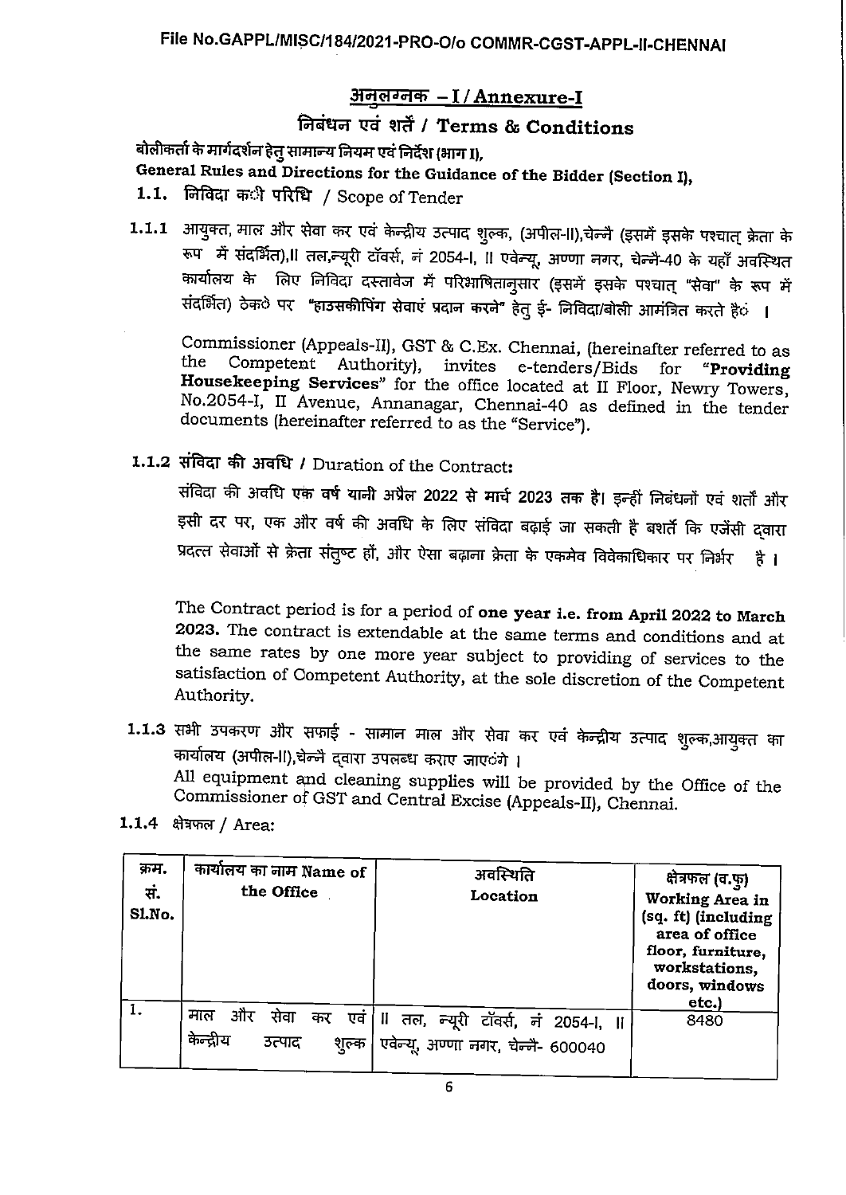## अनुलग्नक – I / Annexure-I

## निबंधन एवं शर्तें / Terms & Conditions

**बोलीकर्ता के मार्गदर्शन हेतु सामान्य नियम एवं निर्देश (भाग I),**

**General Rules and Directions for the Guidance of the Bidder (Section I),**

### 1.1. निविदा की परिधि / Scope of Tender

**1.1.1** आयुक्त, माल और सेवा कर एवं केन्द्रीय उत्पाद शुल्क, (अपील-II),चेन्नै (इसमें इसके पश्चात् क्रेता के रूप में संदर्भित),II तल,न्यूरी टॉवर्स, नं 2054-I, II एवेन्यू, अण्णा नगर, चेन्नै-40 के यहाँ अवस्थित कार्यालय के लिए निविदा दस्तावेज में परिभाषितानुसार (इसमें इसके पश्चात् "सेवा" के रूप में संदर्भित) ठेकठे पर "हाउसकीपिंग सेवाएं प्रदान करने" हेतु ई- निविदा/बोली आमंत्रित करते हैं।

Commissioner (Appeals-II), GST & C.Ex. Chennai, (hereinafter referred to as the Competent Authority), invites e-tenders/Bids for "**Providing Housekeeping Services**" for the office located at II Floor, Newry Towers, No.2054-I, II Avenue, Annanagar, Chennai-40 as defined in the tender documents (hereinafter referred to as the "Service").

**1.1.2 संविदा की अवधि / Duration of the Contract:**

संविदा की अवधि एक वर्ष यानी अप्रैल 2022 से मार्च 2023 तक है। इन्हीं निबंधनों एवं शर्तों और इसी दर पर, एक और वर्ष की अवधि के लिए संविदा बढ़ाई जा सकती है बशर्ते कि एजेंसी द्वारा प्रदत्त सेवाओं से क्रेता संतुष्ट हों, और ऐसा बढ़ाना क्रेता के एकमेव विवेकाधिकार पर निर्भर है।

The Contract period is for a period of **one year i.e. from April 2022 to March 2023.** The contract is extendable at the same terms and conditions and at the same rates by one more year subject to providing of services to the satisfaction of Competent Authority, at the sole discretion of the Competent Authority.

**1.1.3** सभी उपकरण और सफाई - सामान माल और सेवा कर एवं केन्द्रीय उत्पाद शुल्क,आयुक्त का कार्यालय (अपील-II),चेन्नै द्वारा उपलब्ध कराए जाएंगे।

All equipment and cleaning supplies will be provided by the Office of the Commissioner of GST and Central Excise (Appeals-II), Chennai.

**1.1.4** क्षेत्रफल / Area:

| क्रम. सं. Sl.No. | कार्यालय का नाम Name of the Office | अवस्थिति Location | क्षेत्रफल (व.फु) Working Area in (sq. ft) (including area of office floor, furniture, workstations, doors, windows etc.) |
|---|---|---|---|
| 1. | माल और सेवा कर एवं केन्द्रीय उत्पाद शुल्क | II तल, न्यूरी टॉवर्स, नं 2054-I, II एवेन्यू, अण्णा नगर, चेन्नै- 600040 | 8480 |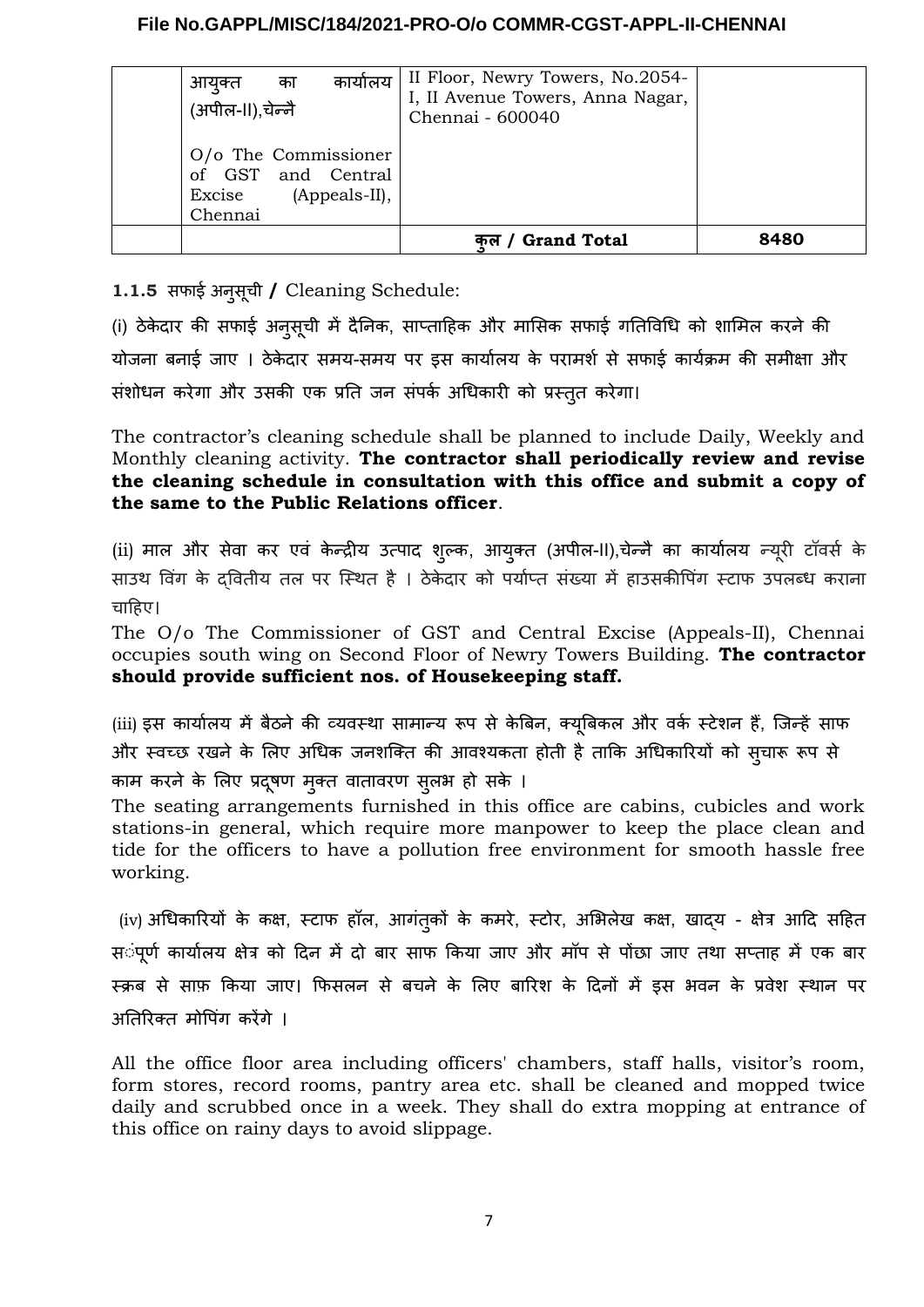| | आयुक्त का कार्यालय (अपील-II),चेन्नै<br><br>O/o The Commissioner of GST and Central Excise (Appeals-II), Chennai | II Floor, Newry Towers, No.2054-I, II Avenue Towers, Anna Nagar, Chennai - 600040 | |
|---|---|---|---|
| | | **कुल / Grand Total** | **8480** |

**1.1.5** सफाई अनुसूची **/** Cleaning Schedule:

(i) ठेकेदार की सफाई अनुसूची में दैनिक, साप्ताहिक और मासिक सफाई गतिविधि को शामिल करने की योजना बनाई जाए । ठेकेदार समय-समय पर इस कार्यालय के परामर्श से सफाई कार्यक्रम की समीक्षा और संशोधन करेगा और उसकी एक प्रति जन संपर्क अधिकारी को प्रस्तुत करेगा।

The contractor's cleaning schedule shall be planned to include Daily, Weekly and Monthly cleaning activity. **The contractor shall periodically review and revise the cleaning schedule in consultation with this office and submit a copy of the same to the Public Relations officer**.

(ii) माल और सेवा कर एवं केन्द्रीय उत्पाद शुल्क, आयुक्त (अपील-II),चेन्नै का कार्यालय न्यूरी टॉवर्स के साउथ विंग के द्वितीय तल पर स्थित है । ठेकेदार को पर्याप्त संख्या में हाउसकीपिंग स्टाफ उपलब्ध कराना चाहिए।

The O/o The Commissioner of GST and Central Excise (Appeals-II), Chennai occupies south wing on Second Floor of Newry Towers Building. **The contractor should provide sufficient nos. of Housekeeping staff.**

(iii) इस कार्यालय में बैठने की व्यवस्था सामान्य रूप से केबिन, क्यूबिकल और वर्क स्टेशन हैं, जिन्हें साफ और स्वच्छ रखने के लिए अधिक जनशक्ति की आवश्यकता होती है ताकि अधिकारियों को सुचारू रूप से काम करने के लिए प्रदूषण मुक्त वातावरण सुलभ हो सके ।

The seating arrangements furnished in this office are cabins, cubicles and work stations-in general, which require more manpower to keep the place clean and tide for the officers to have a pollution free environment for smooth hassle free working.

(iv) अधिकारियों के कक्ष, स्टाफ हॉल, आगंतुकों के कमरे, स्टोर, अभिलेख कक्ष, खाद्य - क्षेत्र आदि सहित संपूर्ण कार्यालय क्षेत्र को दिन में दो बार साफ किया जाए और मॉप से पोंछा जाए तथा सप्ताह में एक बार स्क्रब से साफ़ किया जाए। फिसलन से बचने के लिए बारिश के दिनों में इस भवन के प्रवेश स्थान पर अतिरिक्त मोपिंग करेंगे ।

All the office floor area including officers' chambers, staff halls, visitor's room, form stores, record rooms, pantry area etc. shall be cleaned and mopped twice daily and scrubbed once in a week. They shall do extra mopping at entrance of this office on rainy days to avoid slippage.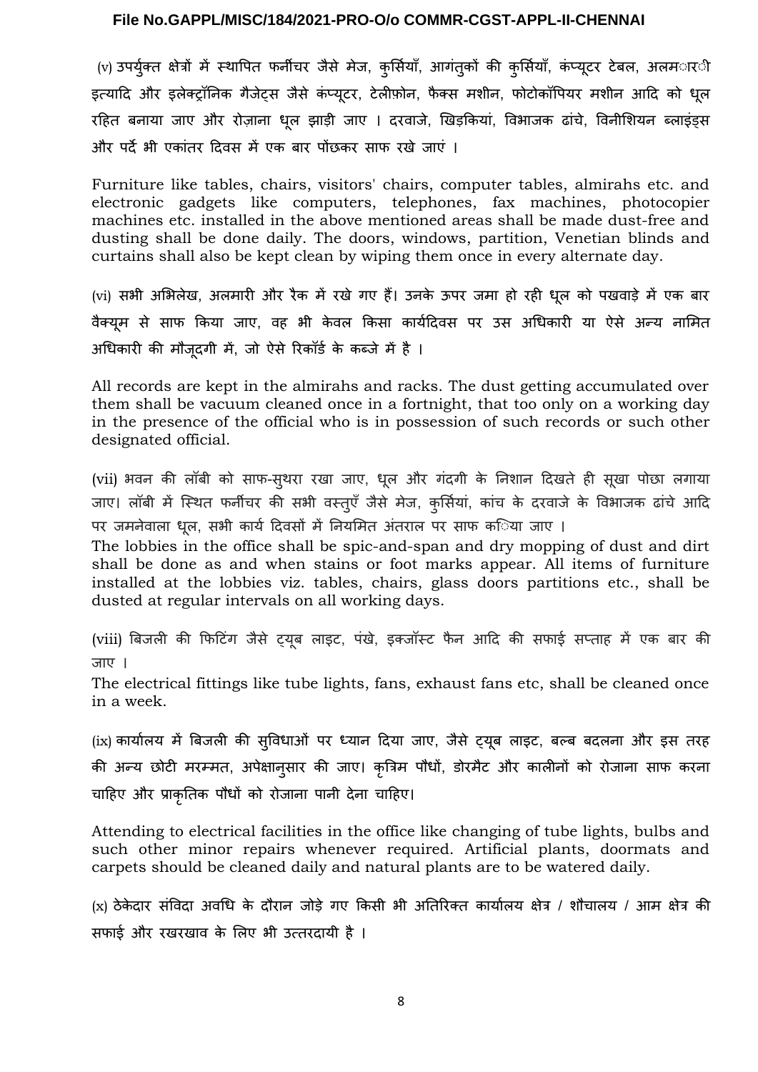(v) उपर्युक्त क्षेत्रों में स्थापित फर्नीचर जैसे मेज, कुर्सियाँ, आगंतुकों की कुर्सियाँ, कंप्यूटर टेबल, अलमारी इत्यादि और इलेक्ट्रॉनिक गैजेट्स जैसे कंप्यूटर, टेलीफ़ोन, फैक्स मशीन, फोटोकॉपियर मशीन आदि को धूल रहित बनाया जाए और रोज़ाना धूल झाड़ी जाए । दरवाजे, खिड़कियां, विभाजक ढांचे, विनीशियन ब्लाइंड्स और पर्दे भी एकांतर दिवस में एक बार पोंछकर साफ रखे जाएं ।

Furniture like tables, chairs, visitors' chairs, computer tables, almirahs etc. and electronic gadgets like computers, telephones, fax machines, photocopier machines etc. installed in the above mentioned areas shall be made dust-free and dusting shall be done daily. The doors, windows, partition, Venetian blinds and curtains shall also be kept clean by wiping them once in every alternate day.

(vi) सभी अभिलेख, अलमारी और रैक में रखे गए हैं। उनके ऊपर जमा हो रही धूल को पखवाड़े में एक बार वैक्यूम से साफ किया जाए, वह भी केवल किसा कार्यदिवस पर उस अधिकारी या ऐसे अन्य नामित अधिकारी की मौजूदगी में, जो ऐसे रिकॉर्ड के कब्जे में है ।

All records are kept in the almirahs and racks. The dust getting accumulated over them shall be vacuum cleaned once in a fortnight, that too only on a working day in the presence of the official who is in possession of such records or such other designated official.

(vii) भवन की लॉबी को साफ-सुथरा रखा जाए, धूल और गंदगी के निशान दिखते ही सूखा पोछा लगाया जाए। लॉबी में स्थित फर्नीचर की सभी वस्तुएँ जैसे मेज, कुर्सियां, कांच के दरवाजे के विभाजक ढांचे आदि पर जमनेवाला धूल, सभी कार्य दिवसों में नियमित अंतराल पर साफ किया जाए ।

The lobbies in the office shall be spic-and-span and dry mopping of dust and dirt shall be done as and when stains or foot marks appear. All items of furniture installed at the lobbies viz. tables, chairs, glass doors partitions etc., shall be dusted at regular intervals on all working days.

(viii) बिजली की फिटिंग जैसे ट्यूब लाइट, पंखे, इक्जॉस्ट फैन आदि की सफाई सप्ताह में एक बार की जाए ।

The electrical fittings like tube lights, fans, exhaust fans etc, shall be cleaned once in a week.

(ix) कार्यालय में बिजली की सुविधाओं पर ध्यान दिया जाए, जैसे ट्यूब लाइट, बल्ब बदलना और इस तरह की अन्य छोटी मरम्मत, अपेक्षानुसार की जाए। कृत्रिम पौधों, डोरमैट और कालीनों को रोजाना साफ करना चाहिए और प्राकृतिक पौधों को रोजाना पानी देना चाहिए।

Attending to electrical facilities in the office like changing of tube lights, bulbs and such other minor repairs whenever required. Artificial plants, doormats and carpets should be cleaned daily and natural plants are to be watered daily.

(x) ठेकेदार संविदा अवधि के दौरान जोड़े गए किसी भी अतिरिक्त कार्यालय क्षेत्र / शौचालय / आम क्षेत्र की सफाई और रखरखाव के लिए भी उत्तरदायी है ।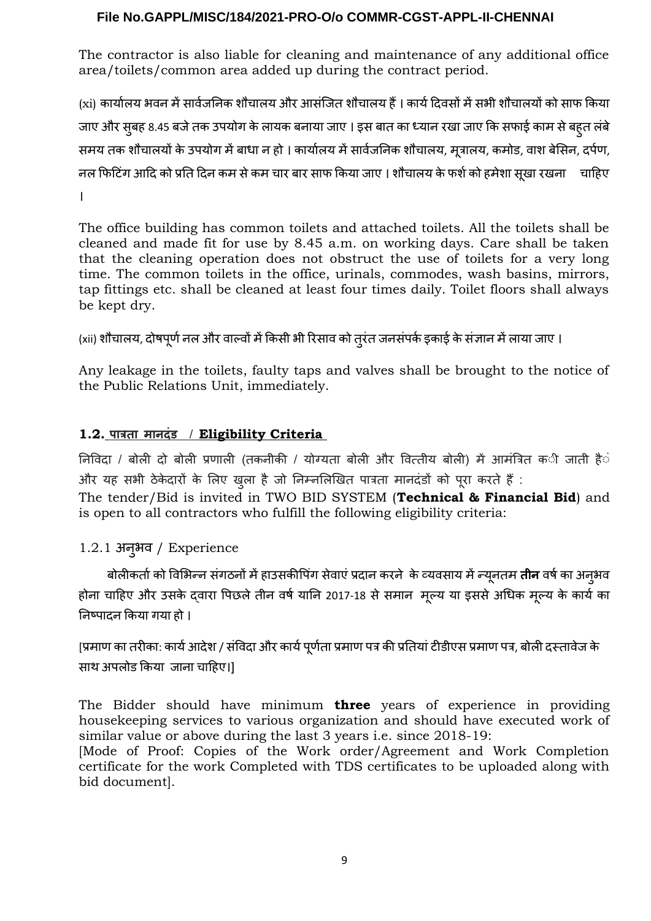The contractor is also liable for cleaning and maintenance of any additional office area/toilets/common area added up during the contract period.

(xi) कार्यालय भवन में सार्वजनिक शौचालय और आसंजित शौचालय हैं । कार्य दिवसों में सभी शौचालयों को साफ किया जाए और सुबह 8.45 बजे तक उपयोग के लायक बनाया जाए । इस बात का ध्यान रखा जाए कि सफाई काम से बहुत लंबे समय तक शौचालयों के उपयोग में बाधा न हो । कार्यालय में सार्वजनिक शौचालय, मूत्रालय, कमोड, वाश बेसिन, दर्पण, नल फिटिंग आदि को प्रति दिन कम से कम चार बार साफ किया जाए । शौचालय के फर्श को हमेशा सूखा रखना चाहिए ।

The office building has common toilets and attached toilets. All the toilets shall be cleaned and made fit for use by 8.45 a.m. on working days. Care shall be taken that the cleaning operation does not obstruct the use of toilets for a very long time. The common toilets in the office, urinals, commodes, wash basins, mirrors, tap fittings etc. shall be cleaned at least four times daily. Toilet floors shall always be kept dry.

(xii) शौचालय, दोषपूर्ण नल और वाल्वों में किसी भी रिसाव को तुरंत जनसंपर्क इकाई के संज्ञान में लाया जाए ।

Any leakage in the toilets, faulty taps and valves shall be brought to the notice of the Public Relations Unit, immediately.

## 1.2. पात्रता मानदंड / Eligibility Criteria

निविदा / बोली दो बोली प्रणाली (तकनीकी / योग्यता बोली और वित्तीय बोली) में आमंत्रित की जाती है और यह सभी ठेकेदारों के लिए खुला है जो निम्नलिखित पात्रता मानदंडों को पूरा करते हैं :

The tender/Bid is invited in TWO BID SYSTEM (**Technical & Financial Bid**) and is open to all contractors who fulfill the following eligibility criteria:

### 1.2.1 अनुभव / Experience

बोलीकर्ता को विभिन्न संगठनों में हाउसकीपिंग सेवाएं प्रदान करने के व्यवसाय में न्यूनतम **तीन** वर्ष का अनुभव होना चाहिए और उसके द्वारा पिछले तीन वर्ष यानि 2017-18 से समान मूल्य या इससे अधिक मूल्य के कार्य का निष्पादन किया गया हो ।

[प्रमाण का तरीका: कार्य आदेश / संविदा और कार्य पूर्णता प्रमाण पत्र की प्रतियां टीडीएस प्रमाण पत्र, बोली दस्तावेज के साथ अपलोड किया जाना चाहिए।]

The Bidder should have minimum **three** years of experience in providing housekeeping services to various organization and should have executed work of similar value or above during the last 3 years i.e. since 2018-19:

[Mode of Proof: Copies of the Work order/Agreement and Work Completion certificate for the work Completed with TDS certificates to be uploaded along with bid document].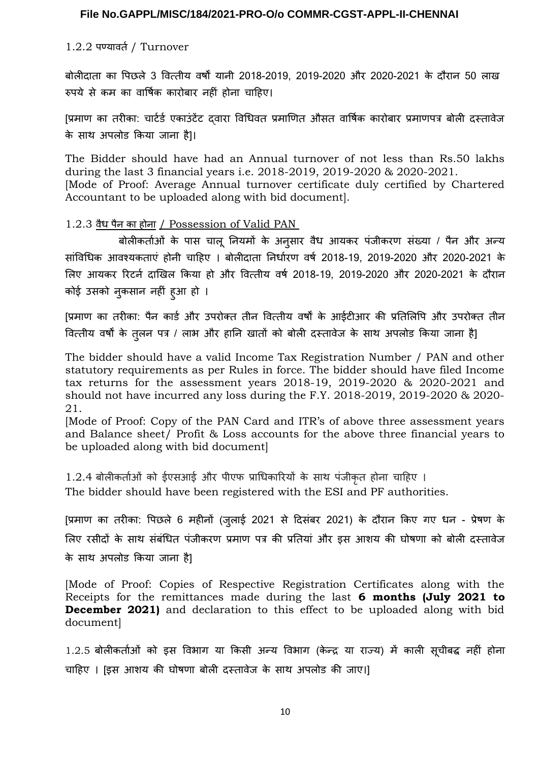1.2.2 पण्यावर्त / Turnover

बोलीदाता का पिछले 3 वित्तीय वर्षों यानी 2018-2019, 2019-2020 और 2020-2021 के दौरान 50 लाख रुपये से कम का वार्षिक कारोबार नहीं होना चाहिए।

[प्रमाण का तरीका: चार्टर्ड एकाउंटेंट द्वारा विधिवत प्रमाणित औसत वार्षिक कारोबार प्रमाणपत्र बोली दस्तावेज के साथ अपलोड किया जाना है]।

The Bidder should have had an Annual turnover of not less than Rs.50 lakhs during the last 3 financial years i.e. 2018-2019, 2019-2020 & 2020-2021.
[Mode of Proof: Average Annual turnover certificate duly certified by Chartered Accountant to be uploaded along with bid document].

1.2.3 <u>वैध पैन का होना / Possession of Valid PAN</u>

बोलीकर्ताओं के पास चालू नियमों के अनुसार वैध आयकर पंजीकरण संख्या / पैन और अन्य सांविधिक आवश्यकताएं होनी चाहिए । बोलीदाता निर्धारण वर्ष 2018-19, 2019-2020 और 2020-2021 के लिए आयकर रिटर्न दाखिल किया हो और वित्तीय वर्ष 2018-19, 2019-2020 और 2020-2021 के दौरान कोई उसको नुकसान नहीं हुआ हो ।

[प्रमाण का तरीका: पैन कार्ड और उपरोक्त तीन वित्तीय वर्षों के आईटीआर की प्रतिलिपि और उपरोक्त तीन वित्तीय वर्षों के तुलन पत्र / लाभ और हानि खातों को बोली दस्तावेज के साथ अपलोड किया जाना है]

The bidder should have a valid Income Tax Registration Number / PAN and other statutory requirements as per Rules in force. The bidder should have filed Income tax returns for the assessment years 2018-19, 2019-2020 & 2020-2021 and should not have incurred any loss during the F.Y. 2018-2019, 2019-2020 & 2020-21.
[Mode of Proof: Copy of the PAN Card and ITR's of above three assessment years and Balance sheet/ Profit & Loss accounts for the above three financial years to be uploaded along with bid document]

1.2.4 बोलीकर्ताओं को ईएसआई और पीएफ प्राधिकारियों के साथ पंजीकृत होना चाहिए ।
The bidder should have been registered with the ESI and PF authorities.

[प्रमाण का तरीका: पिछले 6 महीनों (जुलाई 2021 से दिसंबर 2021) के दौरान किए गए धन - प्रेषण के लिए रसीदों के साथ संबंधित पंजीकरण प्रमाण पत्र की प्रतियां और इस आशय की घोषणा को बोली दस्तावेज के साथ अपलोड किया जाना है]

[Mode of Proof: Copies of Respective Registration Certificates along with the Receipts for the remittances made during the last **6 months (July 2021 to December 2021)** and declaration to this effect to be uploaded along with bid document]

1.2.5 बोलीकर्ताओं को इस विभाग या किसी अन्य विभाग (केन्द्र या राज्य) में काली सूचीबद्ध नहीं होना चाहिए । [इस आशय की घोषणा बोली दस्तावेज के साथ अपलोड की जाए।]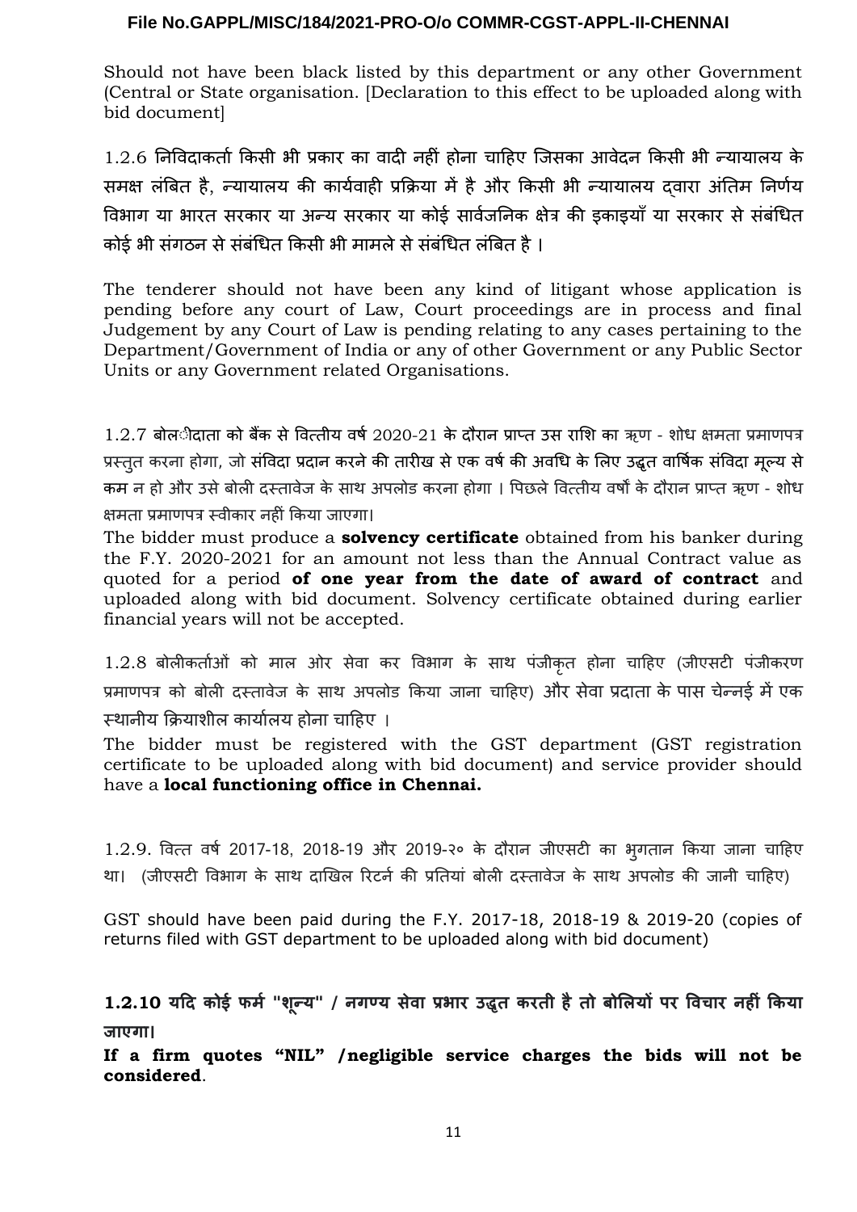Should not have been black listed by this department or any other Government (Central or State organisation. [Declaration to this effect to be uploaded along with bid document]

1.2.6 निविदाकर्ता किसी भी प्रकार का वादी नहीं होना चाहिए जिसका आवेदन किसी भी न्यायालय के समक्ष लंबित है, न्यायालय की कार्यवाही प्रक्रिया में है और किसी भी न्यायालय द्वारा अंतिम निर्णय विभाग या भारत सरकार या अन्य सरकार या कोई सार्वजनिक क्षेत्र की इकाइयाँ या सरकार से संबंधित कोई भी संगठन से संबंधित किसी भी मामले से संबंधित लंबित है ।

The tenderer should not have been any kind of litigant whose application is pending before any court of Law, Court proceedings are in process and final Judgement by any Court of Law is pending relating to any cases pertaining to the Department/Government of India or any of other Government or any Public Sector Units or any Government related Organisations.

1.2.7 बोलीदाता को बैंक से वित्तीय वर्ष 2020-21 के दौरान प्राप्त उस राशि का ऋण - शोध क्षमता प्रमाणपत्र प्रस्तुत करना होगा, जो संविदा प्रदान करने की तारीख से एक वर्ष की अवधि के लिए उद्धृत वार्षिक संविदा मूल्य से कम न हो और उसे बोली दस्तावेज के साथ अपलोड करना होगा । पिछले वित्तीय वर्षों के दौरान प्राप्त ऋण - शोध क्षमता प्रमाणपत्र स्वीकार नहीं किया जाएगा।

The bidder must produce a **solvency certificate** obtained from his banker during the F.Y. 2020-2021 for an amount not less than the Annual Contract value as quoted for a period **of one year from the date of award of contract** and uploaded along with bid document. Solvency certificate obtained during earlier financial years will not be accepted.

1.2.8 बोलीकर्ताओं को माल ओर सेवा कर विभाग के साथ पंजीकृत होना चाहिए (जीएसटी पंजीकरण प्रमाणपत्र को बोली दस्तावेज के साथ अपलोड किया जाना चाहिए) और सेवा प्रदाता के पास चेन्नई में एक स्थानीय क्रियाशील कार्यालय होना चाहिए ।

The bidder must be registered with the GST department (GST registration certificate to be uploaded along with bid document) and service provider should have a **local functioning office in Chennai.**

1.2.9. वित्त वर्ष 2017-18, 2018-19 और 2019-२० के दौरान जीएसटी का भुगतान किया जाना चाहिए था। (जीएसटी विभाग के साथ दाखिल रिटर्न की प्रतियां बोली दस्तावेज के साथ अपलोड की जानी चाहिए)

GST should have been paid during the F.Y. 2017-18, 2018-19 & 2019-20 (copies of returns filed with GST department to be uploaded along with bid document)

**1.2.10 यदि कोई फर्म "शून्य" / नगण्य सेवा प्रभार उद्धृत करती है तो बोलियों पर विचार नहीं किया जाएगा।**

**If a firm quotes “NIL” /negligible service charges the bids will not be considered**.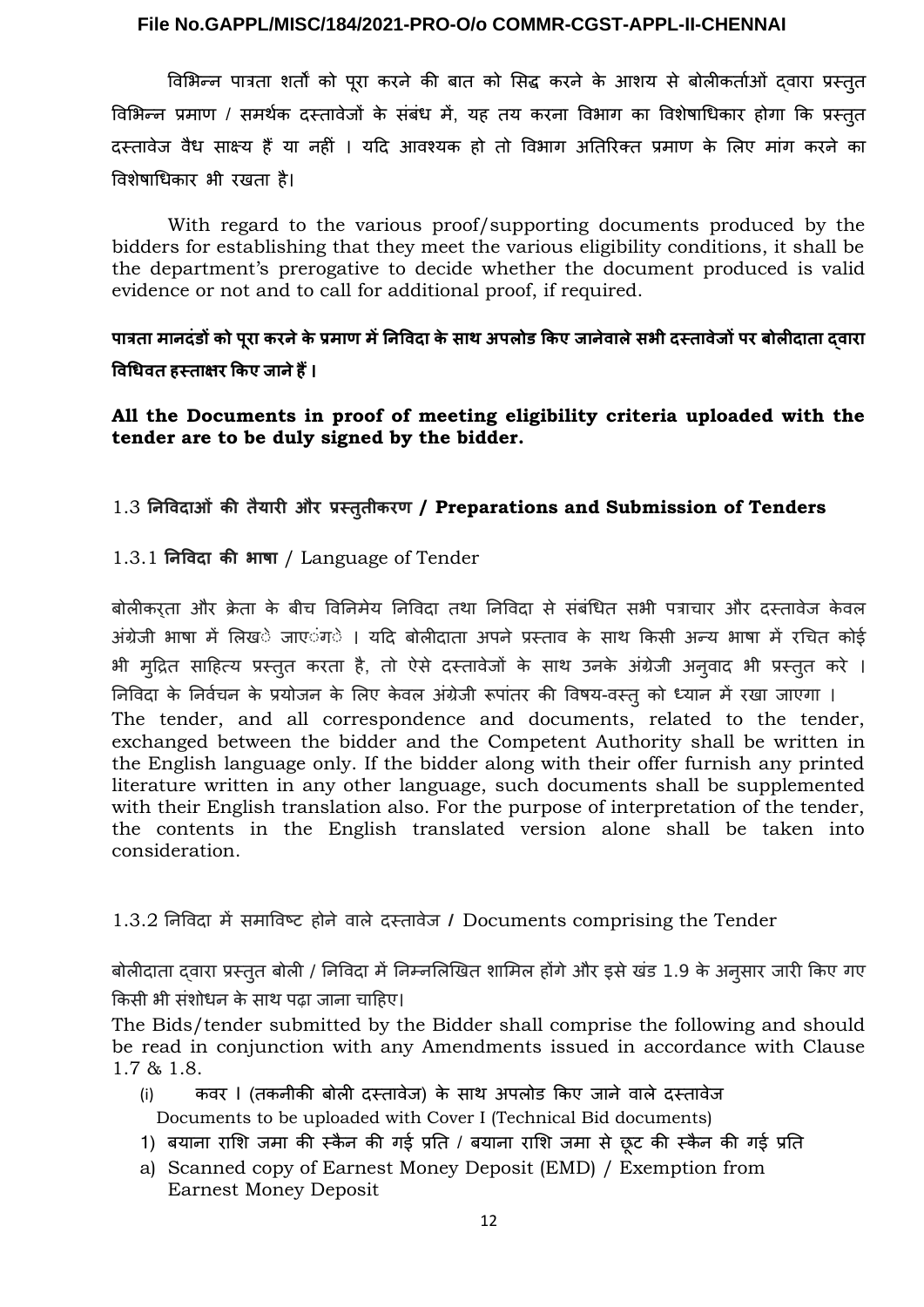विभिन्न पात्रता शर्तों को पूरा करने की बात को सिद्ध करने के आशय से बोलीकर्ताओं द्वारा प्रस्तुत विभिन्न प्रमाण / समर्थक दस्तावेजों के संबंध में, यह तय करना विभाग का विशेषाधिकार होगा कि प्रस्तुत दस्तावेज वैध साक्ष्य हैं या नहीं । यदि आवश्यक हो तो विभाग अतिरिक्त प्रमाण के लिए मांग करने का विशेषाधिकार भी रखता है।

With regard to the various proof/supporting documents produced by the bidders for establishing that they meet the various eligibility conditions, it shall be the department's prerogative to decide whether the document produced is valid evidence or not and to call for additional proof, if required.

**पात्रता मानदंडों को पूरा करने के प्रमाण में निविदा के साथ अपलोड किए जानेवाले सभी दस्तावेजों पर बोलीदाता द्वारा विधिवत हस्ताक्षर किए जाने हैं ।**

**All the Documents in proof of meeting eligibility criteria uploaded with the tender are to be duly signed by the bidder.**

## 1.3 निविदाओं की तैयारी और प्रस्तुतीकरण / Preparations and Submission of Tenders

### 1.3.1 निविदा की भाषा / Language of Tender

बोलीकर्ता और क्रेता के बीच विनिमेय निविदा तथा निविदा से संबंधित सभी पत्राचार और दस्तावेज केवल अंग्रेजी भाषा में लिखे जाएंगे । यदि बोलीदाता अपने प्रस्ताव के साथ किसी अन्य भाषा में रचित कोई भी मुद्रित साहित्य प्रस्तुत करता है, तो ऐसे दस्तावेजों के साथ उनके अंग्रेजी अनुवाद भी प्रस्तुत करे । निविदा के निर्वचन के प्रयोजन के लिए केवल अंग्रेजी रूपांतर की विषय-वस्तु को ध्यान में रखा जाएगा ।

The tender, and all correspondence and documents, related to the tender, exchanged between the bidder and the Competent Authority shall be written in the English language only. If the bidder along with their offer furnish any printed literature written in any other language, such documents shall be supplemented with their English translation also. For the purpose of interpretation of the tender, the contents in the English translated version alone shall be taken into consideration.

### 1.3.2 निविदा में समाविष्ट होने वाले दस्तावेज / Documents comprising the Tender

बोलीदाता द्वारा प्रस्तुत बोली / निविदा में निम्नलिखित शामिल होंगे और इसे खंड 1.9 के अनुसार जारी किए गए किसी भी संशोधन के साथ पढ़ा जाना चाहिए।

The Bids/tender submitted by the Bidder shall comprise the following and should be read in conjunction with any Amendments issued in accordance with Clause 1.7 & 1.8.

(i) कवर I (तकनीकी बोली दस्तावेज) के साथ अपलोड किए जाने वाले दस्तावेज
Documents to be uploaded with Cover I (Technical Bid documents)

1) बयाना राशि जमा की स्कैन की गई प्रति / बयाना राशि जमा से छूट की स्कैन की गई प्रति

a) Scanned copy of Earnest Money Deposit (EMD) / Exemption from Earnest Money Deposit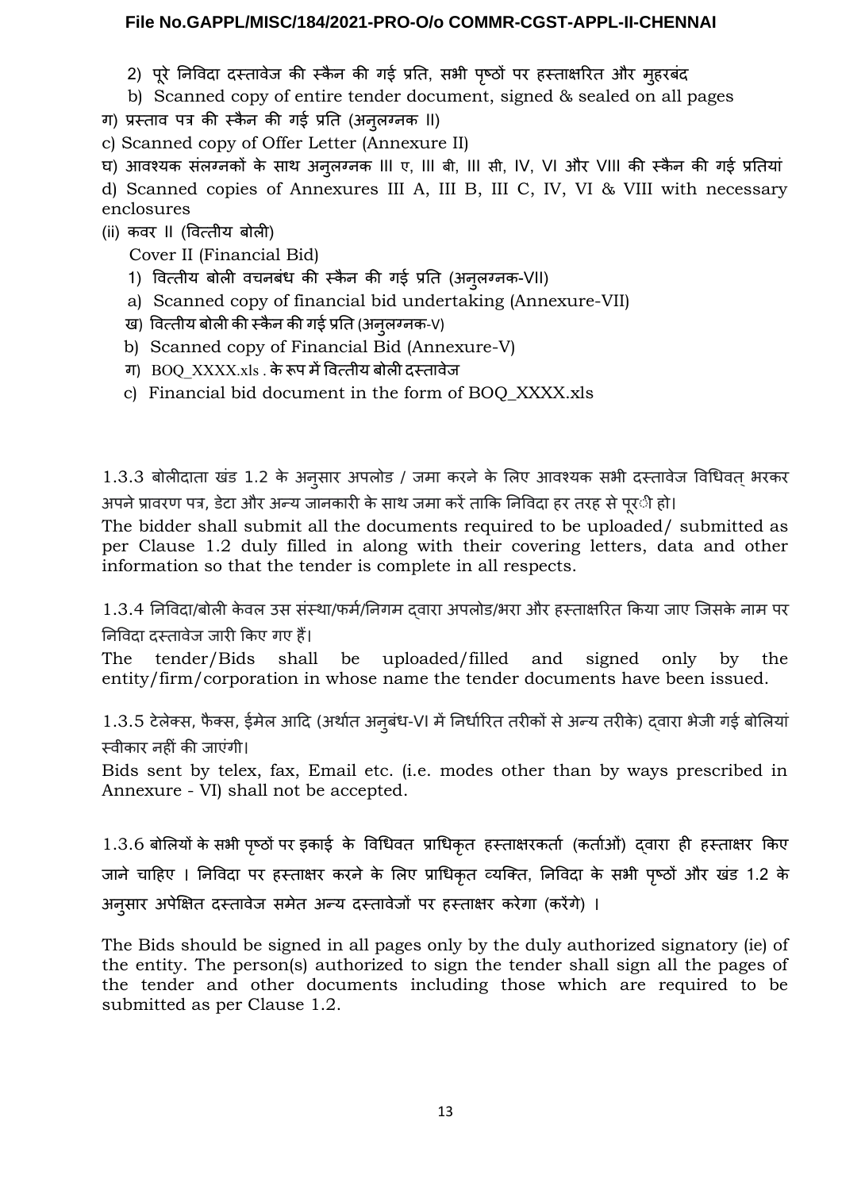2) पूरे निविदा दस्तावेज की स्कैन की गई प्रति, सभी पृष्ठों पर हस्ताक्षरित और मुहरबंद

b) Scanned copy of entire tender document, signed & sealed on all pages

ग) प्रस्ताव पत्र की स्कैन की गई प्रति (अनुलग्नक II)

c) Scanned copy of Offer Letter (Annexure II)

घ) आवश्यक संलग्नकों के साथ अनुलग्नक III ए, III बी, III सी, IV, VI और VIII की स्कैन की गई प्रतियां

d) Scanned copies of Annexures III A, III B, III C, IV, VI & VIII with necessary enclosures

(ii) कवर II (वित्तीय बोली)

Cover II (Financial Bid)

1) वित्तीय बोली वचनबंध की स्कैन की गई प्रति (अनुलग्नक-VII)

a) Scanned copy of financial bid undertaking (Annexure-VII)

ख) वित्तीय बोली की स्कैन की गई प्रति (अनुलग्नक-V)

b) Scanned copy of Financial Bid (Annexure-V)

ग) BOQ_XXXX.xls . के रूप में वित्तीय बोली दस्तावेज

c) Financial bid document in the form of BOQ_XXXX.xls

1.3.3 बोलीदाता खंड 1.2 के अनुसार अपलोड / जमा करने के लिए आवश्यक सभी दस्तावेज विधिवत् भरकर अपने प्रावरण पत्र, डेटा और अन्य जानकारी के साथ जमा करें ताकि निविदा हर तरह से पूरी हो।

The bidder shall submit all the documents required to be uploaded/ submitted as per Clause 1.2 duly filled in along with their covering letters, data and other information so that the tender is complete in all respects.

1.3.4 निविदा/बोली केवल उस संस्था/फर्म/निगम द्वारा अपलोड/भरा और हस्ताक्षरित किया जाए जिसके नाम पर निविदा दस्तावेज जारी किए गए हैं।

The tender/Bids shall be uploaded/filled and signed only by the entity/firm/corporation in whose name the tender documents have been issued.

1.3.5 टेलेक्स, फैक्स, ईमेल आदि (अर्थात अनुबंध-VI में निर्धारित तरीकों से अन्य तरीके) द्वारा भेजी गई बोलियां स्वीकार नहीं की जाएंगी।

Bids sent by telex, fax, Email etc. (i.e. modes other than by ways prescribed in Annexure - VI) shall not be accepted.

1.3.6 बोलियों के सभी पृष्ठों पर इकाई के विधिवत प्राधिकृत हस्ताक्षरकर्ता (कर्ताओं) द्वारा ही हस्ताक्षर किए जाने चाहिए । निविदा पर हस्ताक्षर करने के लिए प्राधिकृत व्यक्ति, निविदा के सभी पृष्ठों और खंड 1.2 के अनुसार अपेक्षित दस्तावेज समेत अन्य दस्तावेजों पर हस्ताक्षर करेगा (करेंगे) ।

The Bids should be signed in all pages only by the duly authorized signatory (ie) of the entity. The person(s) authorized to sign the tender shall sign all the pages of the tender and other documents including those which are required to be submitted as per Clause 1.2.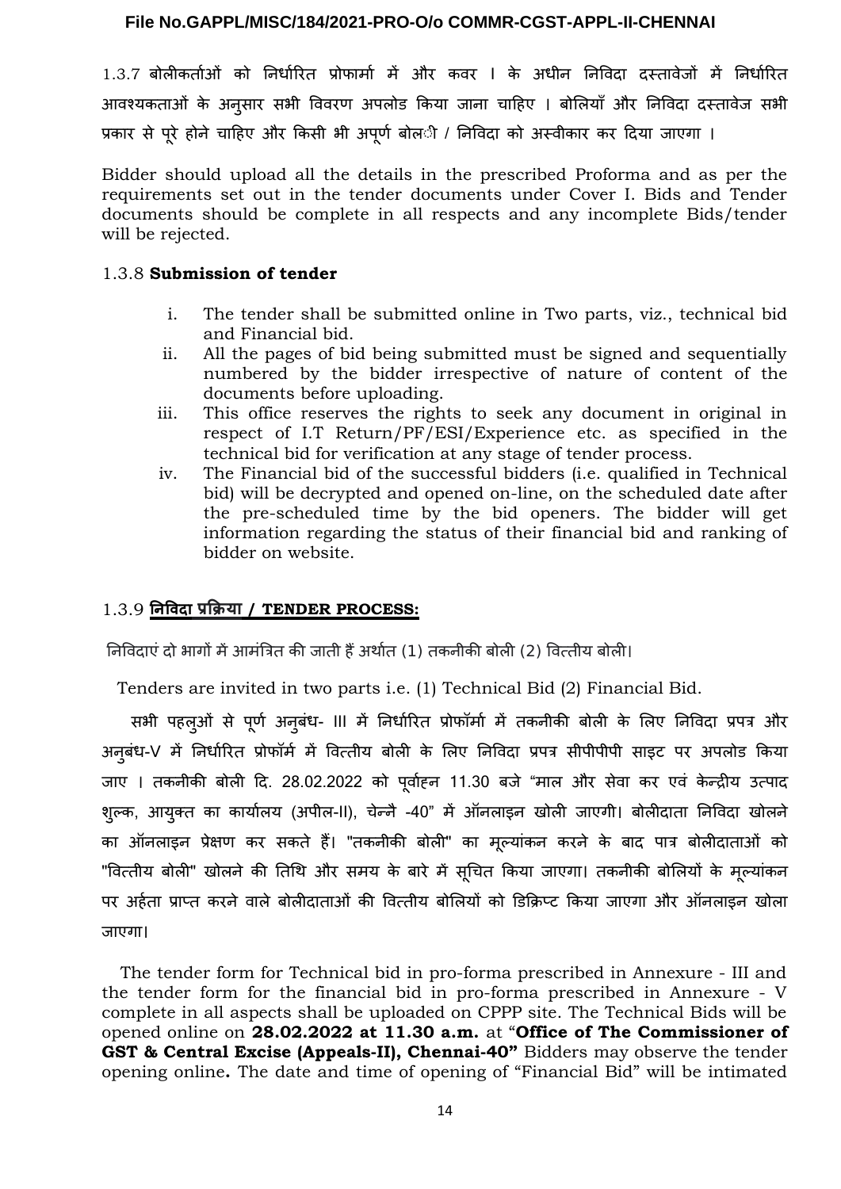1.3.7 बोलीकर्ताओं को निर्धारित प्रोफार्मा में और कवर I के अधीन निविदा दस्तावेजों में निर्धारित आवश्यकताओं के अनुसार सभी विवरण अपलोड किया जाना चाहिए । बोलियाँ और निविदा दस्तावेज सभी प्रकार से पूरे होने चाहिए और किसी भी अपूर्ण बोली / निविदा को अस्वीकार कर दिया जाएगा ।

Bidder should upload all the details in the prescribed Proforma and as per the requirements set out in the tender documents under Cover I. Bids and Tender documents should be complete in all respects and any incomplete Bids/tender will be rejected.

1.3.8 **Submission of tender**

i. The tender shall be submitted online in Two parts, viz., technical bid and Financial bid.
ii. All the pages of bid being submitted must be signed and sequentially numbered by the bidder irrespective of nature of content of the documents before uploading.
iii. This office reserves the rights to seek any document in original in respect of I.T Return/PF/ESI/Experience etc. as specified in the technical bid for verification at any stage of tender process.
iv. The Financial bid of the successful bidders (i.e. qualified in Technical bid) will be decrypted and opened on-line, on the scheduled date after the pre-scheduled time by the bid openers. The bidder will get information regarding the status of their financial bid and ranking of bidder on website.

### 1.3.9 निविदा प्रक्रिया / TENDER PROCESS:

निविदाएं दो भागों में आमंत्रित की जाती हैं अर्थात (1) तकनीकी बोली (2) वित्तीय बोली।

Tenders are invited in two parts i.e. (1) Technical Bid (2) Financial Bid.

सभी पहलुओं से पूर्ण अनुबंध- III में निर्धारित प्रोफॉर्मा में तकनीकी बोली के लिए निविदा प्रपत्र और अनुबंध-V में निर्धारित प्रोफॉर्म में वित्तीय बोली के लिए निविदा प्रपत्र सीपीपीपी साइट पर अपलोड किया जाए । तकनीकी बोली दि. 28.02.2022 को पूर्वाह्न 11.30 बजे "माल और सेवा कर एवं केन्द्रीय उत्पाद शुल्क, आयुक्त का कार्यालय (अपील-II), चेन्नै -40" में ऑनलाइन खोली जाएगी। बोलीदाता निविदा खोलने का ऑनलाइन प्रेक्षण कर सकते हैं। "तकनीकी बोली" का मूल्यांकन करने के बाद पात्र बोलीदाताओं को "वित्तीय बोली" खोलने की तिथि और समय के बारे में सूचित किया जाएगा। तकनीकी बोलियों के मूल्यांकन पर अर्हता प्राप्त करने वाले बोलीदाताओं की वित्तीय बोलियों को डिक्रिप्ट किया जाएगा और ऑनलाइन खोला जाएगा।

The tender form for Technical bid in pro-forma prescribed in Annexure - III and the tender form for the financial bid in pro-forma prescribed in Annexure - V complete in all aspects shall be uploaded on CPPP site. The Technical Bids will be opened online on **28.02.2022 at 11.30 a.m.** at "**Office of The Commissioner of GST & Central Excise (Appeals-II), Chennai-40"** Bidders may observe the tender opening online**.** The date and time of opening of "Financial Bid" will be intimated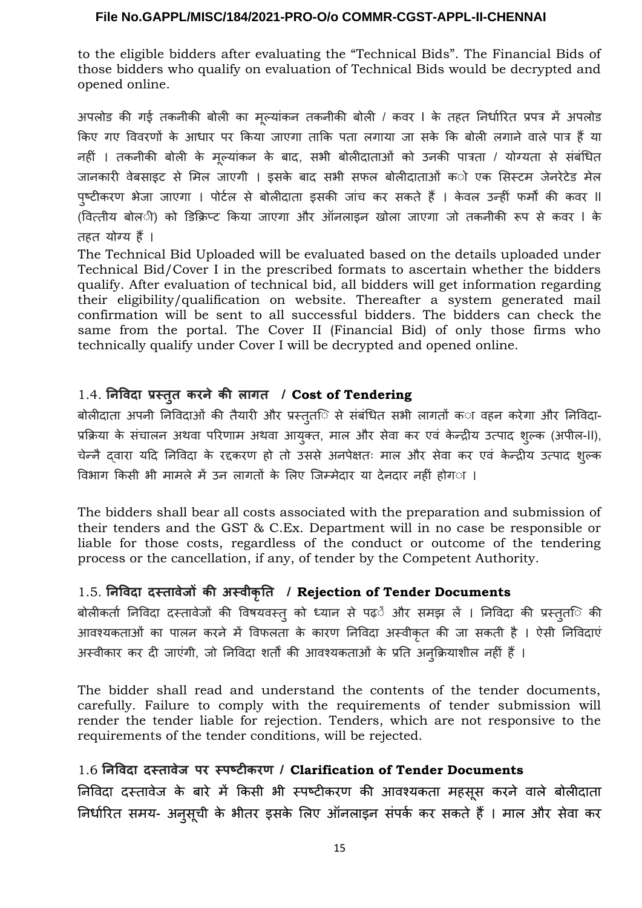to the eligible bidders after evaluating the "Technical Bids". The Financial Bids of those bidders who qualify on evaluation of Technical Bids would be decrypted and opened online.

अपलोड की गई तकनीकी बोली का मूल्यांकन तकनीकी बोली / कवर I के तहत निर्धारित प्रपत्र में अपलोड किए गए विवरणों के आधार पर किया जाएगा ताकि पता लगाया जा सके कि बोली लगाने वाले पात्र हैं या नहीं । तकनीकी बोली के मूल्यांकन के बाद, सभी बोलीदाताओं को उनकी पात्रता / योग्यता से संबंधित जानकारी वेबसाइट से मिल जाएगी । इसके बाद सभी सफल बोलीदाताओं को एक सिस्टम जेनरेटेड मेल पुष्टीकरण भेजा जाएगा । पोर्टल से बोलीदाता इसकी जांच कर सकते हैं । केवल उन्हीं फर्मों की कवर II (वित्तीय बोली) को डिक्रिप्ट किया जाएगा और ऑनलाइन खोला जाएगा जो तकनीकी रूप से कवर I के तहत योग्य हैं ।

The Technical Bid Uploaded will be evaluated based on the details uploaded under Technical Bid/Cover I in the prescribed formats to ascertain whether the bidders qualify. After evaluation of technical bid, all bidders will get information regarding their eligibility/qualification on website. Thereafter a system generated mail confirmation will be sent to all successful bidders. The bidders can check the same from the portal. The Cover II (Financial Bid) of only those firms who technically qualify under Cover I will be decrypted and opened online.

### 1.4. निविदा प्रस्तुत करने की लागत / Cost of Tendering

बोलीदाता अपनी निविदाओं की तैयारी और प्रस्तुति से संबंधित सभी लागतों का वहन करेगा और निविदा-प्रक्रिया के संचालन अथवा परिणाम अथवा आयुक्त, माल और सेवा कर एवं केन्द्रीय उत्पाद शुल्क (अपील-II), चेन्नै द्वारा यदि निविदा के रद्दकरण हो तो उससे अनपेक्षतः माल और सेवा कर एवं केन्द्रीय उत्पाद शुल्क विभाग किसी भी मामले में उन लागतों के लिए जिम्मेदार या देनदार नहीं होगा ।

The bidders shall bear all costs associated with the preparation and submission of their tenders and the GST & C.Ex. Department will in no case be responsible or liable for those costs, regardless of the conduct or outcome of the tendering process or the cancellation, if any, of tender by the Competent Authority.

### 1.5. निविदा दस्तावेजों की अस्वीकृति / Rejection of Tender Documents

बोलीकर्ता निविदा दस्तावेजों की विषयवस्तु को ध्यान से पढ़ें और समझ लें । निविदा की प्रस्तुति की आवश्यकताओं का पालन करने में विफलता के कारण निविदा अस्वीकृत की जा सकती है । ऐसी निविदाएं अस्वीकार कर दी जाएंगी, जो निविदा शर्तों की आवश्यकताओं के प्रति अनुक्रियाशील नहीं हैं ।

The bidder shall read and understand the contents of the tender documents, carefully. Failure to comply with the requirements of tender submission will render the tender liable for rejection. Tenders, which are not responsive to the requirements of the tender conditions, will be rejected.

### 1.6 निविदा दस्तावेज पर स्पष्टीकरण / Clarification of Tender Documents

निविदा दस्तावेज के बारे में किसी भी स्पष्टीकरण की आवश्यकता महसूस करने वाले बोलीदाता निर्धारित समय- अनुसूची के भीतर इसके लिए ऑनलाइन संपर्क कर सकते हैं । माल और सेवा कर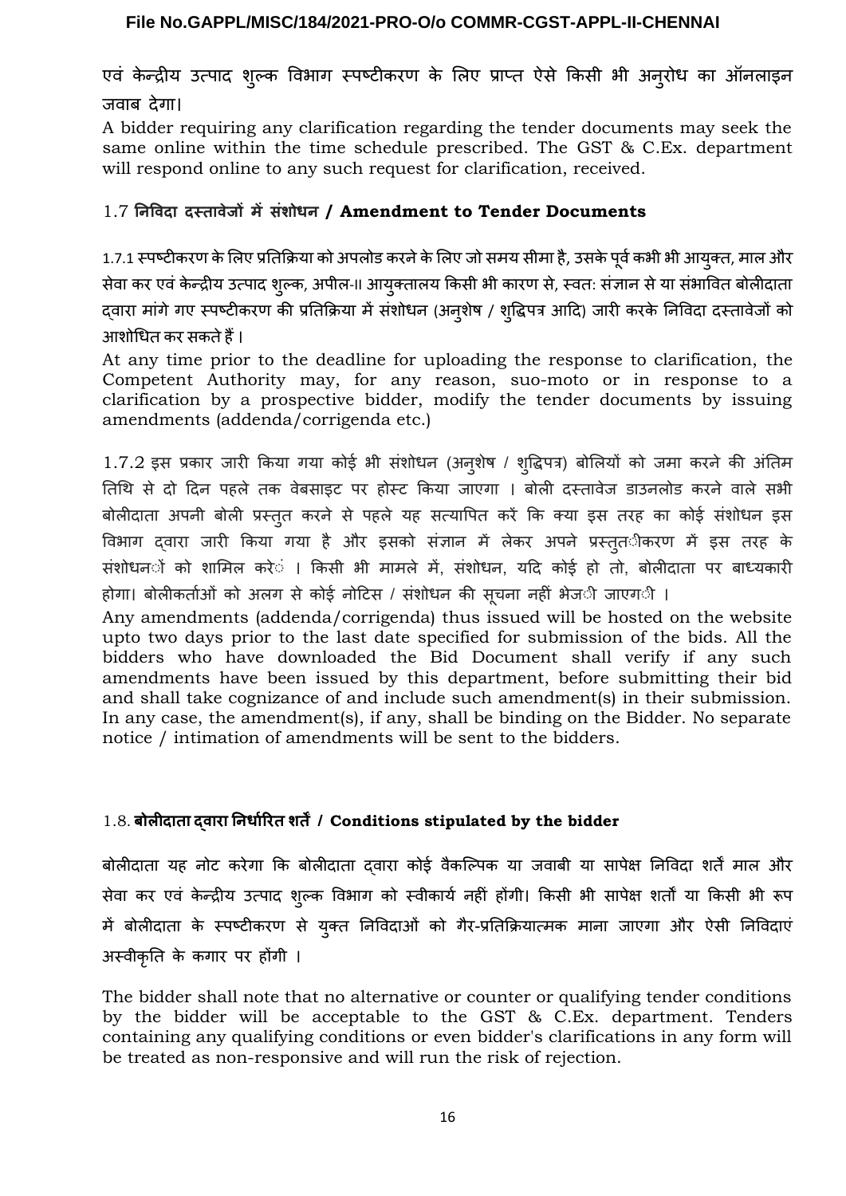एवं केन्द्रीय उत्पाद शुल्क विभाग स्पष्टीकरण के लिए प्राप्त ऐसे किसी भी अनुरोध का ऑनलाइन जवाब देगा।

A bidder requiring any clarification regarding the tender documents may seek the same online within the time schedule prescribed. The GST & C.Ex. department will respond online to any such request for clarification, received.

### 1.7 निविदा दस्तावेजों में संशोधन / Amendment to Tender Documents

1.7.1 स्पष्टीकरण के लिए प्रतिक्रिया को अपलोड करने के लिए जो समय सीमा है, उसके पूर्व कभी भी आयुक्त, माल और सेवा कर एवं केन्द्रीय उत्पाद शुल्क, अपील-II आयुक्तालय किसी भी कारण से, स्वतः संज्ञान से या संभावित बोलीदाता द्वारा मांगे गए स्पष्टीकरण की प्रतिक्रिया में संशोधन (अनुशेष / शुद्धिपत्र आदि) जारी करके निविदा दस्तावेजों को आशोधित कर सकते हैं।

At any time prior to the deadline for uploading the response to clarification, the Competent Authority may, for any reason, suo-moto or in response to a clarification by a prospective bidder, modify the tender documents by issuing amendments (addenda/corrigenda etc.)

1.7.2 इस प्रकार जारी किया गया कोई भी संशोधन (अनुशेष / शुद्धिपत्र) बोलियों को जमा करने की अंतिम तिथि से दो दिन पहले तक वेबसाइट पर होस्ट किया जाएगा । बोली दस्तावेज डाउनलोड करने वाले सभी बोलीदाता अपनी बोली प्रस्तुत करने से पहले यह सत्यापित करें कि क्या इस तरह का कोई संशोधन इस विभाग द्वारा जारी किया गया है और इसको संज्ञान में लेकर अपने प्रस्तुतीकरण में इस तरह के संशोधनों को शामिल करें । किसी भी मामले में, संशोधन, यदि कोई हो तो, बोलीदाता पर बाध्यकारी होगा। बोलीकर्ताओं को अलग से कोई नोटिस / संशोधन की सूचना नहीं भेजी जाएगी ।

Any amendments (addenda/corrigenda) thus issued will be hosted on the website upto two days prior to the last date specified for submission of the bids. All the bidders who have downloaded the Bid Document shall verify if any such amendments have been issued by this department, before submitting their bid and shall take cognizance of and include such amendment(s) in their submission. In any case, the amendment(s), if any, shall be binding on the Bidder. No separate notice / intimation of amendments will be sent to the bidders.

### 1.8. बोलीदाता द्वारा निर्धारित शर्तें / Conditions stipulated by the bidder

बोलीदाता यह नोट करेगा कि बोलीदाता द्वारा कोई वैकल्पिक या जवाबी या सापेक्ष निविदा शर्तें माल और सेवा कर एवं केन्द्रीय उत्पाद शुल्क विभाग को स्वीकार्य नहीं होंगी। किसी भी सापेक्ष शर्तों या किसी भी रूप में बोलीदाता के स्पष्टीकरण से युक्त निविदाओं को गैर-प्रतिक्रियात्मक माना जाएगा और ऐसी निविदाएं अस्वीकृति के कगार पर होंगी ।

The bidder shall note that no alternative or counter or qualifying tender conditions by the bidder will be acceptable to the GST & C.Ex. department. Tenders containing any qualifying conditions or even bidder's clarifications in any form will be treated as non-responsive and will run the risk of rejection.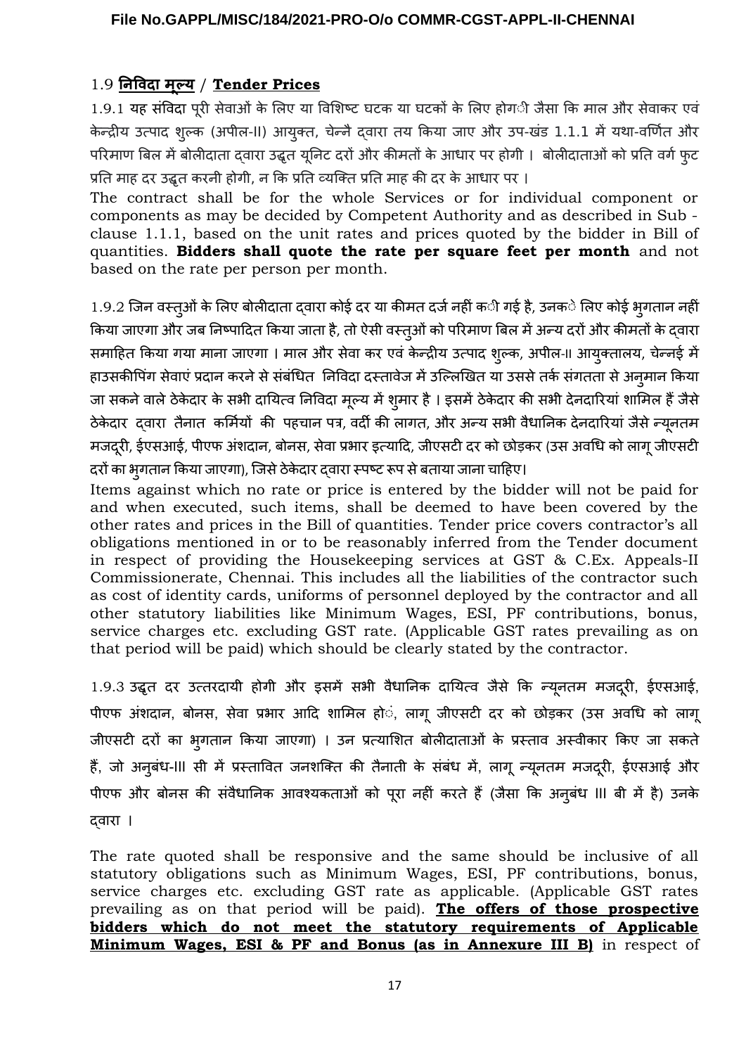## 1.9 **निविदा मूल्य** / **Tender Prices**

1.9.1 यह संविदा पूरी सेवाओं के लिए या विशिष्ट घटक या घटकों के लिए होगी जैसा कि माल और सेवाकर एवं केन्द्रीय उत्पाद शुल्क (अपील-II) आयुक्त, चेन्नै द्वारा तय किया जाए और उप-खंड 1.1.1 में यथा-वर्णित और परिमाण बिल में बोलीदाता द्वारा उद्धृत यूनिट दरों और कीमतों के आधार पर होगी । बोलीदाताओं को प्रति वर्ग फुट प्रति माह दर उद्धृत करनी होगी, न कि प्रति व्यक्ति प्रति माह की दर के आधार पर ।

The contract shall be for the whole Services or for individual component or components as may be decided by Competent Authority and as described in Sub - clause 1.1.1, based on the unit rates and prices quoted by the bidder in Bill of quantities. **Bidders shall quote the rate per square feet per month** and not based on the rate per person per month.

1.9.2 जिन वस्तुओं के लिए बोलीदाता द्वारा कोई दर या कीमत दर्ज नहीं की गई है, उनके लिए कोई भुगतान नहीं किया जाएगा और जब निष्पादित किया जाता है, तो ऐसी वस्तुओं को परिमाण बिल में अन्य दरों और कीमतों के द्वारा समाहित किया गया माना जाएगा । माल और सेवा कर एवं केन्द्रीय उत्पाद शुल्क, अपील-II आयुक्तालय, चेन्नई में हाउसकीपिंग सेवाएं प्रदान करने से संबंधित निविदा दस्तावेज में उल्लिखित या उससे तर्क संगतता से अनुमान किया जा सकने वाले ठेकेदार के सभी दायित्व निविदा मूल्य में शुमार है । इसमें ठेकेदार की सभी देनदारियां शामिल हैं जैसे ठेकेदार द्वारा तैनात कर्मियों की पहचान पत्र, वर्दी की लागत, और अन्य सभी वैधानिक देनदारियां जैसे न्यूनतम मजदूरी, ईएसआई, पीएफ अंशदान, बोनस, सेवा प्रभार इत्यादि, जीएसटी दर को छोड़कर (उस अवधि को लागू जीएसटी दरों का भुगतान किया जाएगा), जिसे ठेकेदार द्वारा स्पष्ट रूप से बताया जाना चाहिए।

Items against which no rate or price is entered by the bidder will not be paid for and when executed, such items, shall be deemed to have been covered by the other rates and prices in the Bill of quantities. Tender price covers contractor's all obligations mentioned in or to be reasonably inferred from the Tender document in respect of providing the Housekeeping services at GST & C.Ex. Appeals-II Commissionerate, Chennai. This includes all the liabilities of the contractor such as cost of identity cards, uniforms of personnel deployed by the contractor and all other statutory liabilities like Minimum Wages, ESI, PF contributions, bonus, service charges etc. excluding GST rate. (Applicable GST rates prevailing as on that period will be paid) which should be clearly stated by the contractor.

1.9.3 उद्धृत दर उत्तरदायी होगी और इसमें सभी वैधानिक दायित्व जैसे कि न्यूनतम मजदूरी, ईएसआई, पीएफ अंशदान, बोनस, सेवा प्रभार आदि शामिल हों, लागू जीएसटी दर को छोड़कर (उस अवधि को लागू जीएसटी दरों का भुगतान किया जाएगा) । उन प्रत्याशित बोलीदाताओं के प्रस्ताव अस्वीकार किए जा सकते हैं, जो अनुबंध-III सी में प्रस्तावित जनशक्ति की तैनाती के संबंध में, लागू न्यूनतम मजदूरी, ईएसआई और पीएफ और बोनस की संवैधानिक आवश्यकताओं को पूरा नहीं करते हैं (जैसा कि अनुबंध III बी में है) उनके द्वारा ।

The rate quoted shall be responsive and the same should be inclusive of all statutory obligations such as Minimum Wages, ESI, PF contributions, bonus, service charges etc. excluding GST rate as applicable. (Applicable GST rates prevailing as on that period will be paid). **<u>The offers of those prospective bidders which do not meet the statutory requirements of Applicable Minimum Wages, ESI & PF and Bonus (as in Annexure III B)</u>** in respect of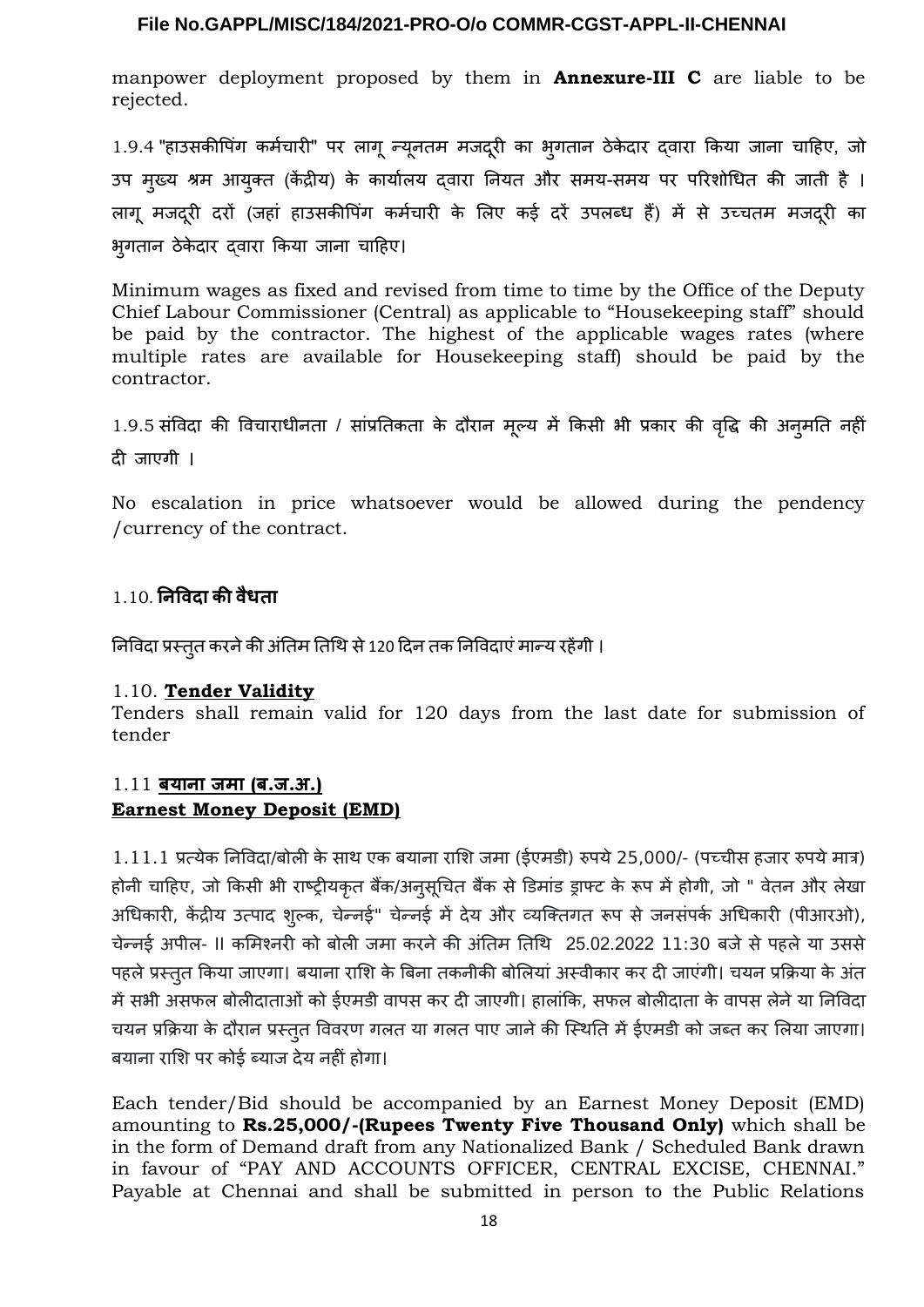manpower deployment proposed by them in **Annexure-III C** are liable to be rejected.

1.9.4 "हाउसकीपिंग कर्मचारी" पर लागू न्यूनतम मजदूरी का भुगतान ठेकेदार द्वारा किया जाना चाहिए, जो उप मुख्य श्रम आयुक्त (केंद्रीय) के कार्यालय द्वारा नियत और समय-समय पर परिशोधित की जाती है । लागू मजदूरी दरों (जहां हाउसकीपिंग कर्मचारी के लिए कई दरें उपलब्ध हैं) में से उच्चतम मजदूरी का भुगतान ठेकेदार द्वारा किया जाना चाहिए।

Minimum wages as fixed and revised from time to time by the Office of the Deputy Chief Labour Commissioner (Central) as applicable to "Housekeeping staff" should be paid by the contractor. The highest of the applicable wages rates (where multiple rates are available for Housekeeping staff) should be paid by the contractor.

1.9.5 संविदा की विचाराधीनता / सांप्रतिकता के दौरान मूल्य में किसी भी प्रकार की वृद्धि की अनुमति नहीं दी जाएगी ।

No escalation in price whatsoever would be allowed during the pendency /currency of the contract.

## 1.10. **निविदा की वैधता**

निविदा प्रस्तुत करने की अंतिम तिथि से 120 दिन तक निविदाएं मान्य रहेंगी ।

## 1.10. **Tender Validity**

Tenders shall remain valid for 120 days from the last date for submission of tender

## 1.11 **बयाना जमा (ब.ज.अ.)**
## **Earnest Money Deposit (EMD)**

1.11.1 प्रत्येक निविदा/बोली के साथ एक बयाना राशि जमा (ईएमडी) रुपये 25,000/- (पच्चीस हजार रुपये मात्र) होनी चाहिए, जो किसी भी राष्ट्रीयकृत बैंक/अनुसूचित बैंक से डिमांड ड्राफ्ट के रूप में होगी, जो " वेतन और लेखा अधिकारी, केंद्रीय उत्पाद शुल्क, चेन्नई" चेन्नई में देय और व्यक्तिगत रूप से जनसंपर्क अधिकारी (पीआरओ), चेन्नई अपील- II कमिश्नरी को बोली जमा करने की अंतिम तिथि 25.02.2022 11:30 बजे से पहले या उससे पहले प्रस्तुत किया जाएगा। बयाना राशि के बिना तकनीकी बोलियां अस्वीकार कर दी जाएंगी। चयन प्रक्रिया के अंत में सभी असफल बोलीदाताओं को ईएमडी वापस कर दी जाएगी। हालांकि, सफल बोलीदाता के वापस लेने या निविदा चयन प्रक्रिया के दौरान प्रस्तुत विवरण गलत या गलत पाए जाने की स्थिति में ईएमडी को जब्त कर लिया जाएगा। बयाना राशि पर कोई ब्याज देय नहीं होगा।

Each tender/Bid should be accompanied by an Earnest Money Deposit (EMD) amounting to **Rs.25,000/-(Rupees Twenty Five Thousand Only)** which shall be in the form of Demand draft from any Nationalized Bank / Scheduled Bank drawn in favour of "PAY AND ACCOUNTS OFFICER, CENTRAL EXCISE, CHENNAI." Payable at Chennai and shall be submitted in person to the Public Relations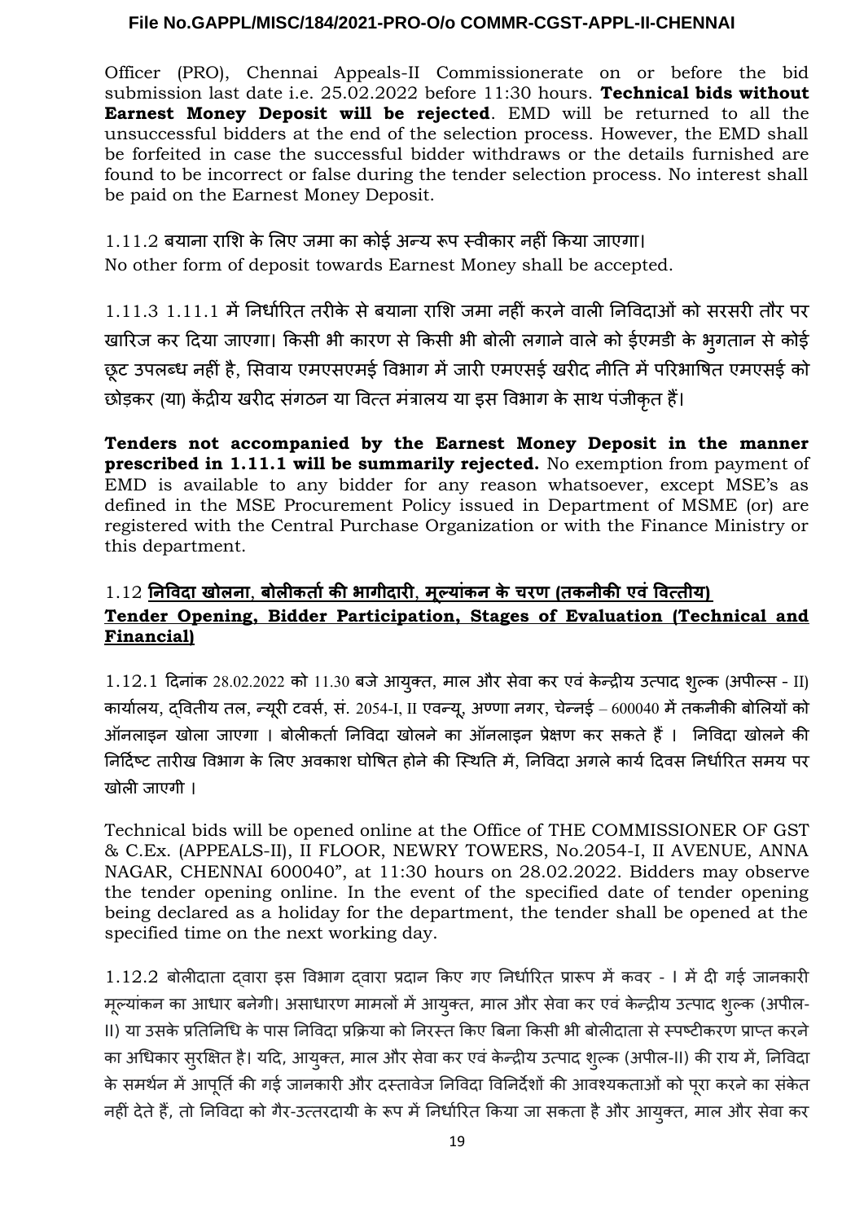Officer (PRO), Chennai Appeals-II Commissionerate on or before the bid submission last date i.e. 25.02.2022 before 11:30 hours. **Technical bids without Earnest Money Deposit will be rejected**. EMD will be returned to all the unsuccessful bidders at the end of the selection process. However, the EMD shall be forfeited in case the successful bidder withdraws or the details furnished are found to be incorrect or false during the tender selection process. No interest shall be paid on the Earnest Money Deposit.

1.11.2 बयाना राशि के लिए जमा का कोई अन्य रूप स्वीकार नहीं किया जाएगा।
No other form of deposit towards Earnest Money shall be accepted.

1.11.3 1.11.1 में निर्धारित तरीके से बयाना राशि जमा नहीं करने वाली निविदाओं को सरसरी तौर पर खारिज कर दिया जाएगा। किसी भी कारण से किसी भी बोली लगाने वाले को ईएमडी के भुगतान से कोई छूट उपलब्ध नहीं है, सिवाय एमएसएमई विभाग में जारी एमएसई खरीद नीति में परिभाषित एमएसई को छोड़कर (या) केंद्रीय खरीद संगठन या वित्त मंत्रालय या इस विभाग के साथ पंजीकृत हैं।

**Tenders not accompanied by the Earnest Money Deposit in the manner prescribed in 1.11.1 will be summarily rejected.** No exemption from payment of EMD is available to any bidder for any reason whatsoever, except MSE's as defined in the MSE Procurement Policy issued in Department of MSME (or) are registered with the Central Purchase Organization or with the Finance Ministry or this department.

## 1.12 निविदा खोलना, बोलीकर्ता की भागीदारी, मूल्यांकन के चरण (तकनीकी एवं वित्तीय) Tender Opening, Bidder Participation, Stages of Evaluation (Technical and Financial)

1.12.1 दिनांक 28.02.2022 को 11.30 बजे आयुक्त, माल और सेवा कर एवं केन्द्रीय उत्पाद शुल्क (अपील्स - II) कार्यालय, द्वितीय तल, न्यूरी टवर्स, सं. 2054-I, II एवन्यू, अण्णा नगर, चेन्नई – 600040 में तकनीकी बोलियों को ऑनलाइन खोला जाएगा । बोलीकर्ता निविदा खोलने का ऑनलाइन प्रेक्षण कर सकते हैं । निविदा खोलने की निर्दिष्ट तारीख विभाग के लिए अवकाश घोषित होने की स्थिति में, निविदा अगले कार्य दिवस निर्धारित समय पर खोली जाएगी ।

Technical bids will be opened online at the Office of THE COMMISSIONER OF GST & C.Ex. (APPEALS-II), II FLOOR, NEWRY TOWERS, No.2054-I, II AVENUE, ANNA NAGAR, CHENNAI 600040", at 11:30 hours on 28.02.2022. Bidders may observe the tender opening online. In the event of the specified date of tender opening being declared as a holiday for the department, the tender shall be opened at the specified time on the next working day.

1.12.2 बोलीदाता द्वारा इस विभाग द्वारा प्रदान किए गए निर्धारित प्रारूप में कवर - I में दी गई जानकारी मूल्यांकन का आधार बनेगी। असाधारण मामलों में आयुक्त, माल और सेवा कर एवं केन्द्रीय उत्पाद शुल्क (अपील-II) या उसके प्रतिनिधि के पास निविदा प्रक्रिया को निरस्त किए बिना किसी भी बोलीदाता से स्पष्टीकरण प्राप्त करने का अधिकार सुरक्षित है। यदि, आयुक्त, माल और सेवा कर एवं केन्द्रीय उत्पाद शुल्क (अपील-II) की राय में, निविदा के समर्थन में आपूर्ति की गई जानकारी और दस्तावेज निविदा विनिर्देशों की आवश्यकताओं को पूरा करने का संकेत नहीं देते हैं, तो निविदा को गैर-उत्तरदायी के रूप में निर्धारित किया जा सकता है और आयुक्त, माल और सेवा कर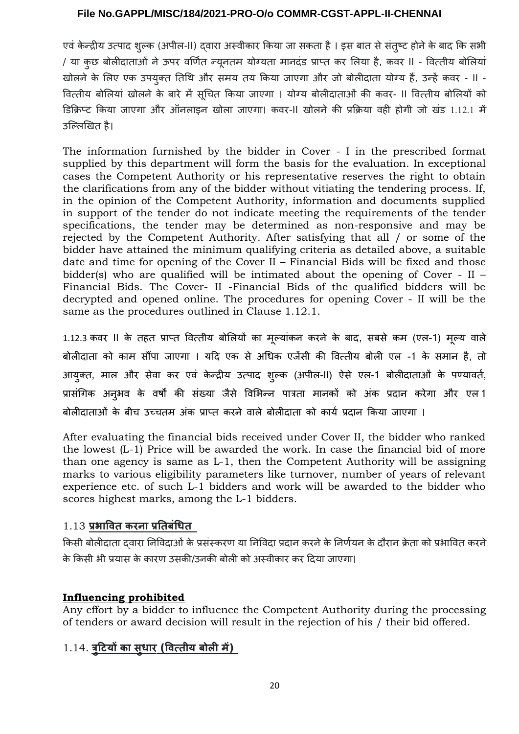एवं केन्द्रीय उत्पाद शुल्क (अपील-II) द्वारा अस्वीकार किया जा सकता है। इस बात से संतुष्ट होने के बाद कि सभी / या कुछ बोलीदाताओं ने ऊपर वर्णित न्यूनतम योग्यता मानदंड प्राप्त कर लिया है, कवर II - वित्तीय बोलियां खोलने के लिए एक उपयुक्त तिथि और समय तय किया जाएगा और जो बोलीदाता योग्य हैं, उन्हें कवर - II - वित्तीय बोलियां खोलने के बारे में सूचित किया जाएगा। योग्य बोलीदाताओं की कवर- II वित्तीय बोलियों को डिक्रिप्ट किया जाएगा और ऑनलाइन खोला जाएगा। कवर-II खोलने की प्रक्रिया वही होगी जो खंड 1.12.1 में उल्लिखित है।

The information furnished by the bidder in Cover - I in the prescribed format supplied by this department will form the basis for the evaluation. In exceptional cases the Competent Authority or his representative reserves the right to obtain the clarifications from any of the bidder without vitiating the tendering process. If, in the opinion of the Competent Authority, information and documents supplied in support of the tender do not indicate meeting the requirements of the tender specifications, the tender may be determined as non-responsive and may be rejected by the Competent Authority. After satisfying that all / or some of the bidder have attained the minimum qualifying criteria as detailed above, a suitable date and time for opening of the Cover II – Financial Bids will be fixed and those bidder(s) who are qualified will be intimated about the opening of Cover - II – Financial Bids. The Cover- II -Financial Bids of the qualified bidders will be decrypted and opened online. The procedures for opening Cover - II will be the same as the procedures outlined in Clause 1.12.1.

1.12.3 कवर II के तहत प्राप्त वित्तीय बोलियों का मूल्यांकन करने के बाद, सबसे कम (एल-1) मूल्य वाले बोलीदाता को काम सौंपा जाएगा। यदि एक से अधिक एजेंसी की वित्तीय बोली एल -1 के समान है, तो आयुक्त, माल और सेवा कर एवं केन्द्रीय उत्पाद शुल्क (अपील-II) ऐसे एल-1 बोलीदाताओं के पण्यावर्त, प्रासंगिक अनुभव के वर्षों की संख्या जैसे विभिन्न पात्रता मानकों को अंक प्रदान करेगा और एल 1 बोलीदाताओं के बीच उच्चतम अंक प्राप्त करने वाले बोलीदाता को कार्य प्रदान किया जाएगा।

After evaluating the financial bids received under Cover II, the bidder who ranked the lowest (L-1) Price will be awarded the work. In case the financial bid of more than one agency is same as L-1, then the Competent Authority will be assigning marks to various eligibility parameters like turnover, number of years of relevant experience etc. of such L-1 bidders and work will be awarded to the bidder who scores highest marks, among the L-1 bidders.

### 1.13 **प्रभावित करना प्रतिबंधित**

किसी बोलीदाता द्वारा निविदाओं के प्रसंस्करण या निविदा प्रदान करने के निर्णयन के दौरान क्रेता को प्रभावित करने के किसी भी प्रयास के कारण उसकी/उनकी बोली को अस्वीकार कर दिया जाएगा।

### **Influencing prohibited**

Any effort by a bidder to influence the Competent Authority during the processing of tenders or award decision will result in the rejection of his / their bid offered.

### 1.14. **त्रुटियों का सुधार (वित्तीय बोली में)**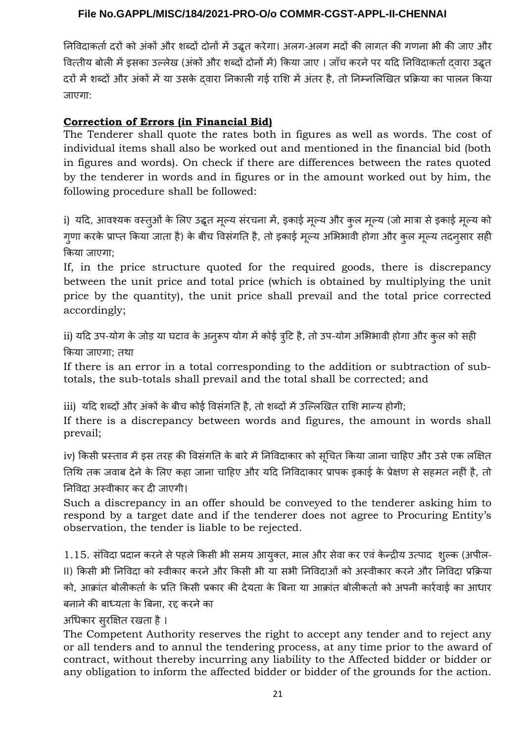निविदाकर्ता दरों को अंकों और शब्दों दोनों में उद्धृत करेगा। अलग-अलग मदों की लागत की गणना भी की जाए और वित्तीय बोली में इसका उल्लेख (अंकों और शब्दों दोनों में) किया जाए । जाँच करने पर यदि निविदाकर्ता द्वारा उद्धृत दरों में शब्दों और अंकों में या उसके द्वारा निकाली गई राशि में अंतर है, तो निम्नलिखित प्रक्रिया का पालन किया जाएगा:

**Correction of Errors (in Financial Bid)**

The Tenderer shall quote the rates both in figures as well as words. The cost of individual items shall also be worked out and mentioned in the financial bid (both in figures and words). On check if there are differences between the rates quoted by the tenderer in words and in figures or in the amount worked out by him, the following procedure shall be followed:

i) यदि, आवश्यक वस्तुओं के लिए उद्धृत मूल्य संरचना में, इकाई मूल्य और कुल मूल्य (जो मात्रा से इकाई मूल्य को गुणा करके प्राप्त किया जाता है) के बीच विसंगति है, तो इकाई मूल्य अभिभावी होगा और कुल मूल्य तदनुसार सही किया जाएगा;

If, in the price structure quoted for the required goods, there is discrepancy between the unit price and total price (which is obtained by multiplying the unit price by the quantity), the unit price shall prevail and the total price corrected accordingly;

ii) यदि उप-योग के जोड़ या घटाव के अनुरूप योग में कोई त्रुटि है, तो उप-योग अभिभावी होगा और कुल को सही किया जाएगा; तथा

If there is an error in a total corresponding to the addition or subtraction of sub-totals, the sub-totals shall prevail and the total shall be corrected; and

iii) यदि शब्दों और अंकों के बीच कोई विसंगति है, तो शब्दों में उल्लिखित राशि मान्य होगी;

If there is a discrepancy between words and figures, the amount in words shall prevail;

iv) किसी प्रस्ताव में इस तरह की विसंगति के बारे में निविदाकार को सूचित किया जाना चाहिए और उसे एक लक्षित तिथि तक जवाब देने के लिए कहा जाना चाहिए और यदि निविदाकार प्रापक इकाई के प्रेक्षण से सहमत नहीं है, तो निविदा अस्वीकार कर दी जाएगी।

Such a discrepancy in an offer should be conveyed to the tenderer asking him to respond by a target date and if the tenderer does not agree to Procuring Entity's observation, the tender is liable to be rejected.

1.15. संविदा प्रदान करने से पहले किसी भी समय आयुक्त, माल और सेवा कर एवं केन्द्रीय उत्पाद शुल्क (अपील-II) किसी भी निविदा को स्वीकार करने और किसी भी या सभी निविदाओं को अस्वीकार करने और निविदा प्रक्रिया को, आक्रांत बोलीकर्ता के प्रति किसी प्रकार की देयता के बिना या आक्रांत बोलीकर्ता को अपनी कार्रवाई का आधार बनाने की बाध्यता के बिना, रद्द करने का अधिकार सुरक्षित रखता है ।

The Competent Authority reserves the right to accept any tender and to reject any or all tenders and to annul the tendering process, at any time prior to the award of contract, without thereby incurring any liability to the Affected bidder or bidder or any obligation to inform the affected bidder or bidder of the grounds for the action.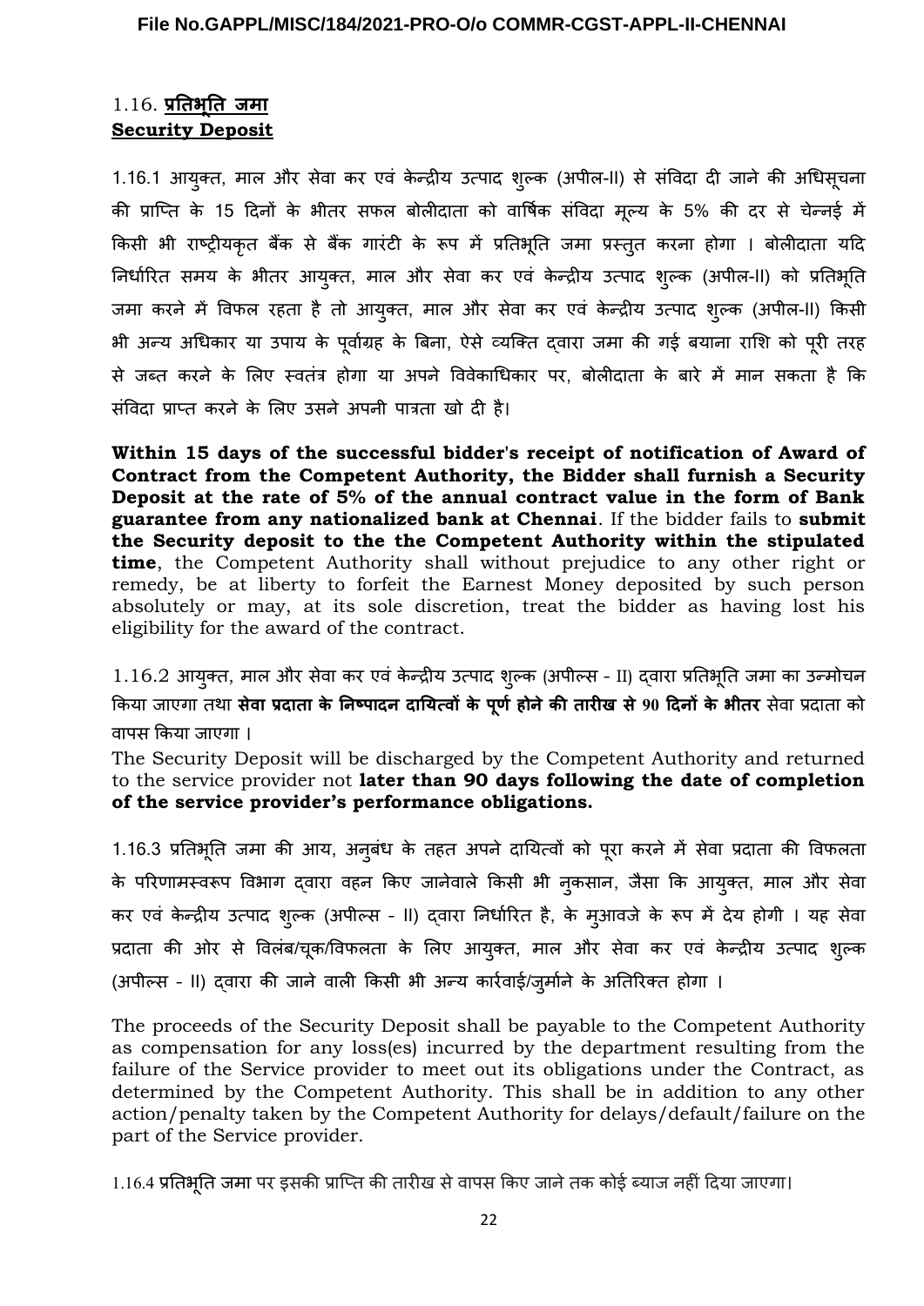## 1.16. **प्रतिभूति जमा**
## **Security Deposit**

1.16.1 आयुक्त, माल और सेवा कर एवं केन्द्रीय उत्पाद शुल्क (अपील-II) से संविदा दी जाने की अधिसूचना की प्राप्ति के 15 दिनों के भीतर सफल बोलीदाता को वार्षिक संविदा मूल्य के 5% की दर से चेन्नई में किसी भी राष्ट्रीयकृत बैंक से बैंक गारंटी के रूप में प्रतिभूति जमा प्रस्तुत करना होगा । बोलीदाता यदि निर्धारित समय के भीतर आयुक्त, माल और सेवा कर एवं केन्द्रीय उत्पाद शुल्क (अपील-II) को प्रतिभूति जमा करने में विफल रहता है तो आयुक्त, माल और सेवा कर एवं केन्द्रीय उत्पाद शुल्क (अपील-II) किसी भी अन्य अधिकार या उपाय के पूर्वाग्रह के बिना, ऐसे व्यक्ति द्वारा जमा की गई बयाना राशि को पूरी तरह से जब्त करने के लिए स्वतंत्र होगा या अपने विवेकाधिकार पर, बोलीदाता के बारे में मान सकता है कि संविदा प्राप्त करने के लिए उसने अपनी पात्रता खो दी है।

**Within 15 days of the successful bidder's receipt of notification of Award of Contract from the Competent Authority, the Bidder shall furnish a Security Deposit at the rate of 5% of the annual contract value in the form of Bank guarantee from any nationalized bank at Chennai**. If the bidder fails to **submit the Security deposit to the the Competent Authority within the stipulated time**, the Competent Authority shall without prejudice to any other right or remedy, be at liberty to forfeit the Earnest Money deposited by such person absolutely or may, at its sole discretion, treat the bidder as having lost his eligibility for the award of the contract.

1.16.2 आयुक्त, माल और सेवा कर एवं केन्द्रीय उत्पाद शुल्क (अपील्स - II) द्वारा प्रतिभूति जमा का उन्मोचन किया जाएगा तथा **सेवा प्रदाता के निष्पादन दायित्वों के पूर्ण होने की तारीख से 90 दिनों के भीतर** सेवा प्रदाता को वापस किया जाएगा ।

The Security Deposit will be discharged by the Competent Authority and returned to the service provider not **later than 90 days following the date of completion of the service provider's performance obligations.**

1.16.3 प्रतिभूति जमा की आय, अनुबंध के तहत अपने दायित्वों को पूरा करने में सेवा प्रदाता की विफलता के परिणामस्वरूप विभाग द्वारा वहन किए जानेवाले किसी भी नुकसान, जैसा कि आयुक्त, माल और सेवा कर एवं केन्द्रीय उत्पाद शुल्क (अपील्स - II) द्वारा निर्धारित है, के मुआवजे के रूप में देय होगी । यह सेवा प्रदाता की ओर से विलंब/चूक/विफलता के लिए आयुक्त, माल और सेवा कर एवं केन्द्रीय उत्पाद शुल्क (अपील्स - II) द्वारा की जाने वाली किसी भी अन्य कार्रवाई/जुर्माने के अतिरिक्त होगा ।

The proceeds of the Security Deposit shall be payable to the Competent Authority as compensation for any loss(es) incurred by the department resulting from the failure of the Service provider to meet out its obligations under the Contract, as determined by the Competent Authority. This shall be in addition to any other action/penalty taken by the Competent Authority for delays/default/failure on the part of the Service provider.

1.16.4 प्रतिभूति जमा पर इसकी प्राप्ति की तारीख से वापस किए जाने तक कोई ब्याज नहीं दिया जाएगा।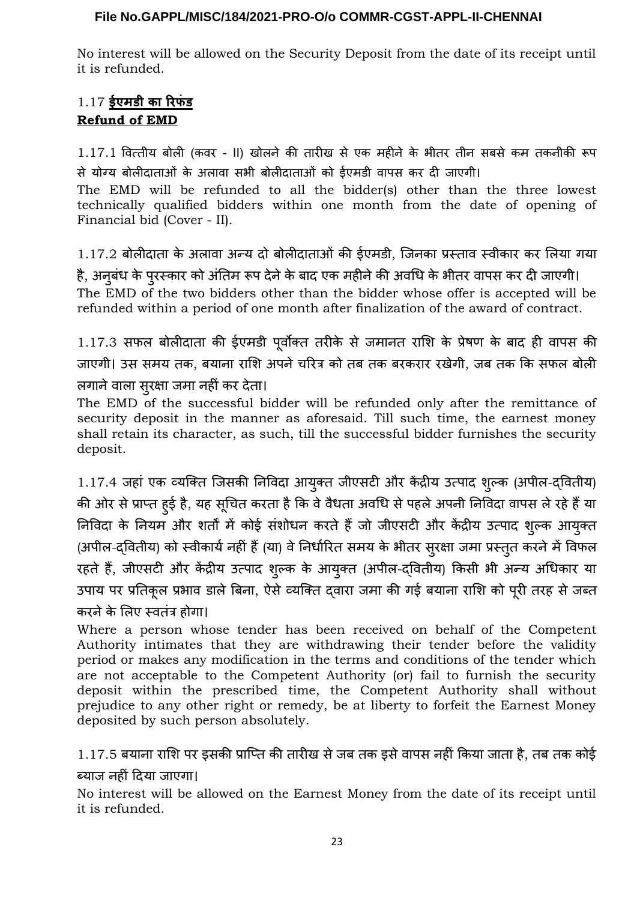No interest will be allowed on the Security Deposit from the date of its receipt until it is refunded.

### 1.17 **ईएमडी का रिफंड**
**Refund of EMD**

1.17.1 वित्तीय बोली (कवर - II) खोलने की तारीख से एक महीने के भीतर तीन सबसे कम तकनीकी रूप से योग्य बोलीदाताओं के अलावा सभी बोलीदाताओं को ईएमडी वापस कर दी जाएगी।
The EMD will be refunded to all the bidder(s) other than the three lowest technically qualified bidders within one month from the date of opening of Financial bid (Cover - II).

1.17.2 बोलीदाता के अलावा अन्य दो बोलीदाताओं की ईएमडी, जिनका प्रस्ताव स्वीकार कर लिया गया है, अनुबंध के पुरस्कार को अंतिम रूप देने के बाद एक महीने की अवधि के भीतर वापस कर दी जाएगी।
The EMD of the two bidders other than the bidder whose offer is accepted will be refunded within a period of one month after finalization of the award of contract.

1.17.3 सफल बोलीदाता की ईएमडी पूर्वोक्त तरीके से जमानत राशि के प्रेषण के बाद ही वापस की जाएगी। उस समय तक, बयाना राशि अपने चरित्र को तब तक बरकरार रखेगी, जब तक कि सफल बोली लगाने वाला सुरक्षा जमा नहीं कर देता।
The EMD of the successful bidder will be refunded only after the remittance of security deposit in the manner as aforesaid. Till such time, the earnest money shall retain its character, as such, till the successful bidder furnishes the security deposit.

1.17.4 जहां एक व्यक्ति जिसकी निविदा आयुक्त जीएसटी और केंद्रीय उत्पाद शुल्क (अपील-द्वितीय) की ओर से प्राप्त हुई है, यह सूचित करता है कि वे वैधता अवधि से पहले अपनी निविदा वापस ले रहे हैं या निविदा के नियम और शर्तों में कोई संशोधन करते हैं जो जीएसटी और केंद्रीय उत्पाद शुल्क आयुक्त (अपील-द्वितीय) को स्वीकार्य नहीं हैं (या) वे निर्धारित समय के भीतर सुरक्षा जमा प्रस्तुत करने में विफल रहते हैं, जीएसटी और केंद्रीय उत्पाद शुल्क के आयुक्त (अपील-द्वितीय) किसी भी अन्य अधिकार या उपाय पर प्रतिकूल प्रभाव डाले बिना, ऐसे व्यक्ति द्वारा जमा की गई बयाना राशि को पूरी तरह से जब्त करने के लिए स्वतंत्र होगा।
Where a person whose tender has been received on behalf of the Competent Authority intimates that they are withdrawing their tender before the validity period or makes any modification in the terms and conditions of the tender which are not acceptable to the Competent Authority (or) fail to furnish the security deposit within the prescribed time, the Competent Authority shall without prejudice to any other right or remedy, be at liberty to forfeit the Earnest Money deposited by such person absolutely.

1.17.5 बयाना राशि पर इसकी प्राप्ति की तारीख से जब तक इसे वापस नहीं किया जाता है, तब तक कोई ब्याज नहीं दिया जाएगा।
No interest will be allowed on the Earnest Money from the date of its receipt until it is refunded.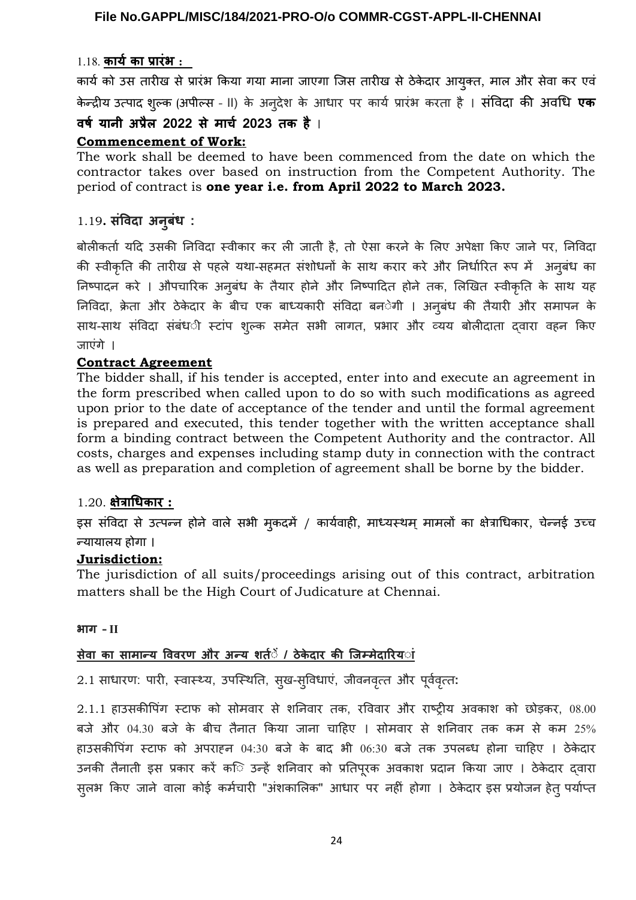1.18. **कार्य का प्रारंभ :**

कार्य को उस तारीख से प्रारंभ किया गया माना जाएगा जिस तारीख से ठेकेदार आयुक्त, माल और सेवा कर एवं केन्द्रीय उत्पाद शुल्क (अपील्स - II) के अनुदेश के आधार पर कार्य प्रारंभ करता है । संविदा की अवधि **एक वर्ष यानी अप्रैल 2022 से मार्च 2023 तक है** ।

**Commencement of Work:**

The work shall be deemed to have been commenced from the date on which the contractor takes over based on instruction from the Competent Authority. The period of contract is **one year i.e. from April 2022 to March 2023.**

1.19**. संविदा अनुबंध :**

बोलीकर्ता यदि उसकी निविदा स्वीकार कर ली जाती है, तो ऐसा करने के लिए अपेक्षा किए जाने पर, निविदा की स्वीकृति की तारीख से पहले यथा-सहमत संशोधनों के साथ करार करे और निर्धारित रूप में अनुबंध का निष्पादन करे । औपचारिक अनुबंध के तैयार होने और निष्पादित होने तक, लिखित स्वीकृति के साथ यह निविदा, क्रेता और ठेकेदार के बीच एक बाध्यकारी संविदा बनेगी । अनुबंध की तैयारी और समापन के साथ-साथ संविदा संबंधी स्टांप शुल्क समेत सभी लागत, प्रभार और व्यय बोलीदाता द्वारा वहन किए जाएंगे ।

**Contract Agreement**

The bidder shall, if his tender is accepted, enter into and execute an agreement in the form prescribed when called upon to do so with such modifications as agreed upon prior to the date of acceptance of the tender and until the formal agreement is prepared and executed, this tender together with the written acceptance shall form a binding contract between the Competent Authority and the contractor. All costs, charges and expenses including stamp duty in connection with the contract as well as preparation and completion of agreement shall be borne by the bidder.

1.20. **क्षेत्राधिकार :**

इस संविदा से उत्पन्न होने वाले सभी मुकदमें / कार्यवाही, माध्यस्थम् मामलों का क्षेत्राधिकार, चेन्नई उच्च न्यायालय होगा ।

**Jurisdiction:**

The jurisdiction of all suits/proceedings arising out of this contract, arbitration matters shall be the High Court of Judicature at Chennai.

**भाग - II**

**सेवा का सामान्य विवरण और अन्य शर्तें / ठेकेदार की जिम्मेदारियां**

2.1 साधारण: पारी, स्वास्थ्य, उपस्थिति, सुख-सुविधाएं, जीवनवृत्त और पूर्ववृत्त:

2.1.1 हाउसकीपिंग स्टाफ को सोमवार से शनिवार तक, रविवार और राष्ट्रीय अवकाश को छोड़कर, 08.00 बजे और 04.30 बजे के बीच तैनात किया जाना चाहिए । सोमवार से शनिवार तक कम से कम 25% हाउसकीपिंग स्टाफ को अपराहन 04:30 बजे के बाद भी 06:30 बजे तक उपलब्ध होना चाहिए । ठेकेदार उनकी तैनाती इस प्रकार करें कि उन्हें शनिवार को प्रतिपूरक अवकाश प्रदान किया जाए । ठेकेदार द्वारा सुलभ किए जाने वाला कोई कर्मचारी "अंशकालिक" आधार पर नहीं होगा । ठेकेदार इस प्रयोजन हेतु पर्याप्त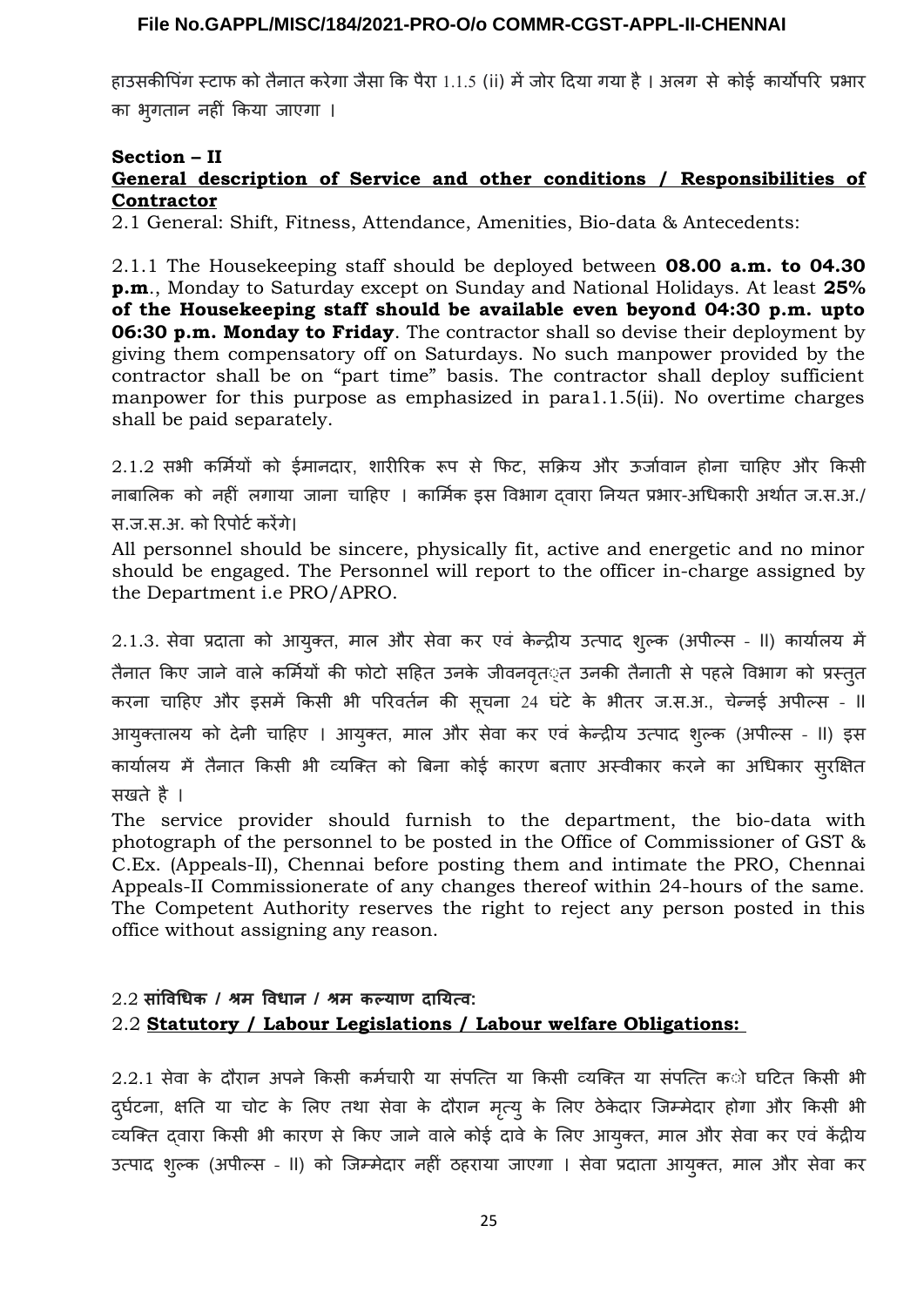हाउसकीपिंग स्टाफ को तैनात करेगा जैसा कि पैरा 1.1.5 (ii) में जोर दिया गया है । अलग से कोई कार्योपरि प्रभार का भुगतान नहीं किया जाएगा ।

**Section – II**

**General description of Service and other conditions / Responsibilities of Contractor**

2.1 General: Shift, Fitness, Attendance, Amenities, Bio-data & Antecedents:

2.1.1 The Housekeeping staff should be deployed between **08.00 a.m. to 04.30 p.m**., Monday to Saturday except on Sunday and National Holidays. At least **25% of the Housekeeping staff should be available even beyond 04:30 p.m. upto 06:30 p.m. Monday to Friday**. The contractor shall so devise their deployment by giving them compensatory off on Saturdays. No such manpower provided by the contractor shall be on "part time" basis. The contractor shall deploy sufficient manpower for this purpose as emphasized in para1.1.5(ii). No overtime charges shall be paid separately.

2.1.2 सभी कर्मियों को ईमानदार, शारीरिक रूप से फिट, सक्रिय और ऊर्जावान होना चाहिए और किसी नाबालिक को नहीं लगाया जाना चाहिए । कार्मिक इस विभाग द्वारा नियत प्रभार-अधिकारी अर्थात ज.स.अ./ स.ज.स.अ. को रिपोर्ट करेंगे।

All personnel should be sincere, physically fit, active and energetic and no minor should be engaged. The Personnel will report to the officer in-charge assigned by the Department i.e PRO/APRO.

2.1.3. सेवा प्रदाता को आयुक्त, माल और सेवा कर एवं केन्द्रीय उत्पाद शुल्क (अपील्स - II) कार्यालय में तैनात किए जाने वाले कर्मियों की फोटो सहित उनके जीवनवृत्त उनकी तैनाती से पहले विभाग को प्रस्तुत करना चाहिए और इसमें किसी भी परिवर्तन की सूचना 24 घंटे के भीतर ज.स.अ., चेन्नई अपील्स - II आयुक्तालय को देनी चाहिए । आयुक्त, माल और सेवा कर एवं केन्द्रीय उत्पाद शुल्क (अपील्स - II) इस कार्यालय में तैनात किसी भी व्यक्ति को बिना कोई कारण बताए अस्वीकार करने का अधिकार सुरक्षित सखते है ।

The service provider should furnish to the department, the bio-data with photograph of the personnel to be posted in the Office of Commissioner of GST & C.Ex. (Appeals-II), Chennai before posting them and intimate the PRO, Chennai Appeals-II Commissionerate of any changes thereof within 24-hours of the same. The Competent Authority reserves the right to reject any person posted in this office without assigning any reason.

## 2.2 **सांविधिक / श्रम विधान / श्रम कल्याण दायित्व:**

## 2.2 **Statutory / Labour Legislations / Labour welfare Obligations:**

2.2.1 सेवा के दौरान अपने किसी कर्मचारी या संपत्ति या किसी व्यक्ति या संपत्ति को घटित किसी भी दुर्घटना, क्षति या चोट के लिए तथा सेवा के दौरान मृत्यु के लिए ठेकेदार जिम्मेदार होगा और किसी भी व्यक्ति द्वारा किसी भी कारण से किए जाने वाले कोई दावे के लिए आयुक्त, माल और सेवा कर एवं केंद्रीय उत्पाद शुल्क (अपील्स - II) को जिम्मेदार नहीं ठहराया जाएगा । सेवा प्रदाता आयुक्त, माल और सेवा कर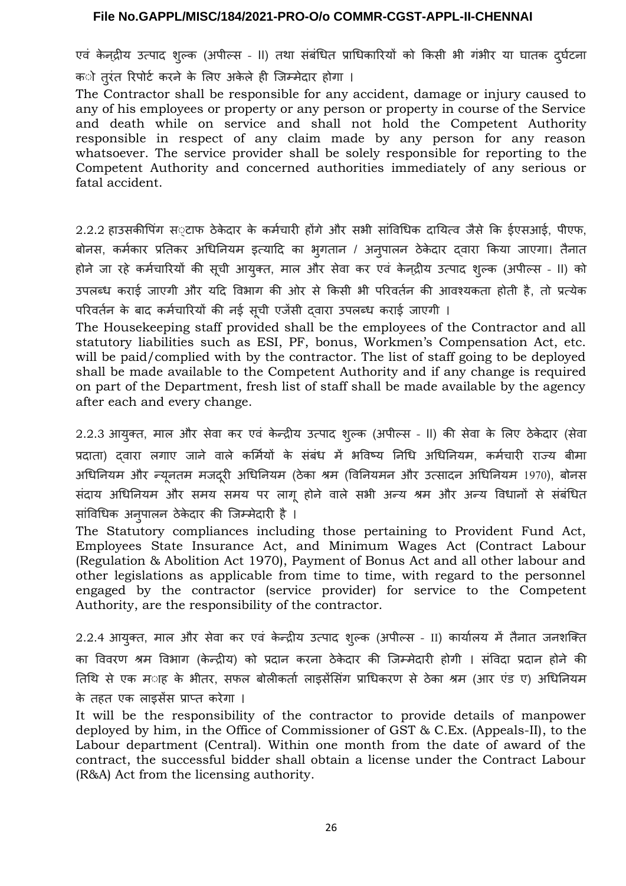एवं केन्द्रीय उत्पाद शुल्क (अपील्स - II) तथा संबंधित प्राधिकारियों को किसी भी गंभीर या घातक दुर्घटना को तुरंत रिपोर्ट करने के लिए अकेले ही जिम्मेदार होगा ।

The Contractor shall be responsible for any accident, damage or injury caused to any of his employees or property or any person or property in course of the Service and death while on service and shall not hold the Competent Authority responsible in respect of any claim made by any person for any reason whatsoever. The service provider shall be solely responsible for reporting to the Competent Authority and concerned authorities immediately of any serious or fatal accident.

2.2.2 हाउसकीपिंग स्टाफ ठेकेदार के कर्मचारी होंगे और सभी सांविधिक दायित्व जैसे कि ईएसआई, पीएफ, बोनस, कर्मकार प्रतिकर अधिनियम इत्यादि का भुगतान / अनुपालन ठेकेदार द्वारा किया जाएगा। तैनात होने जा रहे कर्मचारियों की सूची आयुक्त, माल और सेवा कर एवं केन्द्रीय उत्पाद शुल्क (अपील्स - II) को उपलब्ध कराई जाएगी और यदि विभाग की ओर से किसी भी परिवर्तन की आवश्यकता होती है, तो प्रत्येक परिवर्तन के बाद कर्मचारियों की नई सूची एजेंसी द्वारा उपलब्ध कराई जाएगी ।

The Housekeeping staff provided shall be the employees of the Contractor and all statutory liabilities such as ESI, PF, bonus, Workmen's Compensation Act, etc. will be paid/complied with by the contractor. The list of staff going to be deployed shall be made available to the Competent Authority and if any change is required on part of the Department, fresh list of staff shall be made available by the agency after each and every change.

2.2.3 आयुक्त, माल और सेवा कर एवं केन्द्रीय उत्पाद शुल्क (अपील्स - II) की सेवा के लिए ठेकेदार (सेवा प्रदाता) द्वारा लगाए जाने वाले कर्मियों के संबंध में भविष्य निधि अधिनियम, कर्मचारी राज्य बीमा अधिनियम और न्यूनतम मजदूरी अधिनियम (ठेका श्रम (विनियमन और उत्सादन अधिनियम 1970), बोनस संदाय अधिनियम और समय समय पर लागू होने वाले सभी अन्य श्रम और अन्य विधानों से संबंधित सांविधिक अनुपालन ठेकेदार की जिम्मेदारी है ।

The Statutory compliances including those pertaining to Provident Fund Act, Employees State Insurance Act, and Minimum Wages Act (Contract Labour (Regulation & Abolition Act 1970), Payment of Bonus Act and all other labour and other legislations as applicable from time to time, with regard to the personnel engaged by the contractor (service provider) for service to the Competent Authority, are the responsibility of the contractor.

2.2.4 आयुक्त, माल और सेवा कर एवं केन्द्रीय उत्पाद शुल्क (अपील्स - II) कार्यालय में तैनात जनशक्ति का विवरण श्रम विभाग (केन्द्रीय) को प्रदान करना ठेकेदार की जिम्मेदारी होगी । संविदा प्रदान होने की तिथि से एक माह के भीतर, सफल बोलीकर्ता लाइसेंसिंग प्राधिकरण से ठेका श्रम (आर एंड ए) अधिनियम के तहत एक लाइसेंस प्राप्त करेगा ।

It will be the responsibility of the contractor to provide details of manpower deployed by him, in the Office of Commissioner of GST & C.Ex. (Appeals-II), to the Labour department (Central). Within one month from the date of award of the contract, the successful bidder shall obtain a license under the Contract Labour (R&A) Act from the licensing authority.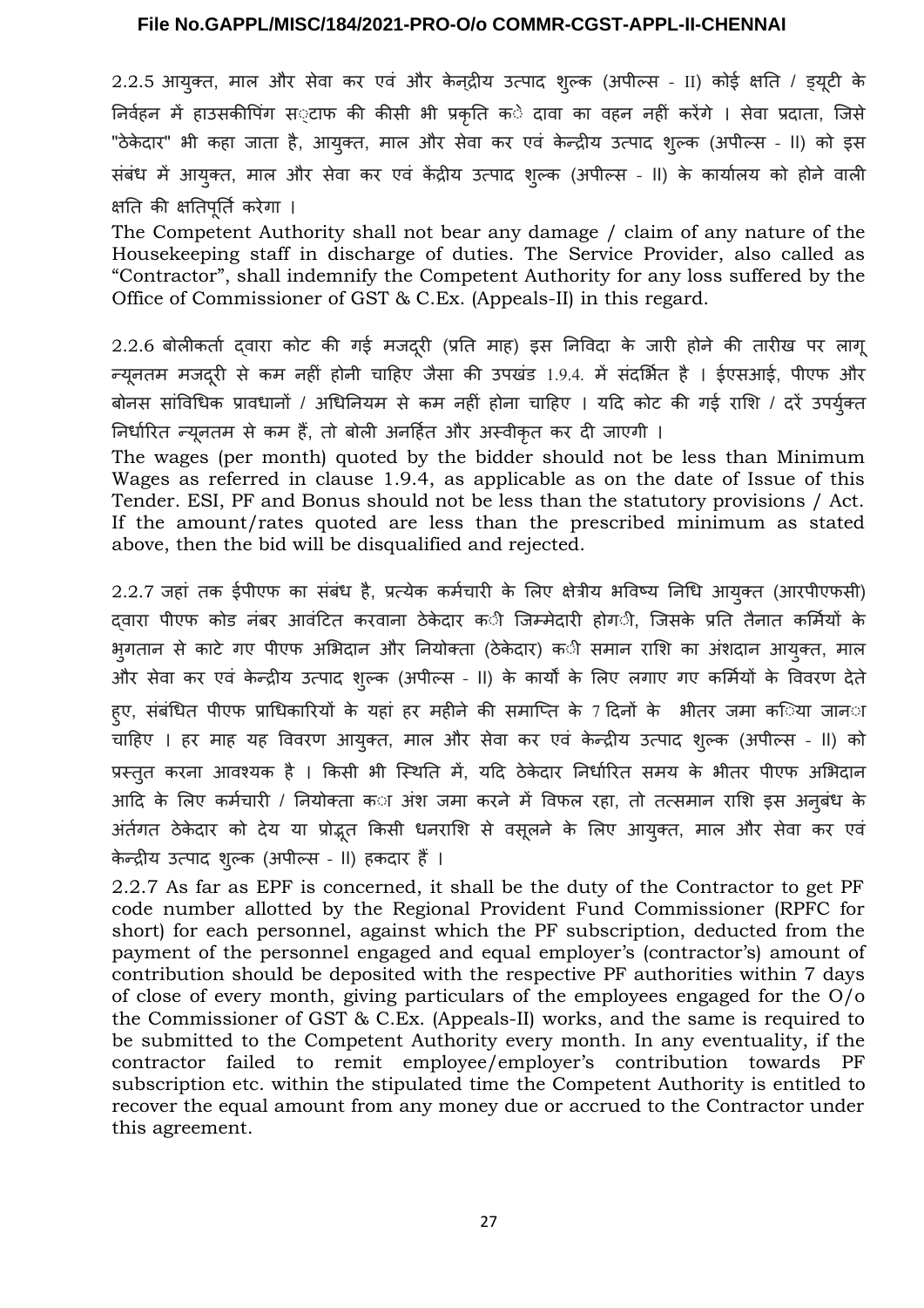2.2.5 आयुक्त, माल और सेवा कर एवं और केन्द्रीय उत्पाद शुल्क (अपील्स - II) कोई क्षति / ड्यूटी के निर्वहन में हाउसकीपिंग स्टाफ की कीसी भी प्रकृति के दावा का वहन नहीं करेंगे । सेवा प्रदाता, जिसे "ठेकेदार" भी कहा जाता है, आयुक्त, माल और सेवा कर एवं केन्द्रीय उत्पाद शुल्क (अपील्स - II) को इस संबंध में आयुक्त, माल और सेवा कर एवं केंद्रीय उत्पाद शुल्क (अपील्स - II) के कार्यालय को होने वाली क्षति की क्षतिपूर्ति करेगा ।

The Competent Authority shall not bear any damage / claim of any nature of the Housekeeping staff in discharge of duties. The Service Provider, also called as "Contractor", shall indemnify the Competent Authority for any loss suffered by the Office of Commissioner of GST & C.Ex. (Appeals-II) in this regard.

2.2.6 बोलीकर्ता द्वारा कोट की गई मजदूरी (प्रति माह) इस निविदा के जारी होने की तारीख पर लागू न्यूनतम मजदूरी से कम नहीं होनी चाहिए जैसा की उपखंड 1.9.4. में संदर्भित है । ईएसआई, पीएफ और बोनस सांविधिक प्रावधानों / अधिनियम से कम नहीं होना चाहिए । यदि कोट की गई राशि / दरें उपर्युक्त निर्धारित न्यूनतम से कम हैं, तो बोली अनर्हित और अस्वीकृत कर दी जाएगी ।

The wages (per month) quoted by the bidder should not be less than Minimum Wages as referred in clause 1.9.4, as applicable as on the date of Issue of this Tender. ESI, PF and Bonus should not be less than the statutory provisions / Act. If the amount/rates quoted are less than the prescribed minimum as stated above, then the bid will be disqualified and rejected.

2.2.7 जहां तक ईपीएफ का संबंध है, प्रत्येक कर्मचारी के लिए क्षेत्रीय भविष्य निधि आयुक्त (आरपीएफसी) द्वारा पीएफ कोड नंबर आवंटित करवाना ठेकेदार की जिम्मेदारी होगी, जिसके प्रति तैनात कर्मियों के भुगतान से काटे गए पीएफ अभिदान और नियोक्ता (ठेकेदार) की समान राशि का अंशदान आयुक्त, माल और सेवा कर एवं केन्द्रीय उत्पाद शुल्क (अपील्स - II) के कार्यों के लिए लगाए गए कर्मियों के विवरण देते हुए, संबंधित पीएफ प्राधिकारियों के यहां हर महीने की समाप्ति के 7 दिनों के भीतर जमा किया जाना चाहिए । हर माह यह विवरण आयुक्त, माल और सेवा कर एवं केन्द्रीय उत्पाद शुल्क (अपील्स - II) को प्रस्तुत करना आवश्यक है । किसी भी स्थिति में, यदि ठेकेदार निर्धारित समय के भीतर पीएफ अभिदान आदि के लिए कर्मचारी / नियोक्ता का अंश जमा करने में विफल रहा, तो तत्समान राशि इस अनुबंध के अंतर्गत ठेकेदार को देय या प्रोद्भूत किसी धनराशि से वसूलने के लिए आयुक्त, माल और सेवा कर एवं केन्द्रीय उत्पाद शुल्क (अपील्स - II) हकदार हैं ।

2.2.7 As far as EPF is concerned, it shall be the duty of the Contractor to get PF code number allotted by the Regional Provident Fund Commissioner (RPFC for short) for each personnel, against which the PF subscription, deducted from the payment of the personnel engaged and equal employer's (contractor's) amount of contribution should be deposited with the respective PF authorities within 7 days of close of every month, giving particulars of the employees engaged for the O/o the Commissioner of GST & C.Ex. (Appeals-II) works, and the same is required to be submitted to the Competent Authority every month. In any eventuality, if the contractor failed to remit employee/employer's contribution towards PF subscription etc. within the stipulated time the Competent Authority is entitled to recover the equal amount from any money due or accrued to the Contractor under this agreement.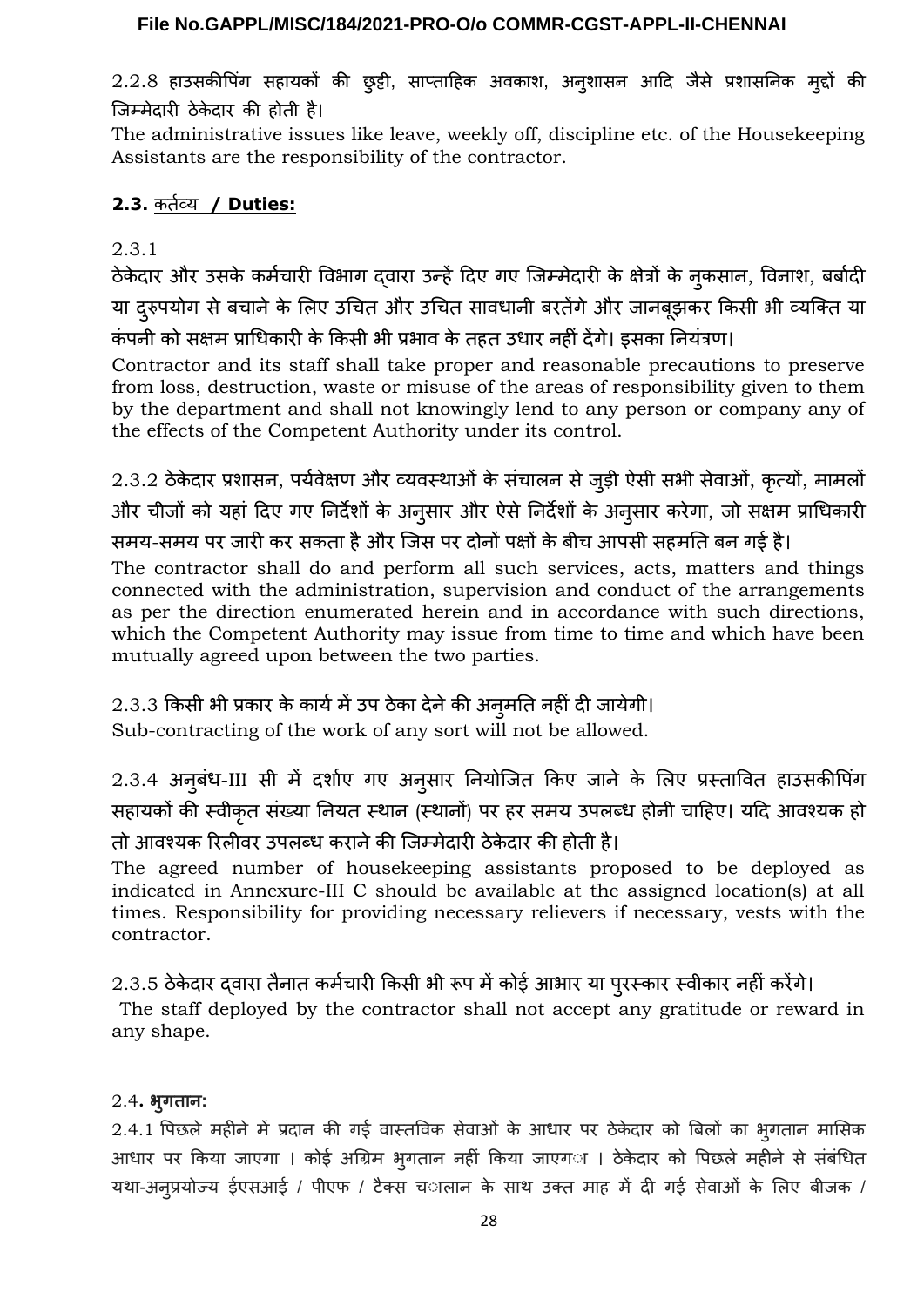2.2.8 हाउसकीपिंग सहायकों की छुट्टी, साप्ताहिक अवकाश, अनुशासन आदि जैसे प्रशासनिक मुद्दों की जिम्मेदारी ठेकेदार की होती है।

The administrative issues like leave, weekly off, discipline etc. of the Housekeeping Assistants are the responsibility of the contractor.

**2.3.** कर्तव्य **/ Duties:**

2.3.1

ठेकेदार और उसके कर्मचारी विभाग द्वारा उन्हें दिए गए जिम्मेदारी के क्षेत्रों के नुकसान, विनाश, बर्बादी या दुरुपयोग से बचाने के लिए उचित और उचित सावधानी बरतेंगे और जानबूझकर किसी भी व्यक्ति या कंपनी को सक्षम प्राधिकारी के किसी भी प्रभाव के तहत उधार नहीं देंगे। इसका नियंत्रण।

Contractor and its staff shall take proper and reasonable precautions to preserve from loss, destruction, waste or misuse of the areas of responsibility given to them by the department and shall not knowingly lend to any person or company any of the effects of the Competent Authority under its control.

2.3.2 ठेकेदार प्रशासन, पर्यवेक्षण और व्यवस्थाओं के संचालन से जुड़ी ऐसी सभी सेवाओं, कृत्यों, मामलों और चीजों को यहां दिए गए निर्देशों के अनुसार और ऐसे निर्देशों के अनुसार करेगा, जो सक्षम प्राधिकारी समय-समय पर जारी कर सकता है और जिस पर दोनों पक्षों के बीच आपसी सहमति बन गई है।

The contractor shall do and perform all such services, acts, matters and things connected with the administration, supervision and conduct of the arrangements as per the direction enumerated herein and in accordance with such directions, which the Competent Authority may issue from time to time and which have been mutually agreed upon between the two parties.

2.3.3 किसी भी प्रकार के कार्य में उप ठेका देने की अनुमति नहीं दी जायेगी।

Sub-contracting of the work of any sort will not be allowed.

2.3.4 अनुबंध-III सी में दर्शाए गए अनुसार नियोजित किए जाने के लिए प्रस्तावित हाउसकीपिंग सहायकों की स्वीकृत संख्या नियत स्थान (स्थानों) पर हर समय उपलब्ध होनी चाहिए। यदि आवश्यक हो तो आवश्यक रिलीवर उपलब्ध कराने की जिम्मेदारी ठेकेदार की होती है।

The agreed number of housekeeping assistants proposed to be deployed as indicated in Annexure-III C should be available at the assigned location(s) at all times. Responsibility for providing necessary relievers if necessary, vests with the contractor.

2.3.5 ठेकेदार द्वारा तैनात कर्मचारी किसी भी रूप में कोई आभार या पुरस्कार स्वीकार नहीं करेंगे।

The staff deployed by the contractor shall not accept any gratitude or reward in any shape.

2.4**. भुगतान:**

2.4.1 पिछले महीने में प्रदान की गई वास्तविक सेवाओं के आधार पर ठेकेदार को बिलों का भुगतान मासिक आधार पर किया जाएगा । कोई अग्रिम भुगतान नहीं किया जाएगा । ठेकेदार को पिछले महीने से संबंधित यथा-अनुप्रयोज्य ईएसआई / पीएफ / टैक्स चालान के साथ उक्त माह में दी गई सेवाओं के लिए बीजक /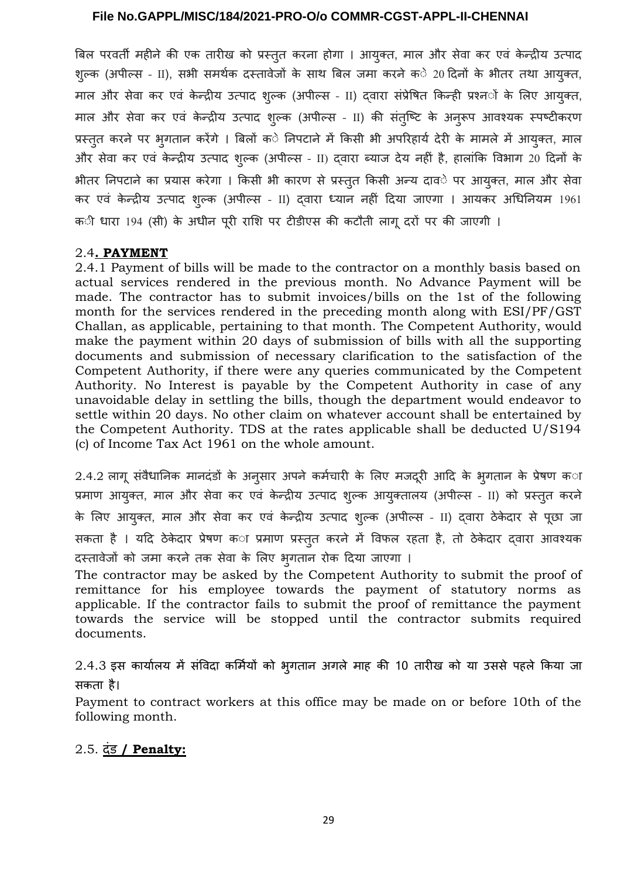बिल परवर्ती महीने की एक तारीख को प्रस्तुत करना होगा । आयुक्त, माल और सेवा कर एवं केन्द्रीय उत्पाद शुल्क (अपील्स - II), सभी समर्थक दस्तावेजों के साथ बिल जमा करने के 20 दिनों के भीतर तथा आयुक्त, माल और सेवा कर एवं केन्द्रीय उत्पाद शुल्क (अपील्स - II) द्वारा संप्रेषित किन्ही प्रश्नों के लिए आयुक्त, माल और सेवा कर एवं केन्द्रीय उत्पाद शुल्क (अपील्स - II) की संतुष्टि के अनुरूप आवश्यक स्पष्टीकरण प्रस्तुत करने पर भुगतान करेंगे । बिलों के निपटाने में किसी भी अपरिहार्य देरी के मामले में आयुक्त, माल और सेवा कर एवं केन्द्रीय उत्पाद शुल्क (अपील्स - II) द्वारा ब्याज देय नहीं है, हालांकि विभाग 20 दिनों के भीतर निपटाने का प्रयास करेगा । किसी भी कारण से प्रस्तुत किसी अन्य दावे पर आयुक्त, माल और सेवा कर एवं केन्द्रीय उत्पाद शुल्क (अपील्स - II) द्वारा ध्यान नहीं दिया जाएगा । आयकर अधिनियम 1961 की धारा 194 (सी) के अधीन पूरी राशि पर टीडीएस की कटौती लागू दरों पर की जाएगी ।

### 2.4. PAYMENT

2.4.1 Payment of bills will be made to the contractor on a monthly basis based on actual services rendered in the previous month. No Advance Payment will be made. The contractor has to submit invoices/bills on the 1st of the following month for the services rendered in the preceding month along with ESI/PF/GST Challan, as applicable, pertaining to that month. The Competent Authority, would make the payment within 20 days of submission of bills with all the supporting documents and submission of necessary clarification to the satisfaction of the Competent Authority, if there were any queries communicated by the Competent Authority. No Interest is payable by the Competent Authority in case of any unavoidable delay in settling the bills, though the department would endeavor to settle within 20 days. No other claim on whatever account shall be entertained by the Competent Authority. TDS at the rates applicable shall be deducted U/S194 (c) of Income Tax Act 1961 on the whole amount.

2.4.2 लागू संवैधानिक मानदंडों के अनुसार अपने कर्मचारी के लिए मजदूरी आदि के भुगतान के प्रेषण का प्रमाण आयुक्त, माल और सेवा कर एवं केन्द्रीय उत्पाद शुल्क आयुक्तालय (अपील्स - II) को प्रस्तुत करने के लिए आयुक्त, माल और सेवा कर एवं केन्द्रीय उत्पाद शुल्क (अपील्स - II) द्वारा ठेकेदार से पूछा जा सकता है । यदि ठेकेदार प्रेषण का प्रमाण प्रस्तुत करने में विफल रहता है, तो ठेकेदार द्वारा आवश्यक दस्तावेजों को जमा करने तक सेवा के लिए भुगतान रोक दिया जाएगा ।

The contractor may be asked by the Competent Authority to submit the proof of remittance for his employee towards the payment of statutory norms as applicable. If the contractor fails to submit the proof of remittance the payment towards the service will be stopped until the contractor submits required documents.

2.4.3 इस कार्यालय में संविदा कर्मियों को भुगतान अगले माह की 10 तारीख को या उससे पहले किया जा सकता है।

Payment to contract workers at this office may be made on or before 10th of the following month.

### 2.5. दंड / Penalty: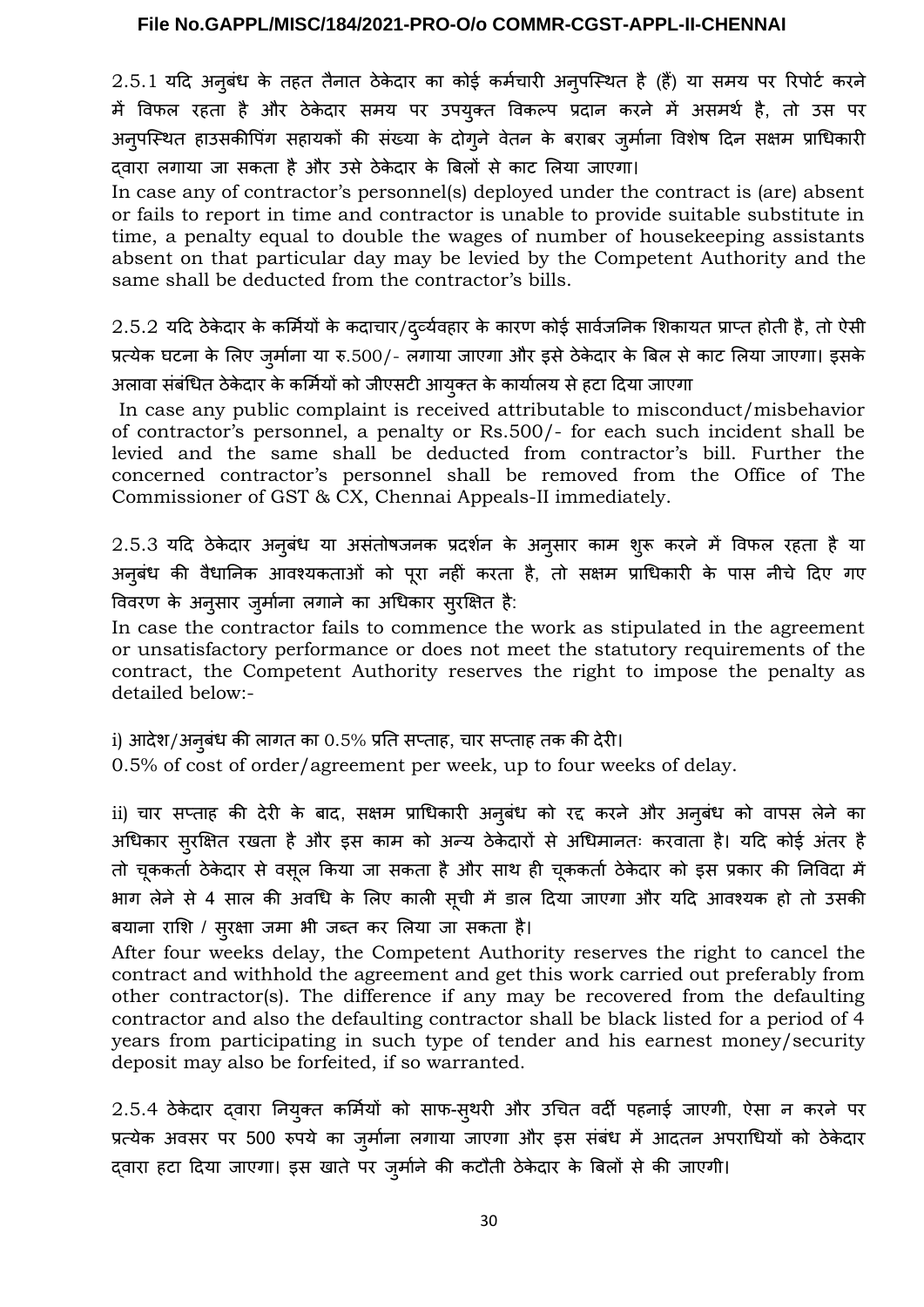2.5.1 यदि अनुबंध के तहत तैनात ठेकेदार का कोई कर्मचारी अनुपस्थित है (हैं) या समय पर रिपोर्ट करने में विफल रहता है और ठेकेदार समय पर उपयुक्त विकल्प प्रदान करने में असमर्थ है, तो उस पर अनुपस्थित हाउसकीपिंग सहायकों की संख्या के दोगुने वेतन के बराबर जुर्माना विशेष दिन सक्षम प्राधिकारी द्वारा लगाया जा सकता है और उसे ठेकेदार के बिलों से काट लिया जाएगा।

In case any of contractor's personnel(s) deployed under the contract is (are) absent or fails to report in time and contractor is unable to provide suitable substitute in time, a penalty equal to double the wages of number of housekeeping assistants absent on that particular day may be levied by the Competent Authority and the same shall be deducted from the contractor's bills.

2.5.2 यदि ठेकेदार के कर्मियों के कदाचार/दुर्व्यवहार के कारण कोई सार्वजनिक शिकायत प्राप्त होती है, तो ऐसी प्रत्येक घटना के लिए जुर्माना या रु.500/- लगाया जाएगा और इसे ठेकेदार के बिल से काट लिया जाएगा। इसके अलावा संबंधित ठेकेदार के कर्मियों को जीएसटी आयुक्त के कार्यालय से हटा दिया जाएगा

In case any public complaint is received attributable to misconduct/misbehavior of contractor's personnel, a penalty or Rs.500/- for each such incident shall be levied and the same shall be deducted from contractor's bill. Further the concerned contractor's personnel shall be removed from the Office of The Commissioner of GST & CX, Chennai Appeals-II immediately.

2.5.3 यदि ठेकेदार अनुबंध या असंतोषजनक प्रदर्शन के अनुसार काम शुरू करने में विफल रहता है या अनुबंध की वैधानिक आवश्यकताओं को पूरा नहीं करता है, तो सक्षम प्राधिकारी के पास नीचे दिए गए विवरण के अनुसार जुर्माना लगाने का अधिकार सुरक्षित है:

In case the contractor fails to commence the work as stipulated in the agreement or unsatisfactory performance or does not meet the statutory requirements of the contract, the Competent Authority reserves the right to impose the penalty as detailed below:-

i) आदेश/अनुबंध की लागत का 0.5% प्रति सप्ताह, चार सप्ताह तक की देरी।

0.5% of cost of order/agreement per week, up to four weeks of delay.

ii) चार सप्ताह की देरी के बाद, सक्षम प्राधिकारी अनुबंध को रद्द करने और अनुबंध को वापस लेने का अधिकार सुरक्षित रखता है और इस काम को अन्य ठेकेदारों से अधिमानतः करवाता है। यदि कोई अंतर है तो चूककर्ता ठेकेदार से वसूल किया जा सकता है और साथ ही चूककर्ता ठेकेदार को इस प्रकार की निविदा में भाग लेने से 4 साल की अवधि के लिए काली सूची में डाल दिया जाएगा और यदि आवश्यक हो तो उसकी बयाना राशि / सुरक्षा जमा भी जब्त कर लिया जा सकता है।

After four weeks delay, the Competent Authority reserves the right to cancel the contract and withhold the agreement and get this work carried out preferably from other contractor(s). The difference if any may be recovered from the defaulting contractor and also the defaulting contractor shall be black listed for a period of 4 years from participating in such type of tender and his earnest money/security deposit may also be forfeited, if so warranted.

2.5.4 ठेकेदार द्वारा नियुक्त कर्मियों को साफ-सुथरी और उचित वर्दी पहनाई जाएगी, ऐसा न करने पर प्रत्येक अवसर पर 500 रुपये का जुर्माना लगाया जाएगा और इस संबंध में आदतन अपराधियों को ठेकेदार द्वारा हटा दिया जाएगा। इस खाते पर जुर्माने की कटौती ठेकेदार के बिलों से की जाएगी।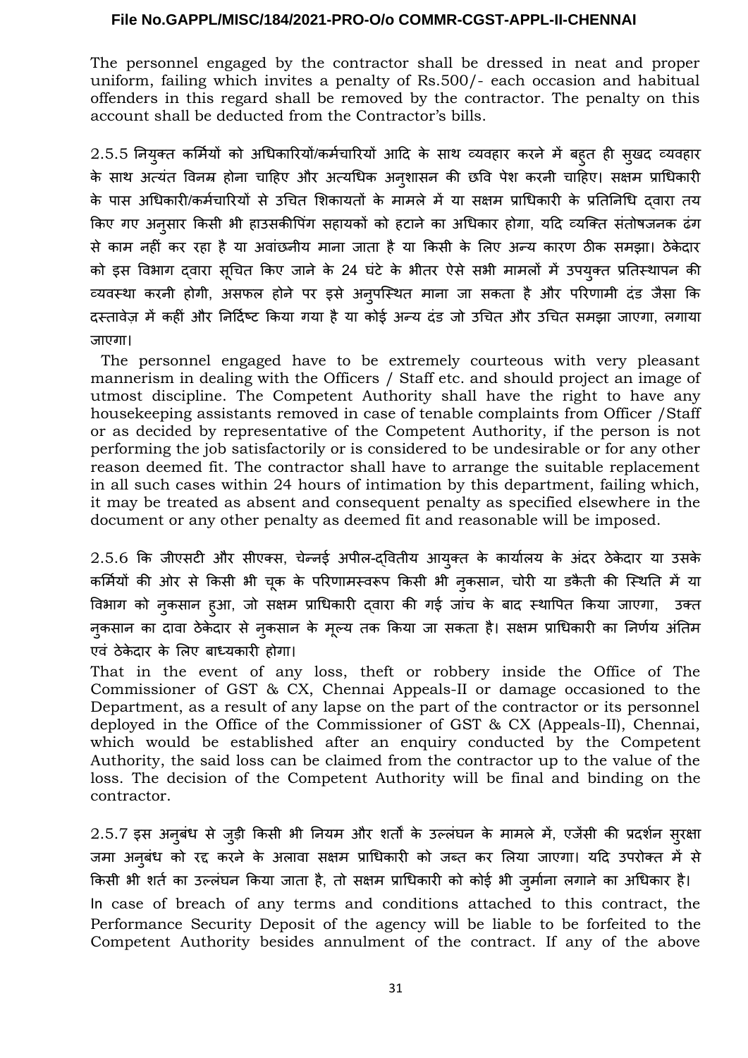The personnel engaged by the contractor shall be dressed in neat and proper uniform, failing which invites a penalty of Rs.500/- each occasion and habitual offenders in this regard shall be removed by the contractor. The penalty on this account shall be deducted from the Contractor's bills.

2.5.5 नियुक्त कर्मियों को अधिकारियों/कर्मचारियों आदि के साथ व्यवहार करने में बहुत ही सुखद व्यवहार के साथ अत्यंत विनम्र होना चाहिए और अत्यधिक अनुशासन की छवि पेश करनी चाहिए। सक्षम प्राधिकारी के पास अधिकारी/कर्मचारियों से उचित शिकायतों के मामले में या सक्षम प्राधिकारी के प्रतिनिधि द्वारा तय किए गए अनुसार किसी भी हाउसकीपिंग सहायकों को हटाने का अधिकार होगा, यदि व्यक्ति संतोषजनक ढंग से काम नहीं कर रहा है या अवांछनीय माना जाता है या किसी के लिए अन्य कारण ठीक समझा। ठेकेदार को इस विभाग द्वारा सूचित किए जाने के 24 घंटे के भीतर ऐसे सभी मामलों में उपयुक्त प्रतिस्थापन की व्यवस्था करनी होगी, असफल होने पर इसे अनुपस्थित माना जा सकता है और परिणामी दंड जैसा कि दस्तावेज़ में कहीं और निर्दिष्ट किया गया है या कोई अन्य दंड जो उचित और उचित समझा जाएगा, लगाया जाएगा।

The personnel engaged have to be extremely courteous with very pleasant mannerism in dealing with the Officers / Staff etc. and should project an image of utmost discipline. The Competent Authority shall have the right to have any housekeeping assistants removed in case of tenable complaints from Officer /Staff or as decided by representative of the Competent Authority, if the person is not performing the job satisfactorily or is considered to be undesirable or for any other reason deemed fit. The contractor shall have to arrange the suitable replacement in all such cases within 24 hours of intimation by this department, failing which, it may be treated as absent and consequent penalty as specified elsewhere in the document or any other penalty as deemed fit and reasonable will be imposed.

2.5.6 कि जीएसटी और सीएक्स, चेन्नई अपील-द्वितीय आयुक्त के कार्यालय के अंदर ठेकेदार या उसके कर्मियों की ओर से किसी भी चूक के परिणामस्वरूप किसी भी नुकसान, चोरी या डकैती की स्थिति में या विभाग को नुकसान हुआ, जो सक्षम प्राधिकारी द्वारा की गई जांच के बाद स्थापित किया जाएगा, उक्त नुकसान का दावा ठेकेदार से नुकसान के मूल्य तक किया जा सकता है। सक्षम प्राधिकारी का निर्णय अंतिम एवं ठेकेदार के लिए बाध्यकारी होगा।

That in the event of any loss, theft or robbery inside the Office of The Commissioner of GST & CX, Chennai Appeals-II or damage occasioned to the Department, as a result of any lapse on the part of the contractor or its personnel deployed in the Office of the Commissioner of GST & CX (Appeals-II), Chennai, which would be established after an enquiry conducted by the Competent Authority, the said loss can be claimed from the contractor up to the value of the loss. The decision of the Competent Authority will be final and binding on the contractor.

2.5.7 इस अनुबंध से जुड़ी किसी भी नियम और शर्तों के उल्लंघन के मामले में, एजेंसी की प्रदर्शन सुरक्षा जमा अनुबंध को रद्द करने के अलावा सक्षम प्राधिकारी को जब्त कर लिया जाएगा। यदि उपरोक्त में से किसी भी शर्त का उल्लंघन किया जाता है, तो सक्षम प्राधिकारी को कोई भी जुर्माना लगाने का अधिकार है।

In case of breach of any terms and conditions attached to this contract, the Performance Security Deposit of the agency will be liable to be forfeited to the Competent Authority besides annulment of the contract. If any of the above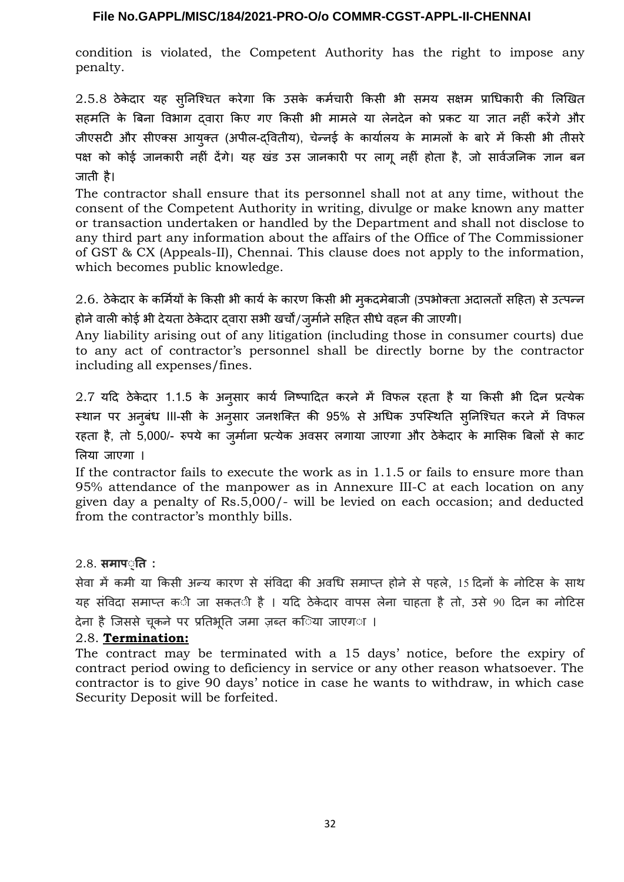condition is violated, the Competent Authority has the right to impose any penalty.

2.5.8 ठेकेदार यह सुनिश्चित करेगा कि उसके कर्मचारी किसी भी समय सक्षम प्राधिकारी की लिखित सहमति के बिना विभाग द्वारा किए गए किसी भी मामले या लेनदेन को प्रकट या ज्ञात नहीं करेंगे और जीएसटी और सीएक्स आयुक्त (अपील-द्वितीय), चेन्नई के कार्यालय के मामलों के बारे में किसी भी तीसरे पक्ष को कोई जानकारी नहीं देंगे। यह खंड उस जानकारी पर लागू नहीं होता है, जो सार्वजनिक ज्ञान बन जाती है।

The contractor shall ensure that its personnel shall not at any time, without the consent of the Competent Authority in writing, divulge or make known any matter or transaction undertaken or handled by the Department and shall not disclose to any third part any information about the affairs of the Office of The Commissioner of GST & CX (Appeals-II), Chennai. This clause does not apply to the information, which becomes public knowledge.

2.6. ठेकेदार के कर्मियों के किसी भी कार्य के कारण किसी भी मुकदमेबाजी (उपभोक्ता अदालतों सहित) से उत्पन्न होने वाली कोई भी देयता ठेकेदार द्वारा सभी खर्चों/जुर्माने सहित सीधे वहन की जाएगी।

Any liability arising out of any litigation (including those in consumer courts) due to any act of contractor's personnel shall be directly borne by the contractor including all expenses/fines.

2.7 यदि ठेकेदार 1.1.5 के अनुसार कार्य निष्पादित करने में विफल रहता है या किसी भी दिन प्रत्येक स्थान पर अनुबंध III-सी के अनुसार जनशक्ति की 95% से अधिक उपस्थिति सुनिश्चित करने में विफल रहता है, तो 5,000/- रुपये का जुर्माना प्रत्येक अवसर लगाया जाएगा और ठेकेदार के मासिक बिलों से काट लिया जाएगा ।

If the contractor fails to execute the work as in 1.1.5 or fails to ensure more than 95% attendance of the manpower as in Annexure III-C at each location on any given day a penalty of Rs.5,000/- will be levied on each occasion; and deducted from the contractor's monthly bills.

2.8. **समाप्ति :**

सेवा में कमी या किसी अन्य कारण से संविदा की अवधि समाप्त होने से पहले, 15 दिनों के नोटिस के साथ यह संविदा समाप्त की जा सकती है । यदि ठेकेदार वापस लेना चाहता है तो, उसे 90 दिन का नोटिस देना है जिससे चूकने पर प्रतिभूति जमा ज़ब्त किया जाएगा ।

2.8. **Termination:**

The contract may be terminated with a 15 days' notice, before the expiry of contract period owing to deficiency in service or any other reason whatsoever. The contractor is to give 90 days' notice in case he wants to withdraw, in which case Security Deposit will be forfeited.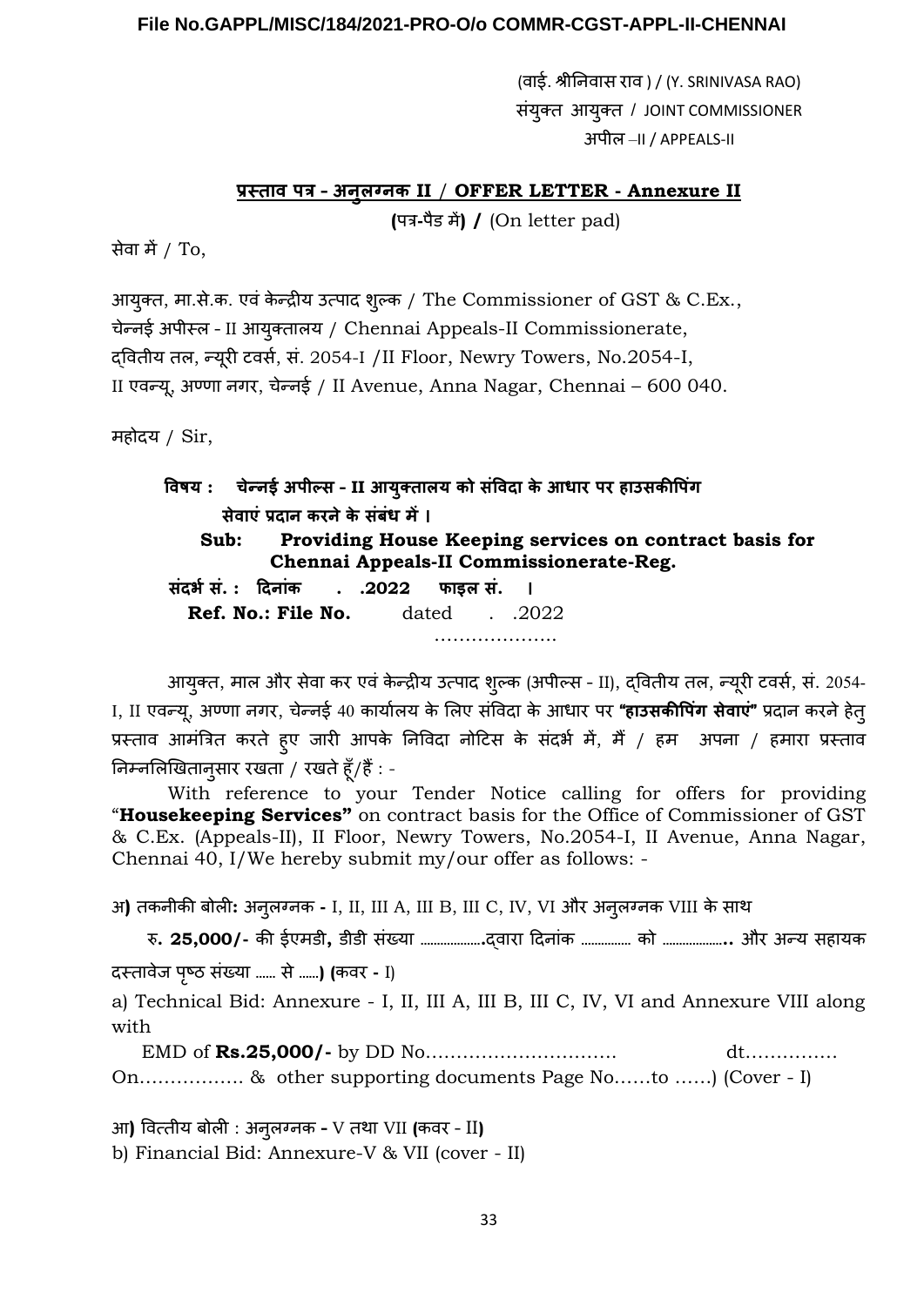(वाई. श्रीनिवास राव ) / (Y. SRINIVASA RAO)
संयुक्त आयुक्त / JOINT COMMISSIONER
अपील –II / APPEALS-II

## प्रस्ताव पत्र - अनुलग्नक II / OFFER LETTER - Annexure II

**(**पत्र-पैड में**) /** (On letter pad)

सेवा में / To,

आयुक्त, मा.से.क. एवं केन्द्रीय उत्पाद शुल्क / The Commissioner of GST & C.Ex.,
चेन्नई अपील्स - II आयुक्तालय / Chennai Appeals-II Commissionerate,
द्वितीय तल, न्यूरी टवर्स, सं. 2054-I /II Floor, Newry Towers, No.2054-I,
II एवन्यू, अण्णा नगर, चेन्नई / II Avenue, Anna Nagar, Chennai – 600 040.

महोदय / Sir,

**विषय : चेन्नई अपील्स - II आयुक्तालय को संविदा के आधार पर हाउसकीपिंग सेवाएं प्रदान करने के संबंध में ।**

**Sub: Providing House Keeping services on contract basis for Chennai Appeals-II Commissionerate-Reg.**

**संदर्भ सं. : दिनांक . .2022 फाइल सं. ।**

**Ref. No.: File No.** dated . .2022

………………..

आयुक्त, माल और सेवा कर एवं केन्द्रीय उत्पाद शुल्क (अपील्स - II), द्वितीय तल, न्यूरी टवर्स, सं. 2054-I, II एवन्यू, अण्णा नगर, चेन्नई 40 कार्यालय के लिए संविदा के आधार पर **"हाउसकीपिंग सेवाएं"** प्रदान करने हेतु प्रस्ताव आमंत्रित करते हुए जारी आपके निविदा नोटिस के संदर्भ में, मैं / हम अपना / हमारा प्रस्ताव निम्नलिखितानुसार रखता / रखते हूँ/हैं : -

With reference to your Tender Notice calling for offers for providing "**Housekeeping Services"** on contract basis for the Office of Commissioner of GST & C.Ex. (Appeals-II), II Floor, Newry Towers, No.2054-I, II Avenue, Anna Nagar, Chennai 40, I/We hereby submit my/our offer as follows: -

अ**)** तकनीकी बोली**:** अनुलग्नक **-** I, II, III A, III B, III C, IV, VI और अनुलग्नक VIII के साथ

रु**. 25,000/-** की ईएमडी**,** डीडी संख्या ……………..द्वारा दिनांक …………… को ……………… और अन्य सहायक दस्तावेज पृष्ठ संख्या …… से ……**) (**कवर **-** I)

a) Technical Bid: Annexure - I, II, III A, III B, III C, IV, VI and Annexure VIII along with

EMD of **Rs.25,000/-** by DD No………………………… dt…………… On…………….. & other supporting documents Page No……to ……) (Cover - I)

आ**)** वित्तीय बोली : अनुलग्नक **-** V तथा VII **(**कवर **-** II**)**

b) Financial Bid: Annexure-V & VII (cover - II)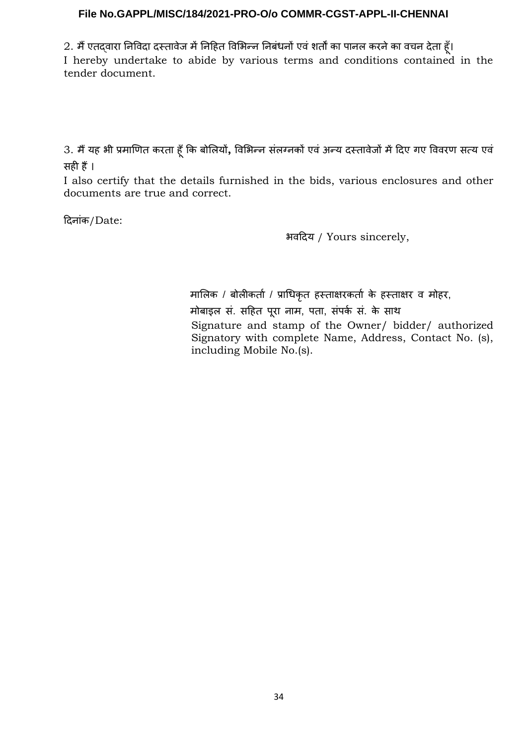2. मैं एतद्वारा निविदा दस्तावेज में निहित विभिन्न निबंधनों एवं शर्तों का पानल करने का वचन देता हूँ।
I hereby undertake to abide by various terms and conditions contained in the tender document.

3. मैं यह भी प्रमाणित करता हूँ कि बोलियों, विभिन्न संलग्नकों एवं अन्य दस्तावेजों में दिए गए विवरण सत्य एवं सही हैं ।
I also certify that the details furnished in the bids, various enclosures and other documents are true and correct.

दिनांक/Date:

भवदिय / Yours sincerely,

मालिक / बोलीकर्ता / प्राधिकृत हस्ताक्षरकर्ता के हस्ताक्षर व मोहर,
मोबाइल सं. सहित पूरा नाम, पता, संपर्क सं. के साथ
Signature and stamp of the Owner/ bidder/ authorized Signatory with complete Name, Address, Contact No. (s), including Mobile No.(s).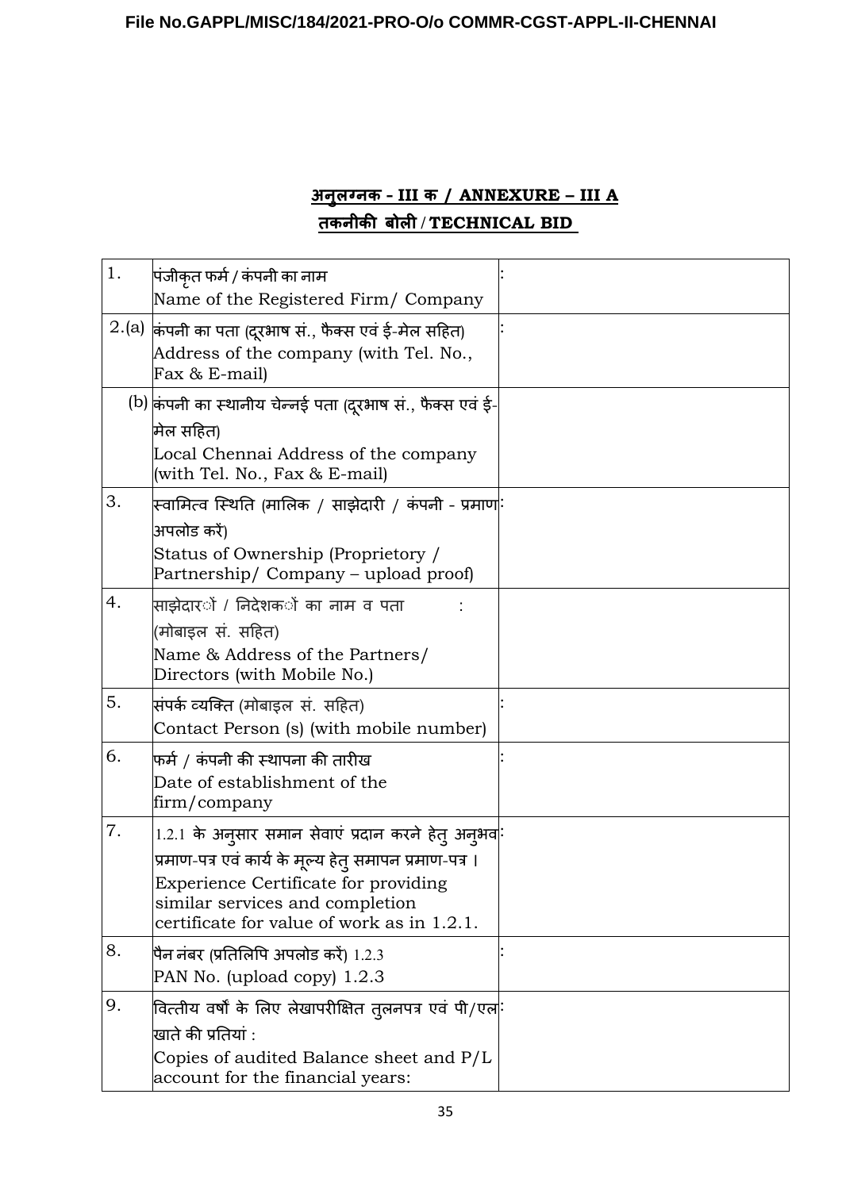**File No.GAPPL/MISC/184/2021-PRO-O/o COMMR-CGST-APPL-II-CHENNAI**

## अनुलग्नक - III क / ANNEXURE – III A

## तकनीकी बोली / TECHNICAL BID

| | | |
|---|---|---|
| 1. | पंजीकृत फर्म / कंपनी का नाम<br>Name of the Registered Firm/ Company | : |
| 2.(a) | कंपनी का पता (दूरभाष सं., फैक्स एवं ई-मेल सहित)<br>Address of the company (with Tel. No., Fax & E-mail) | : |
| (b) | कंपनी का स्थानीय चेन्नई पता (दूरभाष सं., फैक्स एवं ई-मेल सहित)<br>Local Chennai Address of the company (with Tel. No., Fax & E-mail) | |
| 3. | स्वामित्व स्थिति (मालिक / साझेदारी / कंपनी - प्रमाण अपलोड करें)<br>Status of Ownership (Proprietory / Partnership/ Company – upload proof) | : |
| 4. | साझेदारों / निदेशकों का नाम व पता : (मोबाइल सं. सहित)<br>Name & Address of the Partners/ Directors (with Mobile No.) | |
| 5. | संपर्क व्यक्ति (मोबाइल सं. सहित)<br>Contact Person (s) (with mobile number) | : |
| 6. | फर्म / कंपनी की स्थापना की तारीख<br>Date of establishment of the firm/company | : |
| 7. | 1.2.1 के अनुसार समान सेवाएं प्रदान करने हेतु अनुभव प्रमाण-पत्र एवं कार्य के मूल्य हेतु समापन प्रमाण-पत्र ।<br>Experience Certificate for providing similar services and completion certificate for value of work as in 1.2.1. | : |
| 8. | पैन नंबर (प्रतिलिपि अपलोड करें) 1.2.3<br>PAN No. (upload copy) 1.2.3 | : |
| 9. | वित्तीय वर्षों के लिए लेखापरीक्षित तुलनपत्र एवं पी/एल खाते की प्रतियां :<br>Copies of audited Balance sheet and P/L account for the financial years: | : |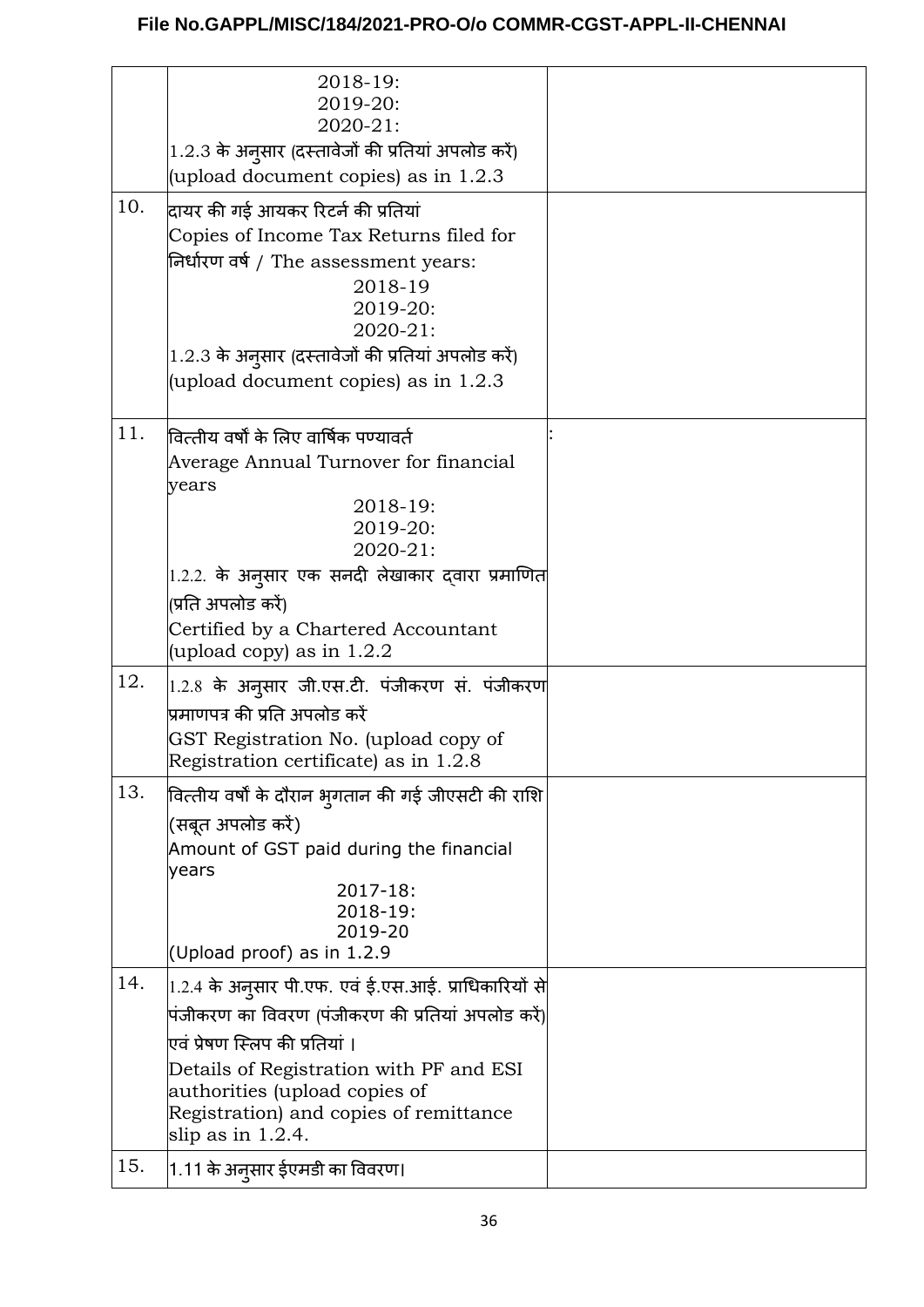| | | |
|---|---|---|
| | 2018-19:<br>2019-20:<br>2020-21:<br>1.2.3 के अनुसार (दस्तावेजों की प्रतियां अपलोड करें)<br>(upload document copies) as in 1.2.3 | |
| 10. | दायर की गई आयकर रिटर्न की प्रतियां<br>Copies of Income Tax Returns filed for<br>निर्धारण वर्ष / The assessment years:<br>2018-19<br>2019-20:<br>2020-21:<br>1.2.3 के अनुसार (दस्तावेजों की प्रतियां अपलोड करें)<br>(upload document copies) as in 1.2.3 | |
| 11. | वित्तीय वर्षों के लिए वार्षिक पण्यावर्त<br>Average Annual Turnover for financial years<br>2018-19:<br>2019-20:<br>2020-21:<br>1.2.2. के अनुसार एक सनदी लेखाकार द्वारा प्रमाणित (प्रति अपलोड करें)<br>Certified by a Chartered Accountant (upload copy) as in 1.2.2 | : |
| 12. | 1.2.8 के अनुसार जी.एस.टी. पंजीकरण सं. पंजीकरण प्रमाणपत्र की प्रति अपलोड करें<br>GST Registration No. (upload copy of Registration certificate) as in 1.2.8 | |
| 13. | वित्तीय वर्षों के दौरान भुगतान की गई जीएसटी की राशि (सबूत अपलोड करें)<br>Amount of GST paid during the financial years<br>2017-18:<br>2018-19:<br>2019-20<br>(Upload proof) as in 1.2.9 | |
| 14. | 1.2.4 के अनुसार पी.एफ. एवं ई.एस.आई. प्राधिकारियों से पंजीकरण का विवरण (पंजीकरण की प्रतियां अपलोड करें) एवं प्रेषण स्लिप की प्रतियां ।<br>Details of Registration with PF and ESI authorities (upload copies of Registration) and copies of remittance slip as in 1.2.4. | |
| 15. | 1.11 के अनुसार ईएमडी का विवरण। | |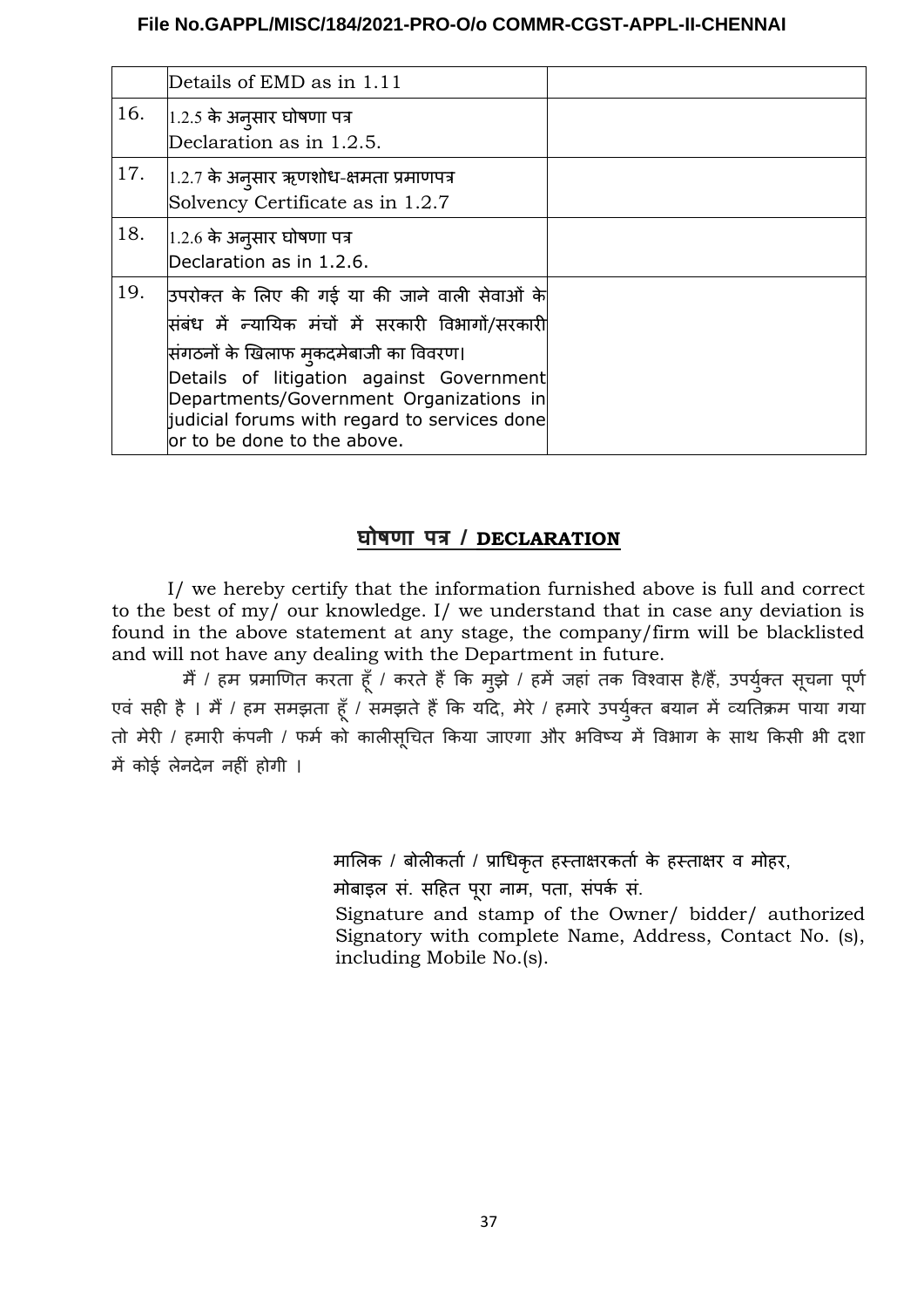| | | |
|---|---|---|
| | Details of EMD as in 1.11 | |
| 16. | 1.2.5 के अनुसार घोषणा पत्र<br>Declaration as in 1.2.5. | |
| 17. | 1.2.7 के अनुसार ऋणशोध-क्षमता प्रमाणपत्र<br>Solvency Certificate as in 1.2.7 | |
| 18. | 1.2.6 के अनुसार घोषणा पत्र<br>Declaration as in 1.2.6. | |
| 19. | उपरोक्त के लिए की गई या की जाने वाली सेवाओं के संबंध में न्यायिक मंचों में सरकारी विभागों/सरकारी संगठनों के खिलाफ मुकदमेबाजी का विवरण।<br>Details of litigation against Government Departments/Government Organizations in judicial forums with regard to services done or to be done to the above. | |

## घोषणा पत्र / DECLARATION

I/ we hereby certify that the information furnished above is full and correct to the best of my/ our knowledge. I/ we understand that in case any deviation is found in the above statement at any stage, the company/firm will be blacklisted and will not have any dealing with the Department in future.

मैं / हम प्रमाणित करता हूँ / करते हैं कि मुझे / हमें जहां तक विश्वास है/हैं, उपर्युक्त सूचना पूर्ण एवं सही है । मैं / हम समझता हूँ / समझते हैं कि यदि, मेरे / हमारे उपर्युक्त बयान में व्यतिक्रम पाया गया तो मेरी / हमारी कंपनी / फर्म को कालीसूचित किया जाएगा और भविष्य में विभाग के साथ किसी भी दशा में कोई लेनदेन नहीं होगी ।

मालिक / बोलीकर्ता / प्राधिकृत हस्ताक्षरकर्ता के हस्ताक्षर व मोहर,
मोबाइल सं. सहित पूरा नाम, पता, संपर्क सं.
Signature and stamp of the Owner/ bidder/ authorized Signatory with complete Name, Address, Contact No. (s), including Mobile No.(s).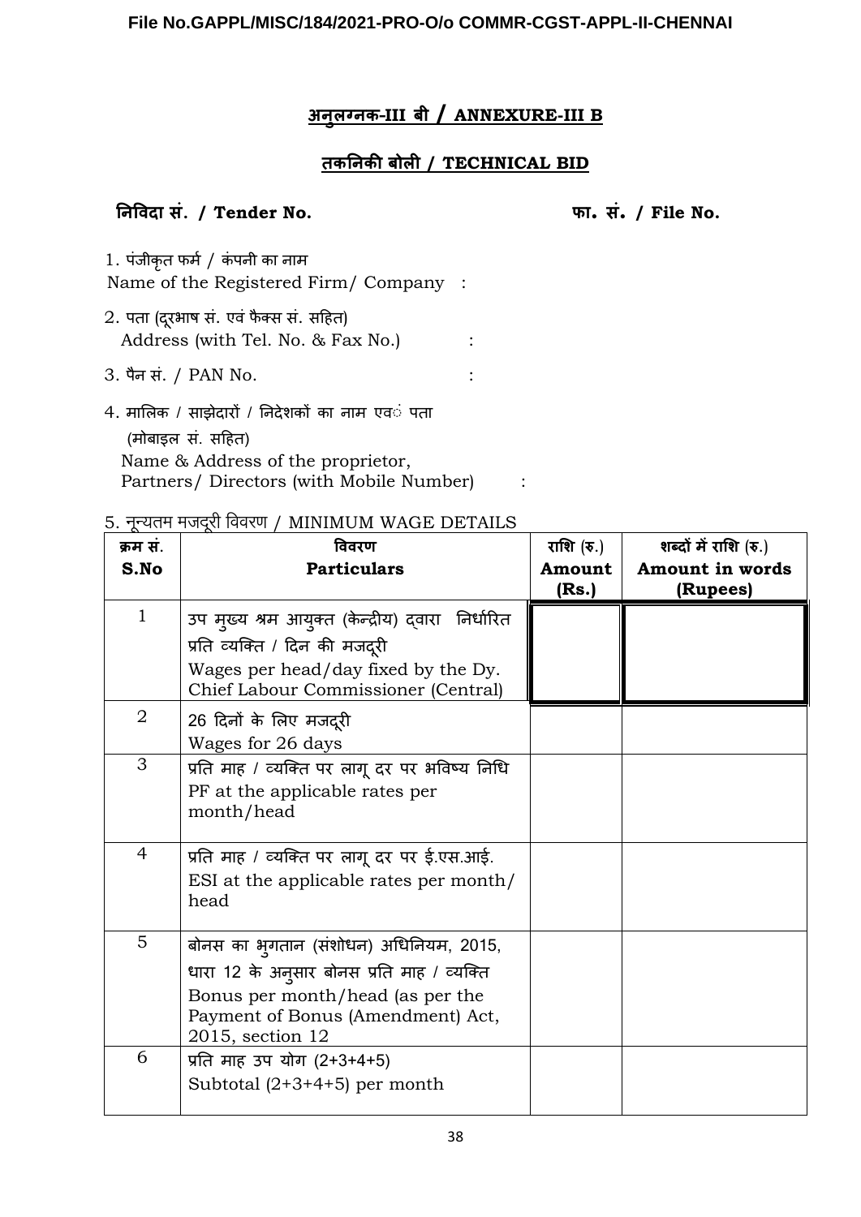**File No.GAPPL/MISC/184/2021-PRO-O/o COMMR-CGST-APPL-II-CHENNAI**

## अनुलग्नक-III बी / ANNEXURE-III B

## तकनिकी बोली / TECHNICAL BID

**निविदा सं. / Tender No.** **फा. सं. / File No.**

1. पंजीकृत फर्म / कंपनी का नाम
   Name of the Registered Firm/ Company :

2. पता (दूरभाष सं. एवं फैक्स सं. सहित)
   Address (with Tel. No. & Fax No.) :

3. पैन सं. / PAN No. :

4. मालिक / साझेदारों / निदेशकों का नाम एवं पता (मोबाइल सं. सहित)
   Name & Address of the proprietor, Partners/ Directors (with Mobile Number) :

5. न्यूनतम मजदूरी विवरण / MINIMUM WAGE DETAILS

| क्रम सं. **S.No** | विवरण **Particulars** | राशि (रु.) **Amount (Rs.)** | शब्दों में राशि (रु.) **Amount in words (Rupees)** |
|---|---|---|---|
| 1 | उप मुख्य श्रम आयुक्त (केन्द्रीय) द्वारा निर्धारित प्रति व्यक्ति / दिन की मजदूरी Wages per head/day fixed by the Dy. Chief Labour Commissioner (Central) | | |
| 2 | 26 दिनों के लिए मजदूरी Wages for 26 days | | |
| 3 | प्रति माह / व्यक्ति पर लागू दर पर भविष्य निधि PF at the applicable rates per month/head | | |
| 4 | प्रति माह / व्यक्ति पर लागू दर पर ई.एस.आई. ESI at the applicable rates per month/ head | | |
| 5 | बोनस का भुगतान (संशोधन) अधिनियम, 2015, धारा 12 के अनुसार बोनस प्रति माह / व्यक्ति Bonus per month/head (as per the Payment of Bonus (Amendment) Act, 2015, section 12 | | |
| 6 | प्रति माह उप योग (2+3+4+5) Subtotal (2+3+4+5) per month | | |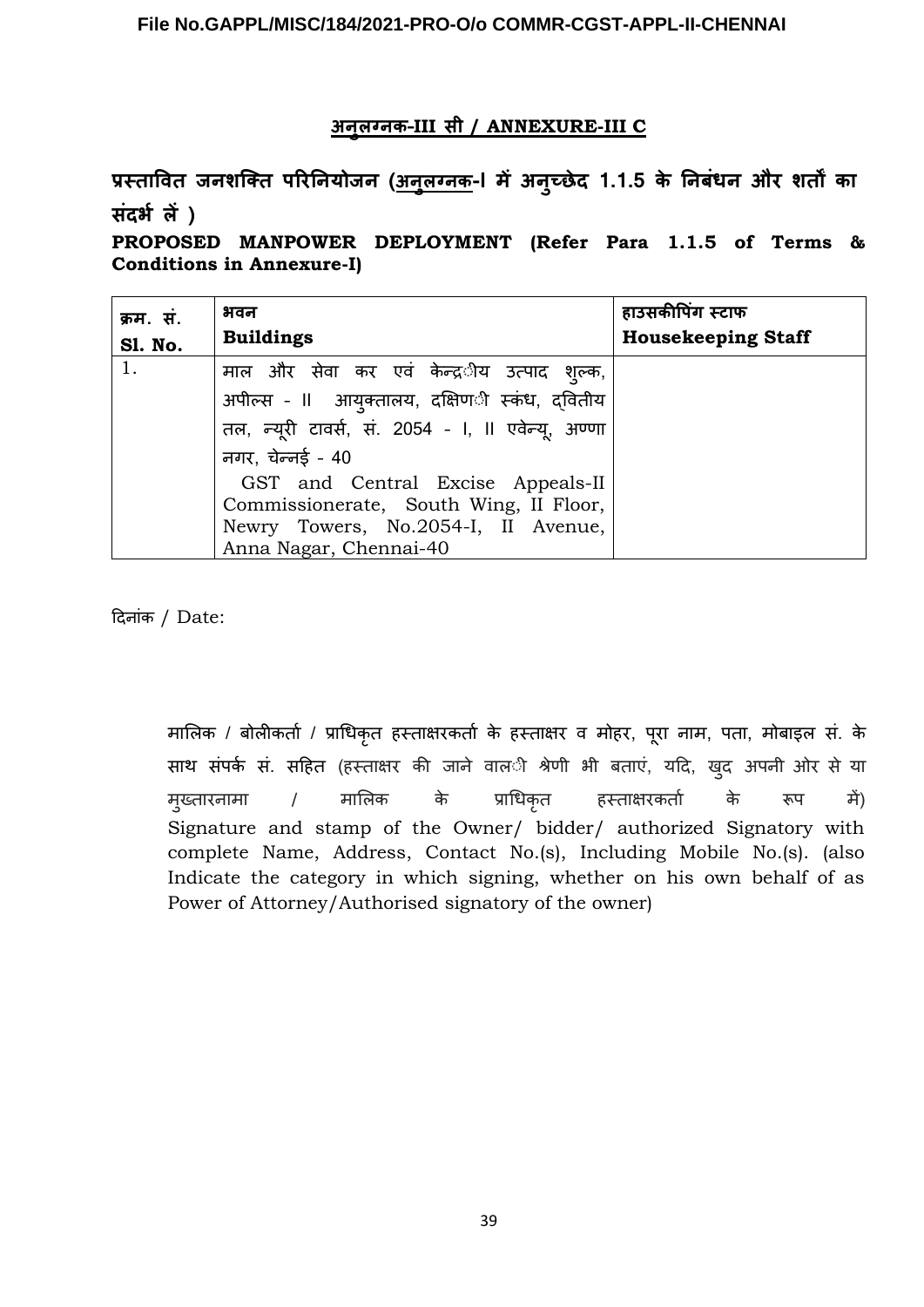## अनुलग्नक-III सी / ANNEXURE-III C

**प्रस्तावित जनशक्ति परिनियोजन (अनुलग्नक-I में अनुच्छेद 1.1.5 के निबंधन और शर्तों का संदर्भ लें )**

**PROPOSED MANPOWER DEPLOYMENT (Refer Para 1.1.5 of Terms & Conditions in Annexure-I)**

| क्रम. सं.<br>**Sl. No.** | भवन<br>**Buildings** | हाउसकीपिंग स्टाफ<br>**Housekeeping Staff** |
|---|---|---|
| 1. | माल और सेवा कर एवं केन्द्रीय उत्पाद शुल्क, अपील्स - II आयुक्तालय, दक्षिणी स्कंध, द्वितीय तल, न्यूरी टावर्स, सं. 2054 - I, II एवेन्यू, अण्णा नगर, चेन्नई - 40<br>GST and Central Excise Appeals-II Commissionerate, South Wing, II Floor, Newry Towers, No.2054-I, II Avenue, Anna Nagar, Chennai-40 | |

दिनांक / Date:

मालिक / बोलीकर्ता / प्राधिकृत हस्ताक्षरकर्ता के हस्ताक्षर व मोहर, पूरा नाम, पता, मोबाइल सं. के साथ संपर्क सं. सहित (हस्ताक्षर की जाने वाली श्रेणी भी बताएं, यदि, खुद अपनी ओर से या मुख्तारनामा / मालिक के प्राधिकृत हस्ताक्षरकर्ता के रूप में)
Signature and stamp of the Owner/ bidder/ authorized Signatory with complete Name, Address, Contact No.(s), Including Mobile No.(s). (also Indicate the category in which signing, whether on his own behalf of as Power of Attorney/Authorised signatory of the owner)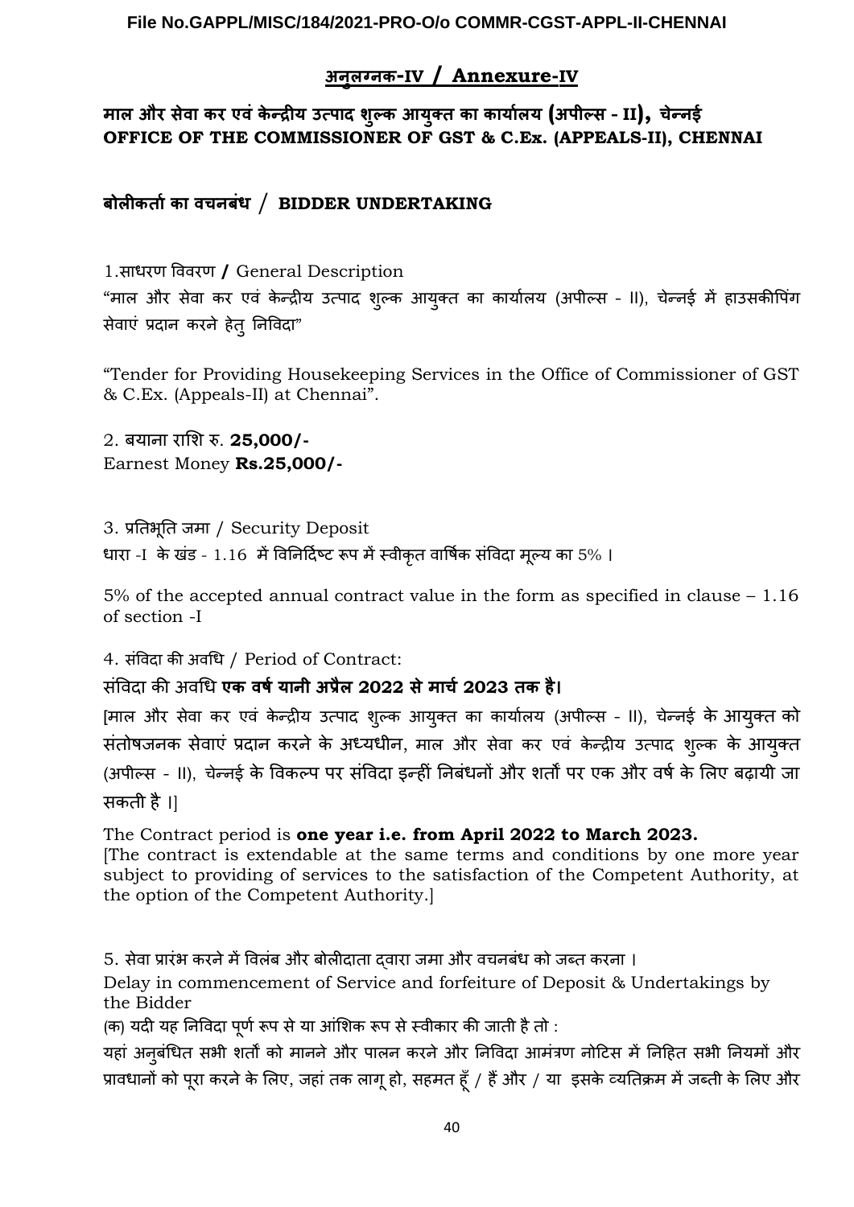File No.GAPPL/MISC/184/2021-PRO-O/o COMMR-CGST-APPL-II-CHENNAI

## अनुलग्नक-IV / Annexure-IV

### माल और सेवा कर एवं केन्द्रीय उत्पाद शुल्क आयुक्त का कार्यालय (अपील्स - II), चेन्नई
### OFFICE OF THE COMMISSIONER OF GST & C.Ex. (APPEALS-II), CHENNAI

### बोलीकर्ता का वचनबंध / BIDDER UNDERTAKING

1.साधरण विवरण / General Description

“माल और सेवा कर एवं केन्द्रीय उत्पाद शुल्क आयुक्त का कार्यालय (अपील्स - II), चेन्नई में हाउसकीपिंग सेवाएं प्रदान करने हेतु निविदा”

“Tender for Providing Housekeeping Services in the Office of Commissioner of GST & C.Ex. (Appeals-II) at Chennai”.

2. बयाना राशि रु. **25,000/-**
Earnest Money **Rs.25,000/-**

3. प्रतिभूति जमा / Security Deposit
धारा -I के खंड - 1.16 में विनिर्दिष्ट रूप में स्वीकृत वार्षिक संविदा मूल्य का 5% ।

5% of the accepted annual contract value in the form as specified in clause – 1.16 of section -I

4. संविदा की अवधि / Period of Contract:

संविदा की अवधि **एक वर्ष यानी अप्रैल 2022 से मार्च 2023 तक है।**

[माल और सेवा कर एवं केन्द्रीय उत्पाद शुल्क आयुक्त का कार्यालय (अपील्स - II), चेन्नई के आयुक्त को संतोषजनक सेवाएं प्रदान करने के अध्यधीन, माल और सेवा कर एवं केन्द्रीय उत्पाद शुल्क के आयुक्त (अपील्स - II), चेन्नई के विकल्प पर संविदा इन्हीं निबंधनों और शर्तों पर एक और वर्ष के लिए बढ़ायी जा सकती है ।]

The Contract period is **one year i.e. from April 2022 to March 2023.**
[The contract is extendable at the same terms and conditions by one more year subject to providing of services to the satisfaction of the Competent Authority, at the option of the Competent Authority.]

5. सेवा प्रारंभ करने में विलंब और बोलीदाता द्वारा जमा और वचनबंध को जब्त करना ।
Delay in commencement of Service and forfeiture of Deposit & Undertakings by the Bidder

(क) यदी यह निविदा पूर्ण रूप से या आंशिक रूप से स्वीकार की जाती है तो :

यहां अनुबंधित सभी शर्तों को मानने और पालन करने और निविदा आमंत्रण नोटिस में निहित सभी नियमों और प्रावधानों को पूरा करने के लिए, जहां तक लागू हो, सहमत हूँ / हैं और / या इसके व्यतिक्रम में जब्ती के लिए और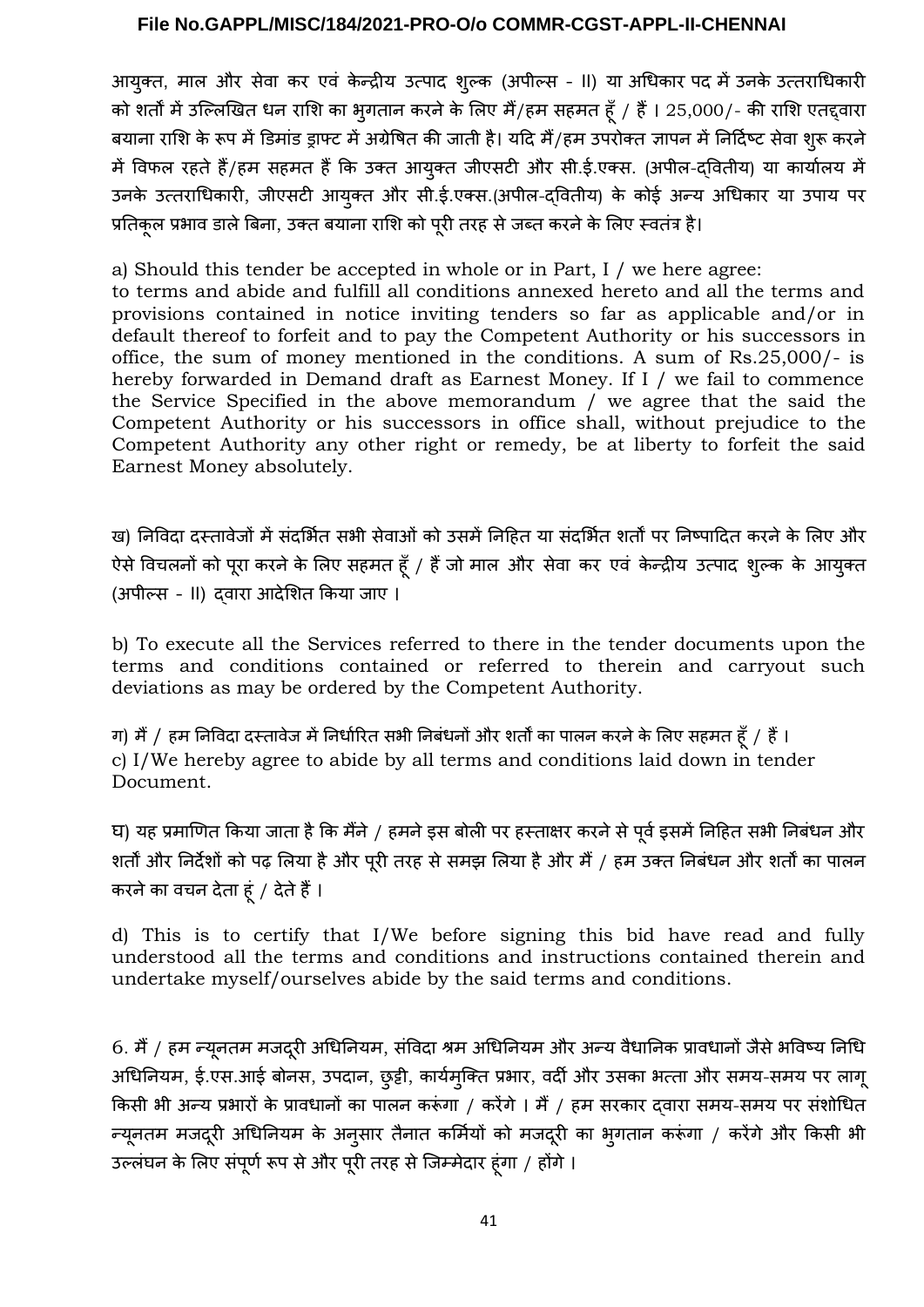आयुक्त, माल और सेवा कर एवं केन्द्रीय उत्पाद शुल्क (अपील्स - II) या अधिकार पद में उनके उत्तराधिकारी को शर्तों में उल्लिखित धन राशि का भुगतान करने के लिए मैं/हम सहमत हूँ / हैं । 25,000/- की राशि एतद्द्वारा बयाना राशि के रूप में डिमांड ड्राफ्ट में अग्रेषित की जाती है। यदि मैं/हम उपरोक्त ज्ञापन में निर्दिष्ट सेवा शुरू करने में विफल रहते हैं/हम सहमत हैं कि उक्त आयुक्त जीएसटी और सी.ई.एक्स. (अपील-द्वितीय) या कार्यालय में उनके उत्तराधिकारी, जीएसटी आयुक्त और सी.ई.एक्स.(अपील-द्वितीय) के कोई अन्य अधिकार या उपाय पर प्रतिकूल प्रभाव डाले बिना, उक्त बयाना राशि को पूरी तरह से जब्त करने के लिए स्वतंत्र है।

a) Should this tender be accepted in whole or in Part, I / we here agree:
to terms and abide and fulfill all conditions annexed hereto and all the terms and provisions contained in notice inviting tenders so far as applicable and/or in default thereof to forfeit and to pay the Competent Authority or his successors in office, the sum of money mentioned in the conditions. A sum of Rs.25,000/- is hereby forwarded in Demand draft as Earnest Money. If I / we fail to commence the Service Specified in the above memorandum / we agree that the said the Competent Authority or his successors in office shall, without prejudice to the Competent Authority any other right or remedy, be at liberty to forfeit the said Earnest Money absolutely.

ख) निविदा दस्तावेजों में संदर्भित सभी सेवाओं को उसमें निहित या संदर्भित शर्तों पर निष्पादित करने के लिए और ऐसे विचलनों को पूरा करने के लिए सहमत हूँ / हैं जो माल और सेवा कर एवं केन्द्रीय उत्पाद शुल्क के आयुक्त (अपील्स - II) द्वारा आदेशित किया जाए ।

b) To execute all the Services referred to there in the tender documents upon the terms and conditions contained or referred to therein and carryout such deviations as may be ordered by the Competent Authority.

ग) मैं / हम निविदा दस्तावेज में निर्धारित सभी निबंधनों और शर्तों का पालन करने के लिए सहमत हूँ / हैं ।
c) I/We hereby agree to abide by all terms and conditions laid down in tender Document.

घ) यह प्रमाणित किया जाता है कि मैंने / हमने इस बोली पर हस्ताक्षर करने से पूर्व इसमें निहित सभी निबंधन और शर्तों और निर्देशों को पढ़ लिया है और पूरी तरह से समझ लिया है और मैं / हम उक्त निबंधन और शर्तों का पालन करने का वचन देता हूं / देते हैं ।

d) This is to certify that I/We before signing this bid have read and fully understood all the terms and conditions and instructions contained therein and undertake myself/ourselves abide by the said terms and conditions.

6. मैं / हम न्यूनतम मजदूरी अधिनियम, संविदा श्रम अधिनियम और अन्य वैधानिक प्रावधानों जैसे भविष्य निधि अधिनियम, ई.एस.आई बोनस, उपदान, छुट्टी, कार्यमुक्ति प्रभार, वर्दी और उसका भत्ता और समय-समय पर लागू किसी भी अन्य प्रभारों के प्रावधानों का पालन करूंगा / करेंगे । मैं / हम सरकार द्वारा समय-समय पर संशोधित न्यूनतम मजदूरी अधिनियम के अनुसार तैनात कर्मियों को मजदूरी का भुगतान करूंगा / करेंगे और किसी भी उल्लंघन के लिए संपूर्ण रूप से और पूरी तरह से जिम्मेदार हूंगा / होंगे ।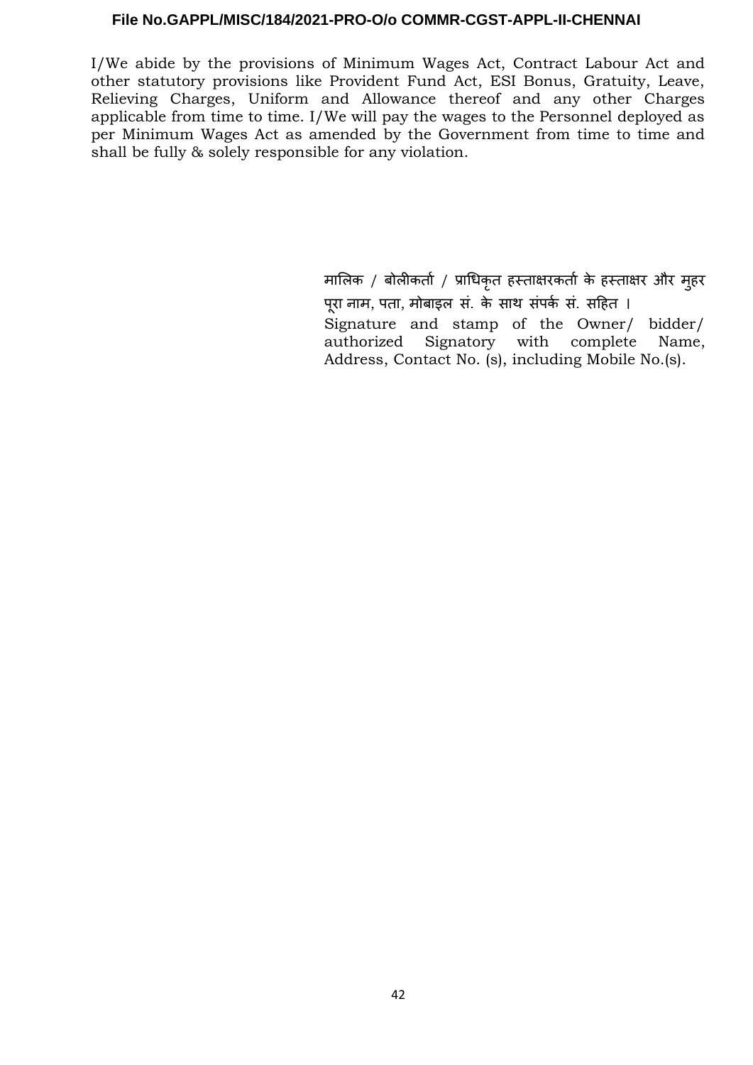I/We abide by the provisions of Minimum Wages Act, Contract Labour Act and other statutory provisions like Provident Fund Act, ESI Bonus, Gratuity, Leave, Relieving Charges, Uniform and Allowance thereof and any other Charges applicable from time to time. I/We will pay the wages to the Personnel deployed as per Minimum Wages Act as amended by the Government from time to time and shall be fully & solely responsible for any violation.

मालिक / बोलीकर्ता / प्राधिकृत हस्ताक्षरकर्ता के हस्ताक्षर और मुहर पूरा नाम, पता, मोबाइल सं. के साथ संपर्क सं. सहित ।
Signature and stamp of the Owner/ bidder/ authorized Signatory with complete Name, Address, Contact No. (s), including Mobile No.(s).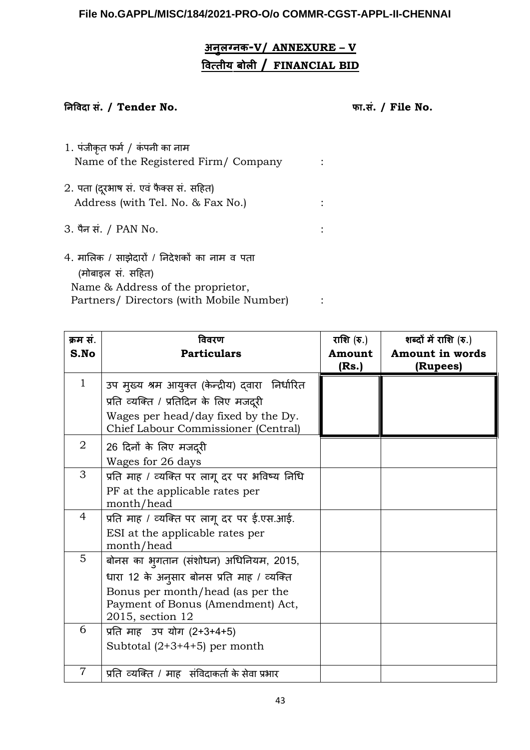## अनुलग्नक-V/ ANNEXURE – V

## वित्तीय बोली / FINANCIAL BID

**निविदा सं. / Tender No.** **फा.सं. / File No.**

1. पंजीकृत फर्म / कंपनी का नाम
   Name of the Registered Firm/ Company :

2. पता (दूरभाष सं. एवं फैक्स सं. सहित)
   Address (with Tel. No. & Fax No.) :

3. पैन सं. / PAN No. :

4. मालिक / साझेदारों / निदेशकों का नाम व पता (मोबाइल सं. सहित)
   Name & Address of the proprietor, Partners/ Directors (with Mobile Number) :

| क्रम सं.<br>**S.No** | विवरण<br>**Particulars** | राशि (रु.)<br>**Amount (Rs.)** | शब्दों में राशि (रु.)<br>**Amount in words (Rupees)** |
|---|---|---|---|
| 1 | उप मुख्य श्रम आयुक्त (केन्द्रीय) द्वारा निर्धारित प्रति व्यक्ति / प्रतिदिन के लिए मजदूरी<br>Wages per head/day fixed by the Dy. Chief Labour Commissioner (Central) | | |
| 2 | 26 दिनों के लिए मजदूरी<br>Wages for 26 days | | |
| 3 | प्रति माह / व्यक्ति पर लागू दर पर भविष्य निधि<br>PF at the applicable rates per month/head | | |
| 4 | प्रति माह / व्यक्ति पर लागू दर पर ई.एस.आई.<br>ESI at the applicable rates per month/head | | |
| 5 | बोनस का भुगतान (संशोधन) अधिनियम, 2015, धारा 12 के अनुसार बोनस प्रति माह / व्यक्ति<br>Bonus per month/head (as per the Payment of Bonus (Amendment) Act, 2015, section 12 | | |
| 6 | प्रति माह उप योग (2+3+4+5)<br>Subtotal (2+3+4+5) per month | | |
| 7 | प्रति व्यक्ति / माह संविदाकर्ता के सेवा प्रभार | | |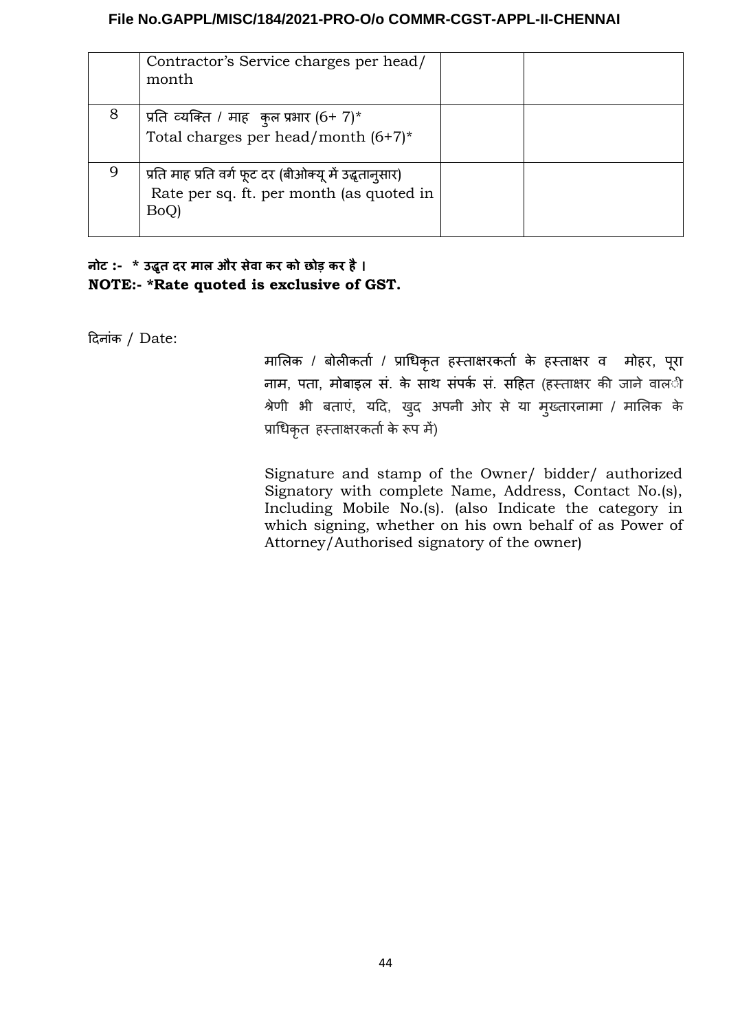| | | | |
|---|---|---|---|
| | Contractor's Service charges per head/ month | | |
| 8 | प्रति व्यक्ति / माह कुल प्रभार (6+ 7)*<br>Total charges per head/month (6+7)* | | |
| 9 | प्रति माह प्रति वर्ग फूट दर (बीओक्यू में उद्धृतानुसार)<br>Rate per sq. ft. per month (as quoted in BoQ) | | |

**नोट :- * उद्धृत दर माल और सेवा कर को छोड़ कर है ।**
**NOTE:- *Rate quoted is exclusive of GST.**

दिनांक / Date:

मालिक / बोलीकर्ता / प्राधिकृत हस्ताक्षरकर्ता के हस्ताक्षर व मोहर, पूरा नाम, पता, मोबाइल सं. के साथ संपर्क सं. सहित (हस्ताक्षर की जाने वाली श्रेणी भी बताएं, यदि, खुद अपनी ओर से या मुख्तारनामा / मालिक के प्राधिकृत हस्ताक्षरकर्ता के रूप में)

Signature and stamp of the Owner/ bidder/ authorized Signatory with complete Name, Address, Contact No.(s), Including Mobile No.(s). (also Indicate the category in which signing, whether on his own behalf of as Power of Attorney/Authorised signatory of the owner)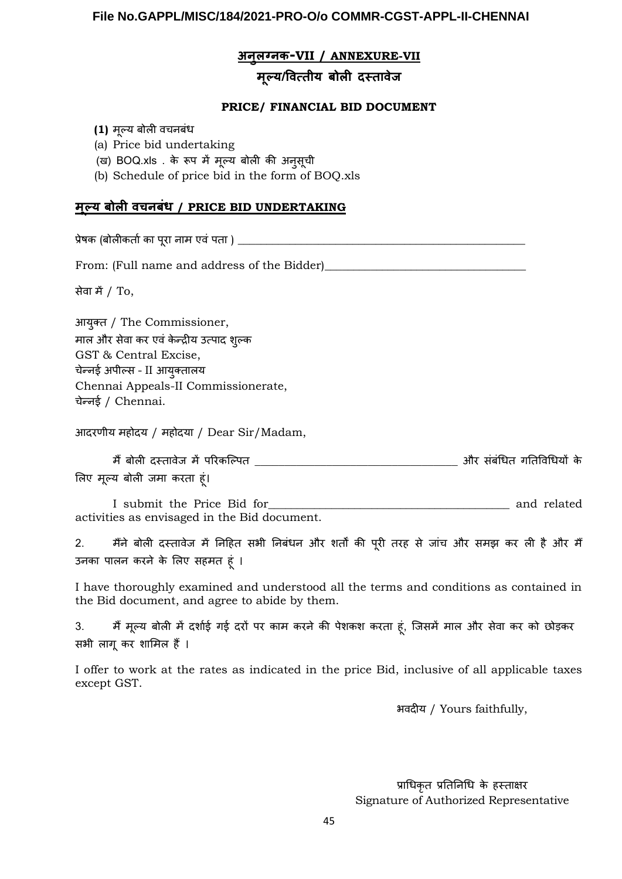## अनुलग्नक-VII / ANNEXURE-VII

## मूल्य/वित्तीय बोली दस्तावेज

### PRICE/ FINANCIAL BID DOCUMENT

**(1)** मूल्य बोली वचनबंध

(a) Price bid undertaking

(ख) BOQ.xls . के रूप में मूल्य बोली की अनुसूची

(b) Schedule of price bid in the form of BOQ.xls

### मूल्य बोली वचनबंध / PRICE BID UNDERTAKING

प्रेषक (बोलीकर्ता का पूरा नाम एवं पता ) ____________________________________________________

From: (Full name and address of the Bidder)__________________________________

सेवा में / To,

आयुक्त / The Commissioner,
माल और सेवा कर एवं केन्द्रीय उत्पाद शुल्क
GST & Central Excise,
चेन्नई अपील्स - II आयुक्तालय
Chennai Appeals-II Commissionerate,
चेन्नई / Chennai.

आदरणीय महोदय / महोदया / Dear Sir/Madam,

मैं बोली दस्तावेज में परिकल्पित ___________________________________ और संबंधित गतिविधियों के लिए मूल्य बोली जमा करता हूं।

I submit the Price Bid for_________________________________________ and related activities as envisaged in the Bid document.

2. मैंने बोली दस्तावेज में निहित सभी निबंधन और शर्तों की पूरी तरह से जांच और समझ कर ली है और मैं उनका पालन करने के लिए सहमत हूं ।

I have thoroughly examined and understood all the terms and conditions as contained in the Bid document, and agree to abide by them.

3. मैं मूल्य बोली में दर्शाई गई दरों पर काम करने की पेशकश करता हूं, जिसमें माल और सेवा कर को छोड़कर सभी लागू कर शामिल हैं ।

I offer to work at the rates as indicated in the price Bid, inclusive of all applicable taxes except GST.

भवदीय / Yours faithfully,

प्राधिकृत प्रतिनिधि के हस्ताक्षर
Signature of Authorized Representative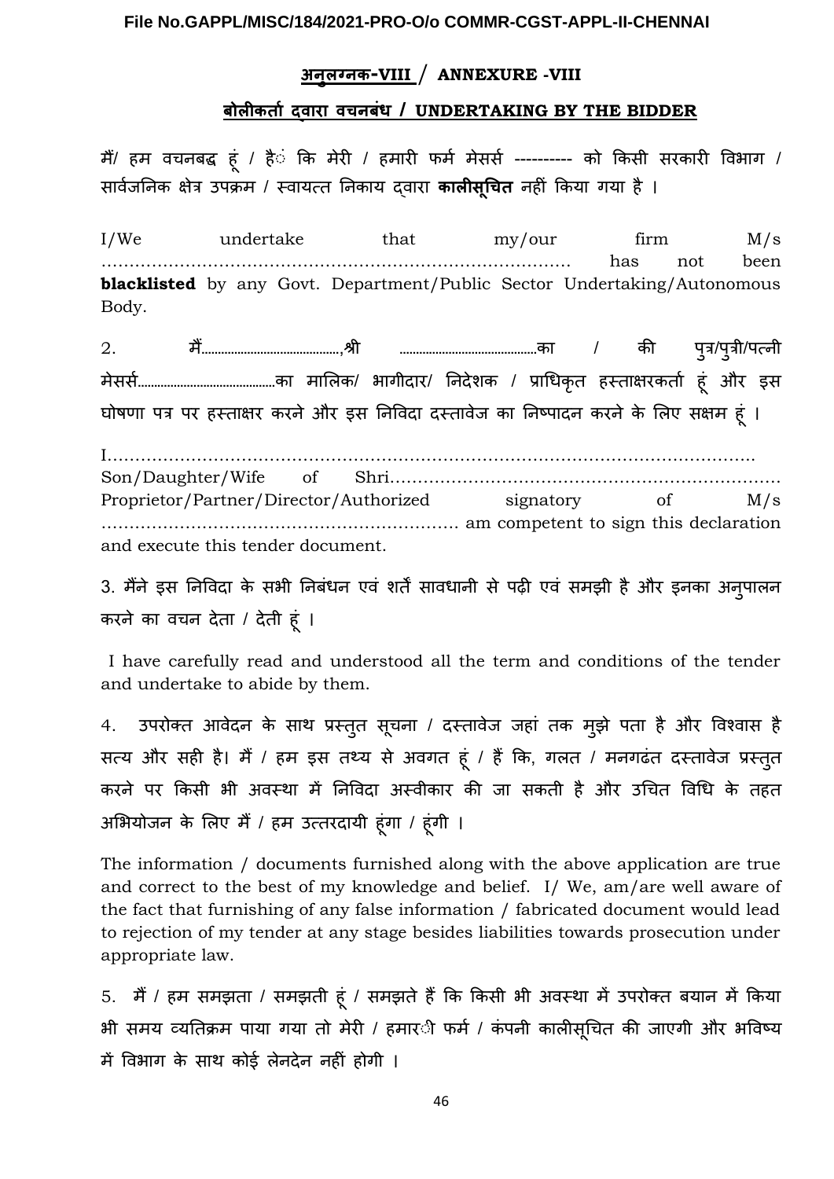## अनुलग्नक-VIII / ANNEXURE -VIII

## बोलीकर्ता द्वारा वचनबंध / UNDERTAKING BY THE BIDDER

मैं/ हम वचनबद्ध हूं / हैं कि मेरी / हमारी फर्म मेसर्स ---------- को किसी सरकारी विभाग / सार्वजनिक क्षेत्र उपक्रम / स्वायत्त निकाय द्वारा **कालीसूचित** नहीं किया गया है ।

I/We undertake that my/our firm M/s ………………………………………………………………………… has not been **blacklisted** by any Govt. Department/Public Sector Undertaking/Autonomous Body.

2. मैं……………………………………,श्री ……………………………………का / की पुत्र/पुत्री/पत्नी मेसर्स……………………………………का मालिक/ भागीदार/ निदेशक / प्राधिकृत हस्ताक्षरकर्ता हूं और इस घोषणा पत्र पर हस्ताक्षर करने और इस निविदा दस्तावेज का निष्पादन करने के लिए सक्षम हूं ।

I…………………………………………………………………………………………………… Son/Daughter/Wife of Shri……………………………………………………………… Proprietor/Partner/Director/Authorized signatory of M/s ………………………………………………………. am competent to sign this declaration and execute this tender document.

3. मैंने इस निविदा के सभी निबंधन एवं शर्तें सावधानी से पढ़ी एवं समझी है और इनका अनुपालन करने का वचन देता / देती हूं ।

I have carefully read and understood all the term and conditions of the tender and undertake to abide by them.

4. उपरोक्त आवेदन के साथ प्रस्तुत सूचना / दस्तावेज जहां तक मुझे पता है और विश्वास है सत्य और सही है। मैं / हम इस तथ्य से अवगत हूं / हैं कि, गलत / मनगढंत दस्तावेज प्रस्तुत करने पर किसी भी अवस्था में निविदा अस्वीकार की जा सकती है और उचित विधि के तहत अभियोजन के लिए मैं / हम उत्तरदायी हूंगा / हूंगी ।

The information / documents furnished along with the above application are true and correct to the best of my knowledge and belief. I/ We, am/are well aware of the fact that furnishing of any false information / fabricated document would lead to rejection of my tender at any stage besides liabilities towards prosecution under appropriate law.

5. मैं / हम समझता / समझती हूं / समझते हैं कि किसी भी अवस्था में उपरोक्त बयान में किया भी समय व्यतिक्रम पाया गया तो मेरी / हमारी फर्म / कंपनी कालीसूचित की जाएगी और भविष्य में विभाग के साथ कोई लेनदेन नहीं होगी ।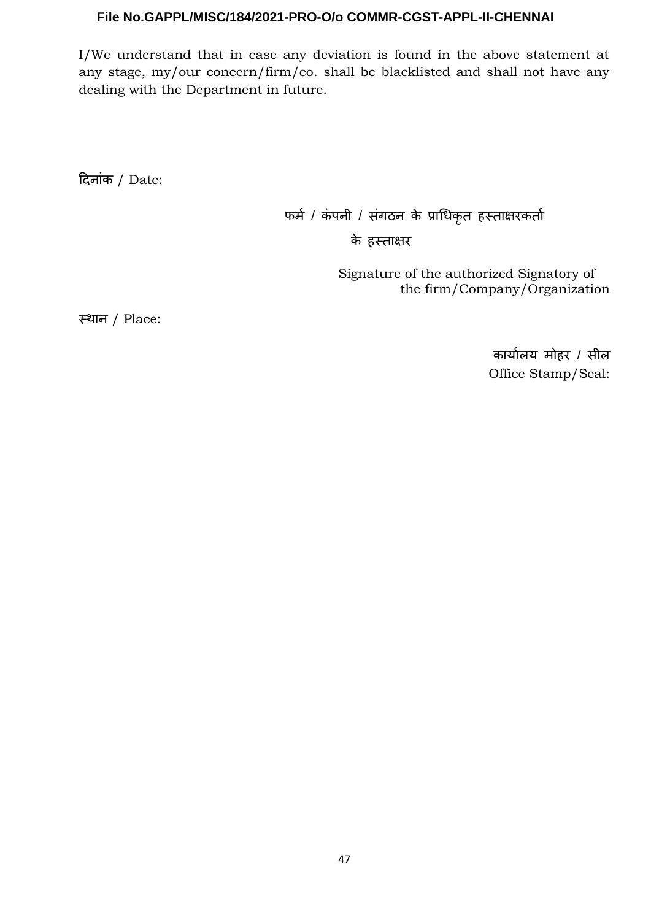I/We understand that in case any deviation is found in the above statement at any stage, my/our concern/firm/co. shall be blacklisted and shall not have any dealing with the Department in future.

दिनांक / Date:

फर्म / कंपनी / संगठन के प्राधिकृत हस्ताक्षरकर्ता के हस्ताक्षर

Signature of the authorized Signatory of the firm/Company/Organization

स्थान / Place:

कार्यालय मोहर / सील
Office Stamp/Seal: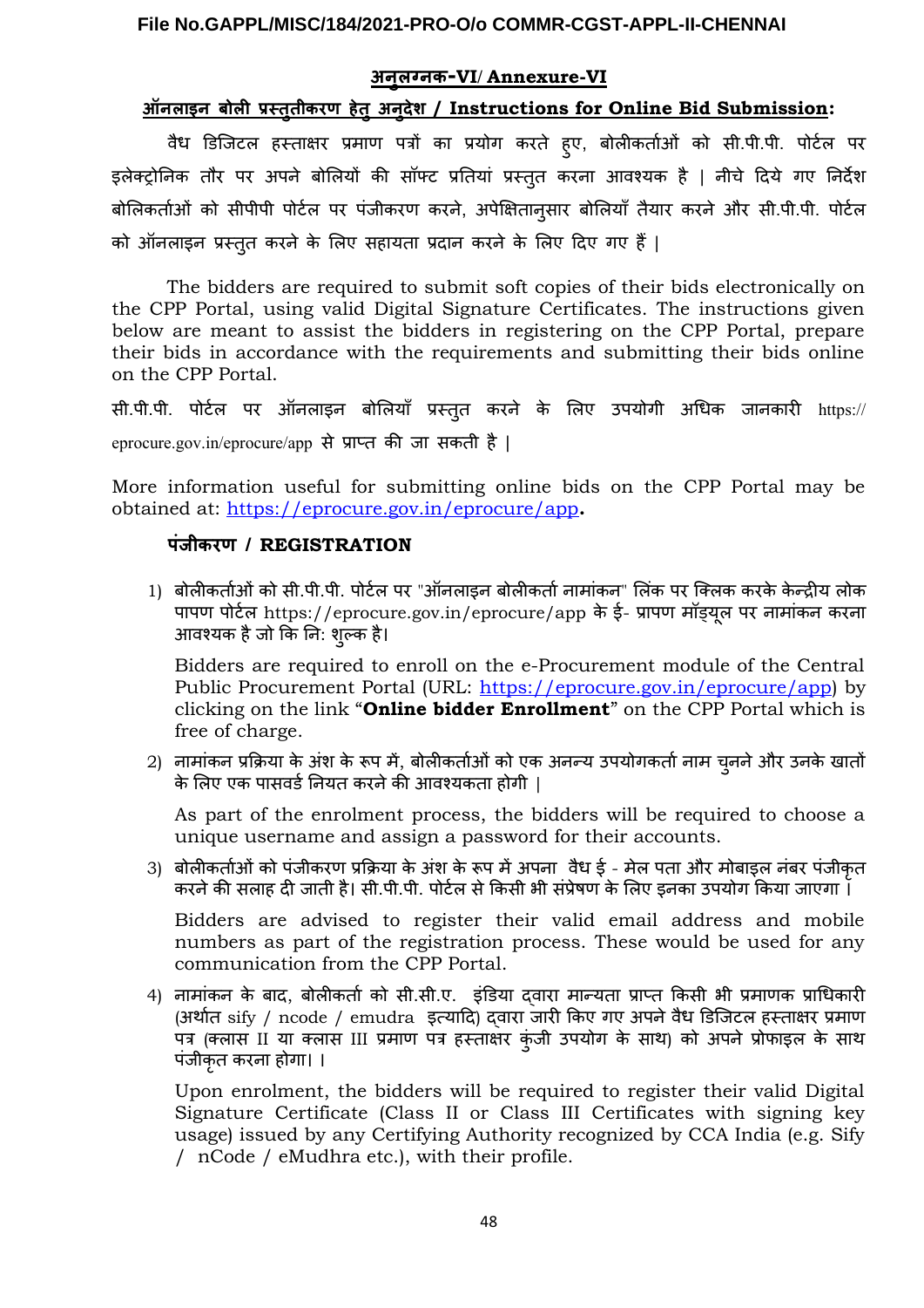## अनुलग्नक-VI/ Annexure-VI

## ऑनलाइन बोली प्रस्तुतीकरण हेतु अनुदेश / Instructions for Online Bid Submission:

वैध डिजिटल हस्ताक्षर प्रमाण पत्रों का प्रयोग करते हुए, बोलीकर्ताओं को सी.पी.पी. पोर्टल पर इलेक्ट्रोनिक तौर पर अपने बोलियों की सॉफ्ट प्रतियां प्रस्तुत करना आवश्यक है | नीचे दिये गए निर्देश बोलिकर्ताओं को सीपीपी पोर्टल पर पंजीकरण करने, अपेक्षितानुसार बोलियाँ तैयार करने और सी.पी.पी. पोर्टल को ऑनलाइन प्रस्तुत करने के लिए सहायता प्रदान करने के लिए दिए गए हैं |

The bidders are required to submit soft copies of their bids electronically on the CPP Portal, using valid Digital Signature Certificates. The instructions given below are meant to assist the bidders in registering on the CPP Portal, prepare their bids in accordance with the requirements and submitting their bids online on the CPP Portal.

सी.पी.पी. पोर्टल पर ऑनलाइन बोलियाँ प्रस्तुत करने के लिए उपयोगी अधिक जानकारी https:// eprocure.gov.in/eprocure/app से प्राप्त की जा सकती है |

More information useful for submitting online bids on the CPP Portal may be obtained at: https://eprocure.gov.in/eprocure/app.

### पंजीकरण / REGISTRATION

1) बोलीकर्ताओं को सी.पी.पी. पोर्टल पर "ऑनलाइन बोलीकर्ता नामांकन" लिंक पर क्लिक करके केन्द्रीय लोक पापण पोर्टल https://eprocure.gov.in/eprocure/app के ई- प्रापण मॉड्यूल पर नामांकन करना आवश्यक है जो कि नि: शुल्क है।

   Bidders are required to enroll on the e-Procurement module of the Central Public Procurement Portal (URL: https://eprocure.gov.in/eprocure/app) by clicking on the link "**Online bidder Enrollment**" on the CPP Portal which is free of charge.

2) नामांकन प्रक्रिया के अंश के रूप में, बोलीकर्ताओं को एक अनन्य उपयोगकर्ता नाम चुनने और उनके खातों के लिए एक पासवर्ड नियत करने की आवश्यकता होगी |

   As part of the enrolment process, the bidders will be required to choose a unique username and assign a password for their accounts.

3) बोलीकर्ताओं को पंजीकरण प्रक्रिया के अंश के रूप में अपना वैध ई - मेल पता और मोबाइल नंबर पंजीकृत करने की सलाह दी जाती है। सी.पी.पी. पोर्टल से किसी भी संप्रेषण के लिए इनका उपयोग किया जाएगा ।

   Bidders are advised to register their valid email address and mobile numbers as part of the registration process. These would be used for any communication from the CPP Portal.

4) नामांकन के बाद, बोलीकर्ता को सी.सी.ए. इंडिया द्वारा मान्यता प्राप्त किसी भी प्रमाणक प्राधिकारी (अर्थात sify / ncode / emudra इत्यादि) द्वारा जारी किए गए अपने वैध डिजिटल हस्ताक्षर प्रमाण पत्र (क्लास II या क्लास III प्रमाण पत्र हस्ताक्षर कुंजी उपयोग के साथ) को अपने प्रोफाइल के साथ पंजीकृत करना होगा। ।

   Upon enrolment, the bidders will be required to register their valid Digital Signature Certificate (Class II or Class III Certificates with signing key usage) issued by any Certifying Authority recognized by CCA India (e.g. Sify / nCode / eMudhra etc.), with their profile.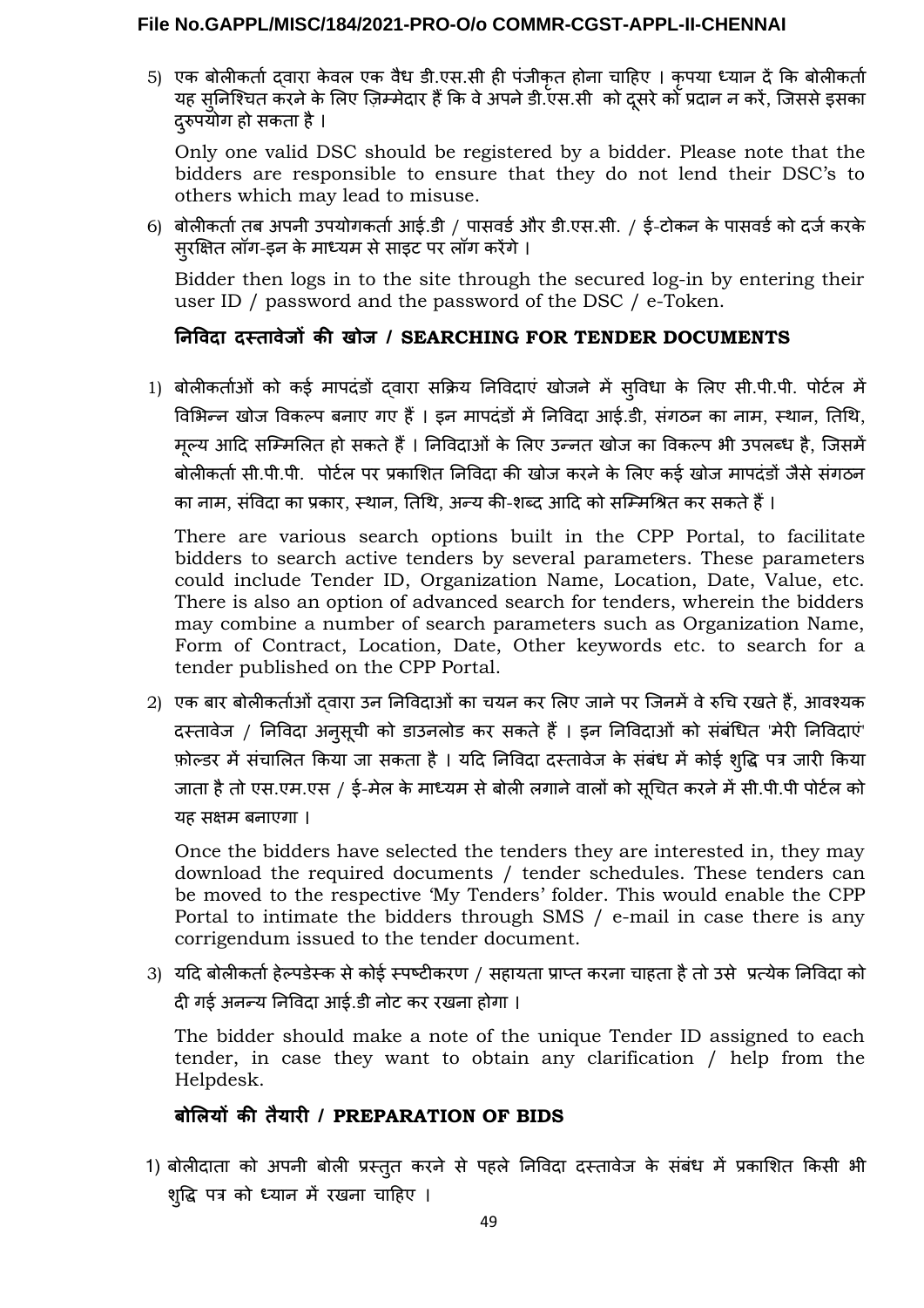5) एक बोलीकर्ता द्वारा केवल एक वैध डी.एस.सी ही पंजीकृत होना चाहिए । कृपया ध्यान दें कि बोलीकर्ता यह सुनिश्चित करने के लिए ज़िम्मेदार हैं कि वे अपने डी.एस.सी को दूसरे को प्रदान न करें, जिससे इसका दुरुपयोग हो सकता है ।

Only one valid DSC should be registered by a bidder. Please note that the bidders are responsible to ensure that they do not lend their DSC's to others which may lead to misuse.

6) बोलीकर्ता तब अपनी उपयोगकर्ता आई.डी / पासवर्ड और डी.एस.सी. / ई-टोकन के पासवर्ड को दर्ज करके सुरक्षित लॉग-इन के माध्यम से साइट पर लॉग करेंगे ।

Bidder then logs in to the site through the secured log-in by entering their user ID / password and the password of the DSC / e-Token.

## निविदा दस्तावेजों की खोज / SEARCHING FOR TENDER DOCUMENTS

1) बोलीकर्ताओं को कई मापदंडों द्वारा सक्रिय निविदाएं खोजने में सुविधा के लिए सी.पी.पी. पोर्टल में विभिन्न खोज विकल्प बनाए गए हैं । इन मापदंडों में निविदा आई.डी, संगठन का नाम, स्थान, तिथि, मूल्य आदि सम्मिलित हो सकते हैं । निविदाओं के लिए उन्नत खोज का विकल्प भी उपलब्ध है, जिसमें बोलीकर्ता सी.पी.पी. पोर्टल पर प्रकाशित निविदा की खोज करने के लिए कई खोज मापदंडों जैसे संगठन का नाम, संविदा का प्रकार, स्थान, तिथि, अन्य की-शब्द आदि को सम्मिश्रित कर सकते हैं ।

There are various search options built in the CPP Portal, to facilitate bidders to search active tenders by several parameters. These parameters could include Tender ID, Organization Name, Location, Date, Value, etc. There is also an option of advanced search for tenders, wherein the bidders may combine a number of search parameters such as Organization Name, Form of Contract, Location, Date, Other keywords etc. to search for a tender published on the CPP Portal.

2) एक बार बोलीकर्ताओं द्वारा उन निविदाओं का चयन कर लिए जाने पर जिनमें वे रुचि रखते हैं, आवश्यक दस्तावेज / निविदा अनुसूची को डाउनलोड कर सकते हैं । इन निविदाओं को संबंधित 'मेरी निविदाएं' फ़ोल्डर में संचालित किया जा सकता है । यदि निविदा दस्तावेज के संबंध में कोई शुद्धि पत्र जारी किया जाता है तो एस.एम.एस / ई-मेल के माध्यम से बोली लगाने वालों को सूचित करने में सी.पी.पी पोर्टल को यह सक्षम बनाएगा ।

Once the bidders have selected the tenders they are interested in, they may download the required documents / tender schedules. These tenders can be moved to the respective 'My Tenders' folder. This would enable the CPP Portal to intimate the bidders through SMS / e-mail in case there is any corrigendum issued to the tender document.

3) यदि बोलीकर्ता हेल्पडेस्क से कोई स्पष्टीकरण / सहायता प्राप्त करना चाहता है तो उसे प्रत्येक निविदा को दी गई अनन्य निविदा आई.डी नोट कर रखना होगा ।

The bidder should make a note of the unique Tender ID assigned to each tender, in case they want to obtain any clarification / help from the Helpdesk.

## बोलियों की तैयारी / PREPARATION OF BIDS

1) बोलीदाता को अपनी बोली प्रस्तुत करने से पहले निविदा दस्तावेज के संबंध में प्रकाशित किसी भी शुद्धि पत्र को ध्यान में रखना चाहिए ।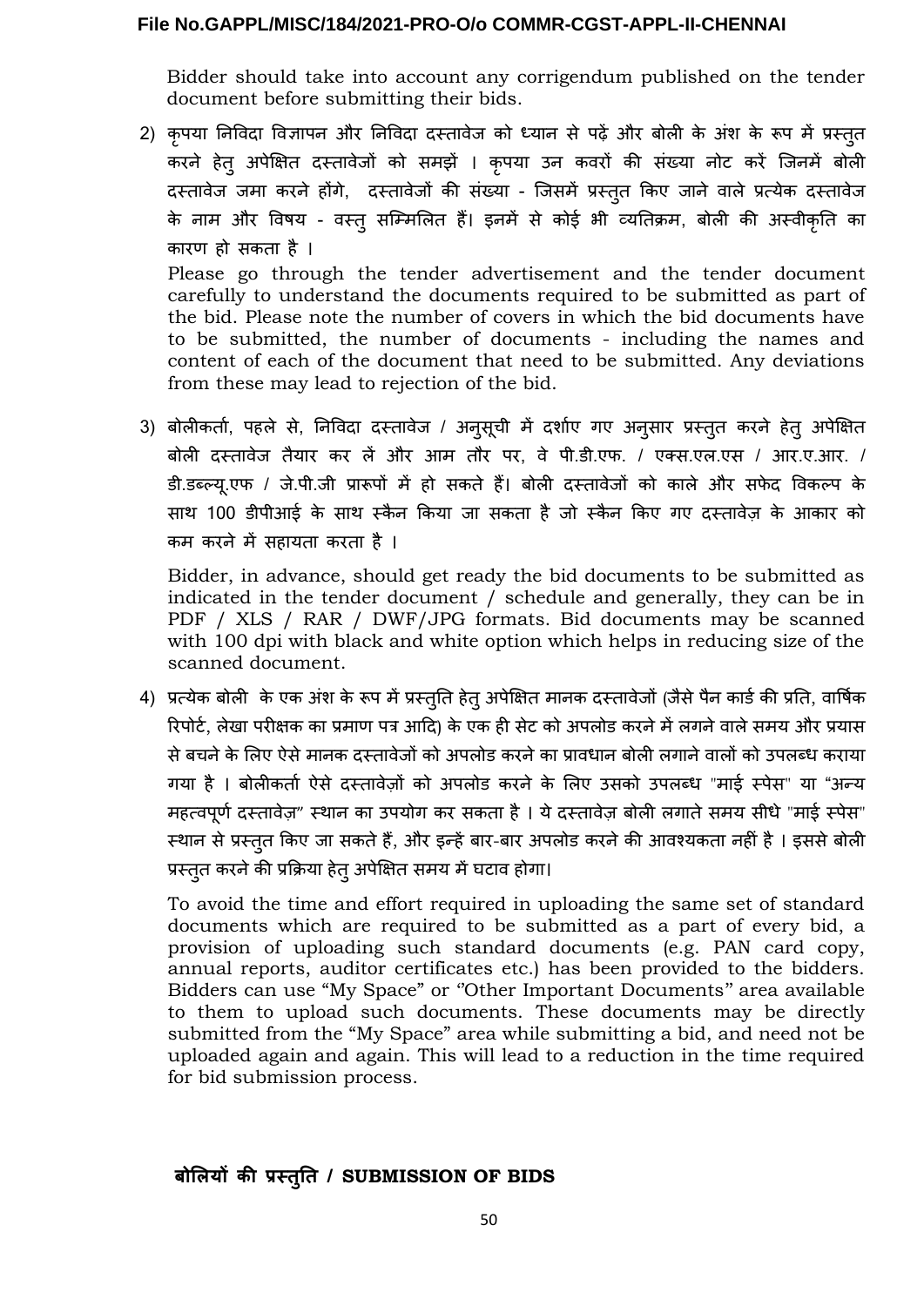Bidder should take into account any corrigendum published on the tender document before submitting their bids.

2) कृपया निविदा विज्ञापन और निविदा दस्तावेज को ध्यान से पढ़ें और बोली के अंश के रूप में प्रस्तुत करने हेतु अपेक्षित दस्तावेजों को समझें । कृपया उन कवरों की संख्या नोट करें जिनमें बोली दस्तावेज जमा करने होंगे, दस्तावेजों की संख्या - जिसमें प्रस्तुत किए जाने वाले प्रत्येक दस्तावेज के नाम और विषय - वस्तु सम्मिलित हैं। इनमें से कोई भी व्यतिक्रम, बोली की अस्वीकृति का कारण हो सकता है ।

   Please go through the tender advertisement and the tender document carefully to understand the documents required to be submitted as part of the bid. Please note the number of covers in which the bid documents have to be submitted, the number of documents - including the names and content of each of the document that need to be submitted. Any deviations from these may lead to rejection of the bid.

3) बोलीकर्ता, पहले से, निविदा दस्तावेज / अनुसूची में दर्शाए गए अनुसार प्रस्तुत करने हेतु अपेक्षित बोली दस्तावेज तैयार कर लें और आम तौर पर, वे पी.डी.एफ. / एक्स.एल.एस / आर.ए.आर. / डी.डब्ल्यू.एफ / जे.पी.जी प्रारूपों में हो सकते हैं। बोली दस्तावेजों को काले और सफेद विकल्प के साथ 100 डीपीआई के साथ स्कैन किया जा सकता है जो स्कैन किए गए दस्तावेज़ के आकार को कम करने में सहायता करता है ।

   Bidder, in advance, should get ready the bid documents to be submitted as indicated in the tender document / schedule and generally, they can be in PDF / XLS / RAR / DWF/JPG formats. Bid documents may be scanned with 100 dpi with black and white option which helps in reducing size of the scanned document.

4) प्रत्येक बोली के एक अंश के रूप में प्रस्तुति हेतु अपेक्षित मानक दस्तावेजों (जैसे पैन कार्ड की प्रति, वार्षिक रिपोर्ट, लेखा परीक्षक का प्रमाण पत्र आदि) के एक ही सेट को अपलोड करने में लगने वाले समय और प्रयास से बचने के लिए ऐसे मानक दस्तावेजों को अपलोड करने का प्रावधान बोली लगाने वालों को उपलब्ध कराया गया है । बोलीकर्ता ऐसे दस्तावेज़ों को अपलोड करने के लिए उसको उपलब्ध "माई स्पेस" या "अन्य महत्वपूर्ण दस्तावेज़" स्थान का उपयोग कर सकता है । ये दस्तावेज़ बोली लगाते समय सीधे "माई स्पेस" स्थान से प्रस्तुत किए जा सकते हैं, और इन्हें बार-बार अपलोड करने की आवश्यकता नहीं है । इससे बोली प्रस्तुत करने की प्रक्रिया हेतु अपेक्षित समय में घटाव होगा।

   To avoid the time and effort required in uploading the same set of standard documents which are required to be submitted as a part of every bid, a provision of uploading such standard documents (e.g. PAN card copy, annual reports, auditor certificates etc.) has been provided to the bidders. Bidders can use "My Space" or "Other Important Documents" area available to them to upload such documents. These documents may be directly submitted from the "My Space" area while submitting a bid, and need not be uploaded again and again. This will lead to a reduction in the time required for bid submission process.

## बोलियों की प्रस्तुति / SUBMISSION OF BIDS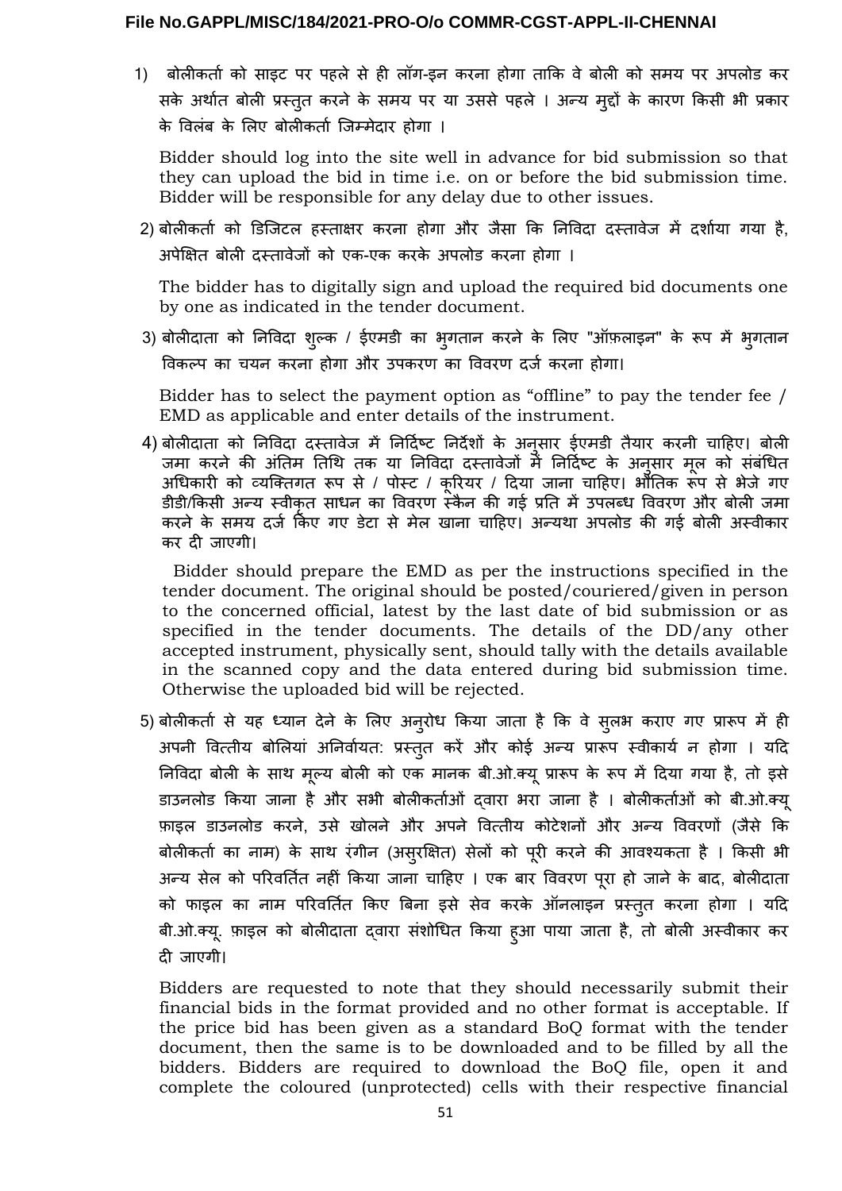1) बोलीकर्ता को साइट पर पहले से ही लॉग-इन करना होगा ताकि वे बोली को समय पर अपलोड कर सके अर्थात बोली प्रस्तुत करने के समय पर या उससे पहले । अन्य मुद्दों के कारण किसी भी प्रकार के विलंब के लिए बोलीकर्ता जिम्मेदार होगा ।

   Bidder should log into the site well in advance for bid submission so that they can upload the bid in time i.e. on or before the bid submission time. Bidder will be responsible for any delay due to other issues.

2) बोलीकर्ता को डिजिटल हस्ताक्षर करना होगा और जैसा कि निविदा दस्तावेज में दर्शाया गया है, अपेक्षित बोली दस्तावेजों को एक-एक करके अपलोड करना होगा ।

   The bidder has to digitally sign and upload the required bid documents one by one as indicated in the tender document.

3) बोलीदाता को निविदा शुल्क / ईएमडी का भुगतान करने के लिए "ऑफ़लाइन" के रूप में भुगतान विकल्प का चयन करना होगा और उपकरण का विवरण दर्ज करना होगा।

   Bidder has to select the payment option as "offline" to pay the tender fee / EMD as applicable and enter details of the instrument.

4) बोलीदाता को निविदा दस्तावेज में निर्दिष्ट निर्देशों के अनुसार ईएमडी तैयार करनी चाहिए। बोली जमा करने की अंतिम तिथि तक या निविदा दस्तावेजों में निर्दिष्ट के अनुसार मूल को संबंधित अधिकारी को व्यक्तिगत रूप से / पोस्ट / कूरियर / दिया जाना चाहिए। भौतिक रूप से भेजे गए डीडी/किसी अन्य स्वीकृत साधन का विवरण स्कैन की गई प्रति में उपलब्ध विवरण और बोली जमा करने के समय दर्ज किए गए डेटा से मेल खाना चाहिए। अन्यथा अपलोड की गई बोली अस्वीकार कर दी जाएगी।

   Bidder should prepare the EMD as per the instructions specified in the tender document. The original should be posted/couriered/given in person to the concerned official, latest by the last date of bid submission or as specified in the tender documents. The details of the DD/any other accepted instrument, physically sent, should tally with the details available in the scanned copy and the data entered during bid submission time. Otherwise the uploaded bid will be rejected.

5) बोलीकर्ता से यह ध्यान देने के लिए अनुरोध किया जाता है कि वे सुलभ कराए गए प्रारूप में ही अपनी वित्तीय बोलियां अनिवार्यतः प्रस्तुत करें और कोई अन्य प्रारूप स्वीकार्य न होगा । यदि निविदा बोली के साथ मूल्य बोली को एक मानक बी.ओ.क्यू प्रारूप के रूप में दिया गया है, तो इसे डाउनलोड किया जाना है और सभी बोलीकर्ताओं द्वारा भरा जाना है । बोलीकर्ताओं को बी.ओ.क्यू फ़ाइल डाउनलोड करने, उसे खोलने और अपने वित्तीय कोटेशनों और अन्य विवरणों (जैसे कि बोलीकर्ता का नाम) के साथ रंगीन (असुरक्षित) सेलों को पूरी करने की आवश्यकता है । किसी भी अन्य सेल को परिवर्तित नहीं किया जाना चाहिए । एक बार विवरण पूरा हो जाने के बाद, बोलीदाता को फाइल का नाम परिवर्तित किए बिना इसे सेव करके ऑनलाइन प्रस्तुत करना होगा । यदि बी.ओ.क्यू. फ़ाइल को बोलीदाता द्वारा संशोधित किया हुआ पाया जाता है, तो बोली अस्वीकार कर दी जाएगी।

   Bidders are requested to note that they should necessarily submit their financial bids in the format provided and no other format is acceptable. If the price bid has been given as a standard BoQ format with the tender document, then the same is to be downloaded and to be filled by all the bidders. Bidders are required to download the BoQ file, open it and complete the coloured (unprotected) cells with their respective financial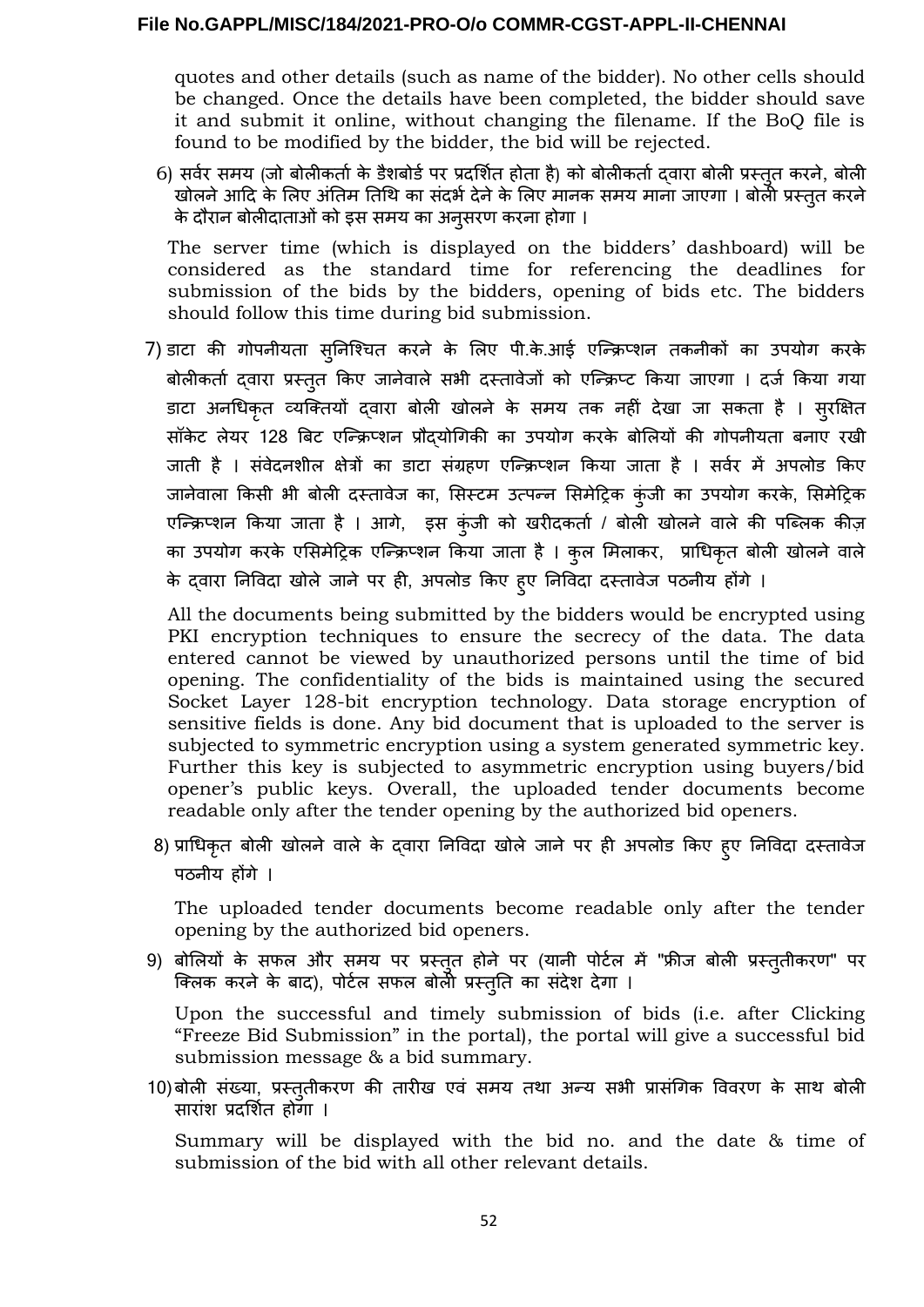quotes and other details (such as name of the bidder). No other cells should be changed. Once the details have been completed, the bidder should save it and submit it online, without changing the filename. If the BoQ file is found to be modified by the bidder, the bid will be rejected.

6) सर्वर समय (जो बोलीकर्ता के डैशबोर्ड पर प्रदर्शित होता है) को बोलीकर्ता द्वारा बोली प्रस्तुत करने, बोली खोलने आदि के लिए अंतिम तिथि का संदर्भ देने के लिए मानक समय माना जाएगा । बोली प्रस्तुत करने के दौरान बोलीदाताओं को इस समय का अनुसरण करना होगा ।

The server time (which is displayed on the bidders' dashboard) will be considered as the standard time for referencing the deadlines for submission of the bids by the bidders, opening of bids etc. The bidders should follow this time during bid submission.

7) डाटा की गोपनीयता सुनिश्चित करने के लिए पी.के.आई एन्क्रिप्शन तकनीकों का उपयोग करके बोलीकर्ता द्वारा प्रस्तुत किए जानेवाले सभी दस्तावेजों को एन्क्रिप्ट किया जाएगा । दर्ज किया गया डाटा अनधिकृत व्यक्तियों द्वारा बोली खोलने के समय तक नहीं देखा जा सकता है । सुरक्षित सॉकेट लेयर 128 बिट एन्क्रिप्शन प्रौद्योगिकी का उपयोग करके बोलियों की गोपनीयता बनाए रखी जाती है । संवेदनशील क्षेत्रों का डाटा संग्रहण एन्क्रिप्शन किया जाता है । सर्वर में अपलोड किए जानेवाला किसी भी बोली दस्तावेज का, सिस्टम उत्पन्न सिमेट्रिक कुंजी का उपयोग करके, सिमेट्रिक एन्क्रिप्शन किया जाता है । आगे, इस कुंजी को खरीदकर्ता / बोली खोलने वाले की पब्लिक कीज़ का उपयोग करके एसिमेट्रिक एन्क्रिप्शन किया जाता है । कुल मिलाकर, प्राधिकृत बोली खोलने वाले के द्वारा निविदा खोले जाने पर ही, अपलोड किए हुए निविदा दस्तावेज पठनीय होंगे ।

All the documents being submitted by the bidders would be encrypted using PKI encryption techniques to ensure the secrecy of the data. The data entered cannot be viewed by unauthorized persons until the time of bid opening. The confidentiality of the bids is maintained using the secured Socket Layer 128-bit encryption technology. Data storage encryption of sensitive fields is done. Any bid document that is uploaded to the server is subjected to symmetric encryption using a system generated symmetric key. Further this key is subjected to asymmetric encryption using buyers/bid opener's public keys. Overall, the uploaded tender documents become readable only after the tender opening by the authorized bid openers.

8) प्राधिकृत बोली खोलने वाले के द्वारा निविदा खोले जाने पर ही अपलोड किए हुए निविदा दस्तावेज पठनीय होंगे ।

The uploaded tender documents become readable only after the tender opening by the authorized bid openers.

9) बोलियों के सफल और समय पर प्रस्तुत होने पर (यानी पोर्टल में "फ्रीज बोली प्रस्तुतीकरण" पर क्लिक करने के बाद), पोर्टल सफल बोली प्रस्तुति का संदेश देगा ।

Upon the successful and timely submission of bids (i.e. after Clicking "Freeze Bid Submission" in the portal), the portal will give a successful bid submission message & a bid summary.

10) बोली संख्या, प्रस्तुतीकरण की तारीख एवं समय तथा अन्य सभी प्रासंगिक विवरण के साथ बोली सारांश प्रदर्शित होगा ।

Summary will be displayed with the bid no. and the date & time of submission of the bid with all other relevant details.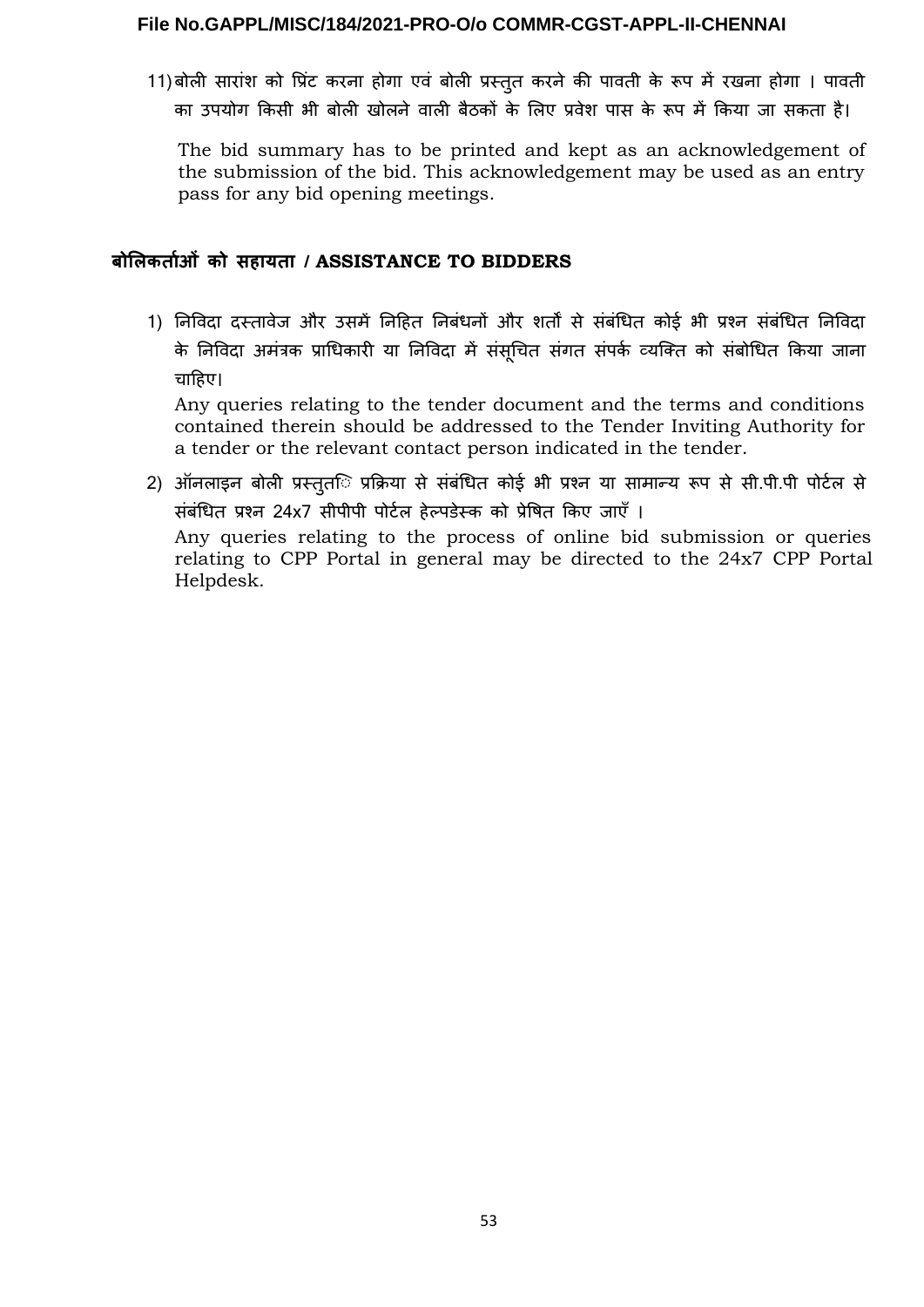11) बोली सारांश को प्रिंट करना होगा एवं बोली प्रस्तुत करने की पावती के रूप में रखना होगा । पावती का उपयोग किसी भी बोली खोलने वाली बैठकों के लिए प्रवेश पास के रूप में किया जा सकता है।

The bid summary has to be printed and kept as an acknowledgement of the submission of the bid. This acknowledgement may be used as an entry pass for any bid opening meetings.

## बोलिकर्ताओं को सहायता / ASSISTANCE TO BIDDERS

1) निविदा दस्तावेज और उसमें निहित निबंधनों और शर्तों से संबंधित कोई भी प्रश्न संबंधित निविदा के निविदा अमंत्रक प्राधिकारी या निविदा में संसूचित संगत संपर्क व्यक्ति को संबोधित किया जाना चाहिए।

   Any queries relating to the tender document and the terms and conditions contained therein should be addressed to the Tender Inviting Authority for a tender or the relevant contact person indicated in the tender.

2) ऑनलाइन बोली प्रस्तुति प्रक्रिया से संबंधित कोई भी प्रश्न या सामान्य रूप से सी.पी.पी पोर्टल से संबंधित प्रश्न 24x7 सीपीपी पोर्टल हेल्पडेस्क को प्रेषित किए जाएँ ।

   Any queries relating to the process of online bid submission or queries relating to CPP Portal in general may be directed to the 24x7 CPP Portal Helpdesk.